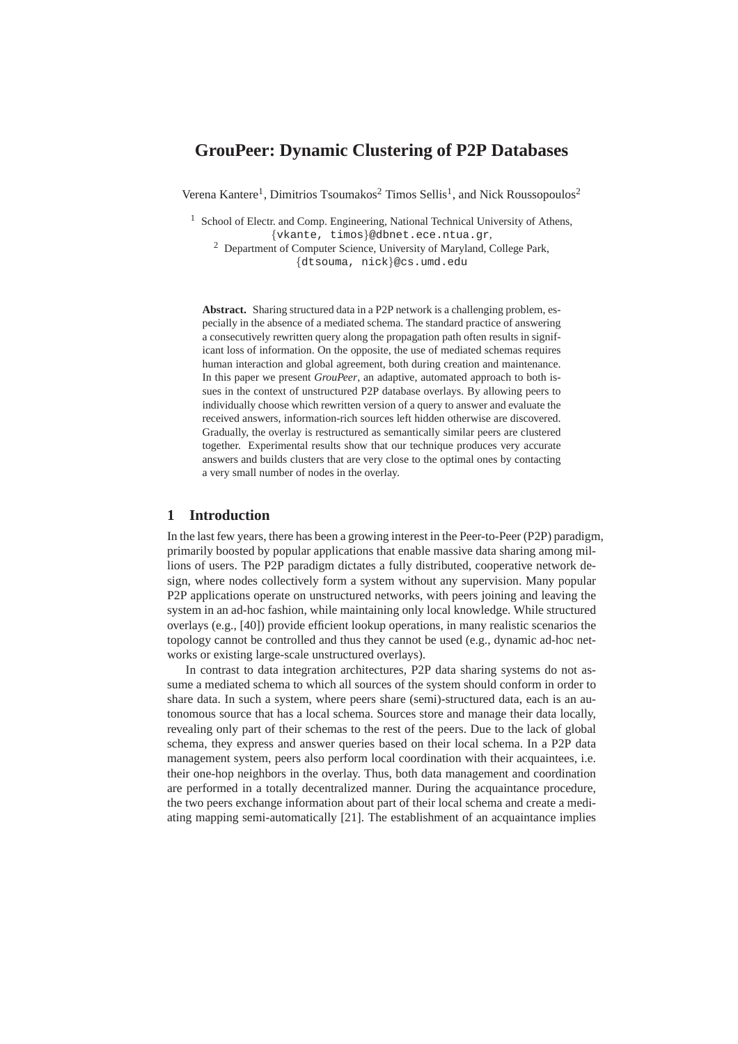# GrouPeer: Dynamic Clustering of P2P Databases

Verena Kantere[1], Dimitrios Tsoumakos[2] Timos Sellis[1], and Nick Roussopoulos[2]

[1] School of Electr. and Comp. Engineering, National Technical University of Athens, {vkante, timos}@dbnet.ece.ntua.gr,
[2] Department of Computer Science, University of Maryland, College Park, {dtsouma, nick}@cs.umd.edu

**Abstract.** Sharing structured data in a P2P network is a challenging problem, especially in the absence of a mediated schema. The standard practice of answering a consecutively rewritten query along the propagation path often results in significant loss of information. On the opposite, the use of mediated schemas requires human interaction and global agreement, both during creation and maintenance. In this paper we present *GrouPeer*, an adaptive, automated approach to both issues in the context of unstructured P2P database overlays. By allowing peers to individually choose which rewritten version of a query to answer and evaluate the received answers, information-rich sources left hidden otherwise are discovered. Gradually, the overlay is restructured as semantically similar peers are clustered together. Experimental results show that our technique produces very accurate answers and builds clusters that are very close to the optimal ones by contacting a very small number of nodes in the overlay.

## 1 Introduction

In the last few years, there has been a growing interest in the Peer-to-Peer (P2P) paradigm, primarily boosted by popular applications that enable massive data sharing among millions of users. The P2P paradigm dictates a fully distributed, cooperative network design, where nodes collectively form a system without any supervision. Many popular P2P applications operate on unstructured networks, with peers joining and leaving the system in an ad-hoc fashion, while maintaining only local knowledge. While structured overlays (e.g., [40]) provide efficient lookup operations, in many realistic scenarios the topology cannot be controlled and thus they cannot be used (e.g., dynamic ad-hoc networks or existing large-scale unstructured overlays).

In contrast to data integration architectures, P2P data sharing systems do not assume a mediated schema to which all sources of the system should conform in order to share data. In such a system, where peers share (semi)-structured data, each is an autonomous source that has a local schema. Sources store and manage their data locally, revealing only part of their schemas to the rest of the peers. Due to the lack of global schema, they express and answer queries based on their local schema. In a P2P data management system, peers also perform local coordination with their acquaintees, i.e. their one-hop neighbors in the overlay. Thus, both data management and coordination are performed in a totally decentralized manner. During the acquaintance procedure, the two peers exchange information about part of their local schema and create a mediating mapping semi-automatically [21]. The establishment of an acquaintance implies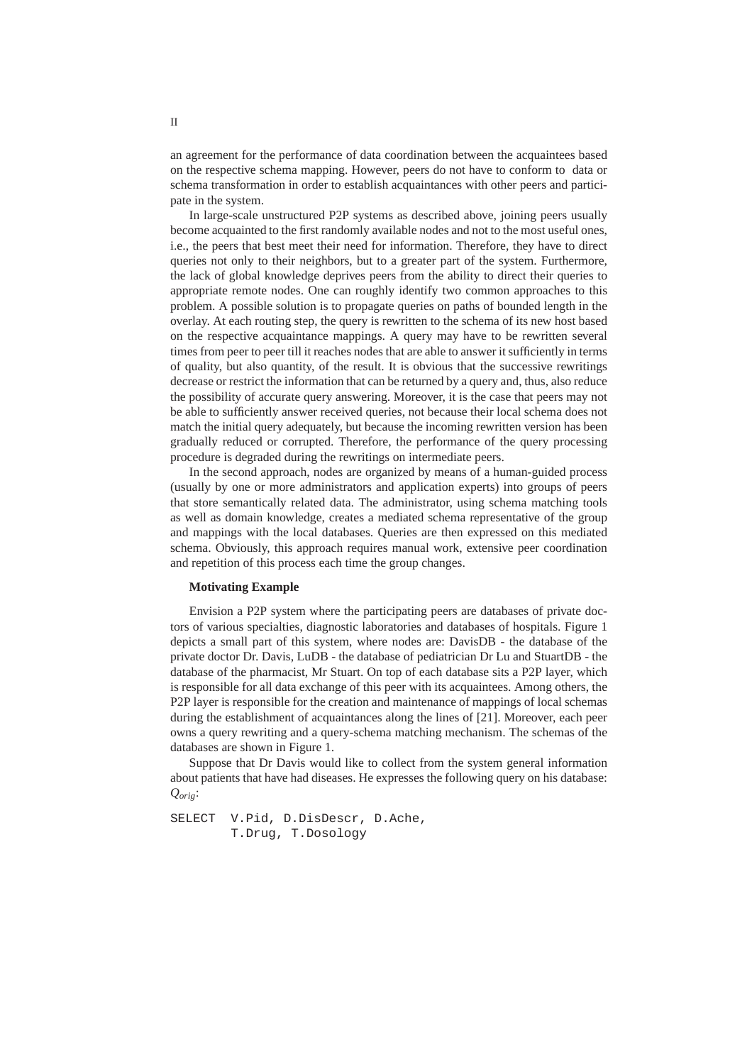an agreement for the performance of data coordination between the acquaintees based on the respective schema mapping. However, peers do not have to conform to data or schema transformation in order to establish acquaintances with other peers and participate in the system.

In large-scale unstructured P2P systems as described above, joining peers usually become acquainted to the first randomly available nodes and not to the most useful ones, i.e., the peers that best meet their need for information. Therefore, they have to direct queries not only to their neighbors, but to a greater part of the system. Furthermore, the lack of global knowledge deprives peers from the ability to direct their queries to appropriate remote nodes. One can roughly identify two common approaches to this problem. A possible solution is to propagate queries on paths of bounded length in the overlay. At each routing step, the query is rewritten to the schema of its new host based on the respective acquaintance mappings. A query may have to be rewritten several times from peer to peer till it reaches nodes that are able to answer it sufficiently in terms of quality, but also quantity, of the result. It is obvious that the successive rewritings decrease or restrict the information that can be returned by a query and, thus, also reduce the possibility of accurate query answering. Moreover, it is the case that peers may not be able to sufficiently answer received queries, not because their local schema does not match the initial query adequately, but because the incoming rewritten version has been gradually reduced or corrupted. Therefore, the performance of the query processing procedure is degraded during the rewritings on intermediate peers.

In the second approach, nodes are organized by means of a human-guided process (usually by one or more administrators and application experts) into groups of peers that store semantically related data. The administrator, using schema matching tools as well as domain knowledge, creates a mediated schema representative of the group and mappings with the local databases. Queries are then expressed on this mediated schema. Obviously, this approach requires manual work, extensive peer coordination and repetition of this process each time the group changes.

**Motivating Example**

Envision a P2P system where the participating peers are databases of private doctors of various specialties, diagnostic laboratories and databases of hospitals. Figure 1 depicts a small part of this system, where nodes are: DavisDB - the database of the private doctor Dr. Davis, LuDB - the database of pediatrician Dr Lu and StuartDB - the database of the pharmacist, Mr Stuart. On top of each database sits a P2P layer, which is responsible for all data exchange of this peer with its acquaintees. Among others, the P2P layer is responsible for the creation and maintenance of mappings of local schemas during the establishment of acquaintances along the lines of [21]. Moreover, each peer owns a query rewriting and a query-schema matching mechanism. The schemas of the databases are shown in Figure 1.

Suppose that Dr Davis would like to collect from the system general information about patients that have had diseases. He expresses the following query on his database: $Q_{orig}$:

```
SELECT  V.Pid, D.DisDescr, D.Ache,
        T.Drug, T.Dosology
```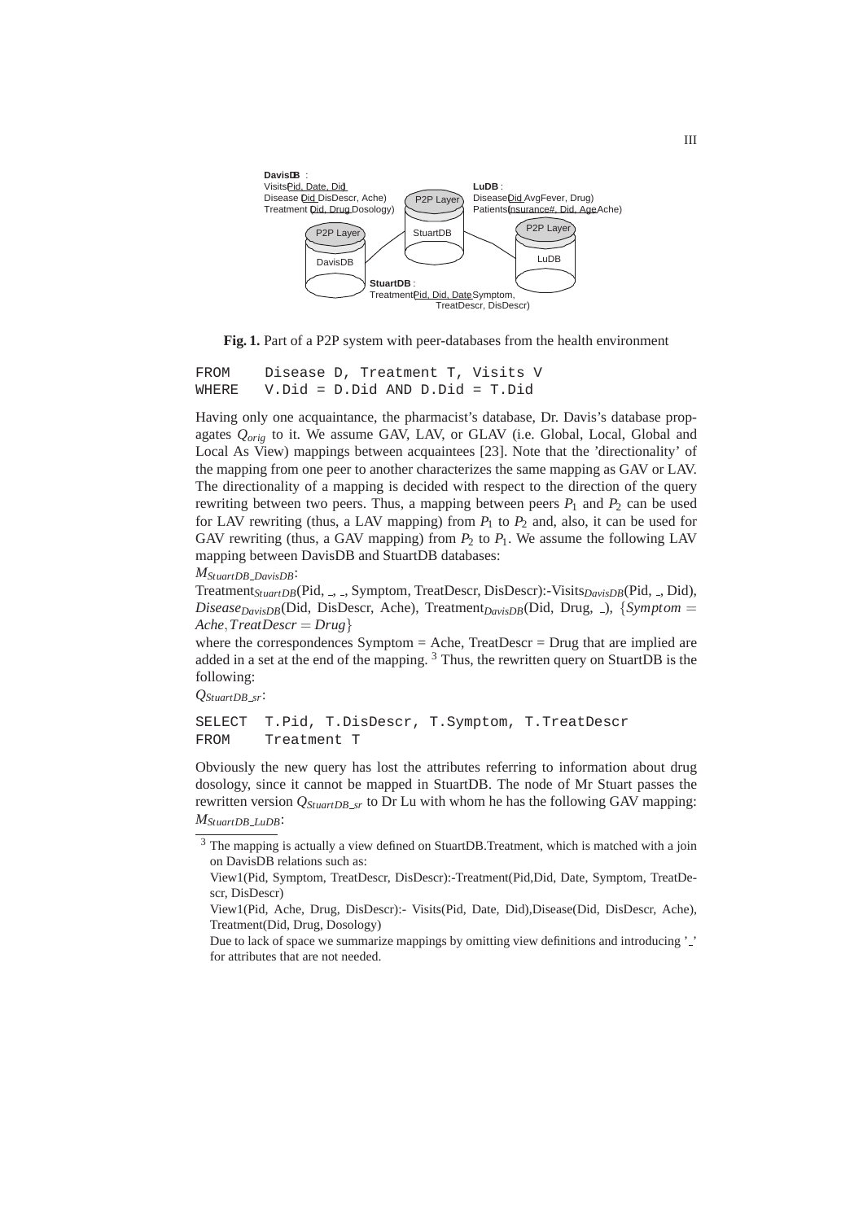**DavisDB** :
Visits(Pid, Date, Did)
Disease (Did, DisDescr, Ache)
Treatment (Did, Drug, Dosology)

**LuDB** :
Disease(Did, AvgFever, Drug)
Patients(Insurance#, Did, Age, Ache)

P2P Layer — StuartDB
P2P Layer — DavisDB
P2P Layer — LuDB

**StuartDB** :
Treatment(Pid, Did, Date, Symptom, TreatDescr, DisDescr)

**Fig. 1.** Part of a P2P system with peer-databases from the health environment

```
FROM     Disease D, Treatment T, Visits V
WHERE    V.Did = D.Did AND D.Did = T.Did
```

Having only one acquaintance, the pharmacist's database, Dr. Davis's database propagates $Q_{orig}$ to it. We assume GAV, LAV, or GLAV (i.e. Global, Local, Global and Local As View) mappings between acquaintees [23]. Note that the 'directionality' of the mapping from one peer to another characterizes the same mapping as GAV or LAV. The directionality of a mapping is decided with respect to the direction of the query rewriting between two peers. Thus, a mapping between peers $P_1$ and $P_2$ can be used for LAV rewriting (thus, a LAV mapping) from $P_1$ to $P_2$ and, also, it can be used for GAV rewriting (thus, a GAV mapping) from $P_2$ to $P_1$. We assume the following LAV mapping between DavisDB and StuartDB databases:

$M_{StuartDB\_DavisDB}$:

$\text{Treatment}_{StuartDB}$(Pid, _, _, Symptom, TreatDescr, DisDescr):-$\text{Visits}_{DavisDB}$(Pid, _, Did), $Disease_{DavisDB}$(Did, DisDescr, Ache), $\text{Treatment}_{DavisDB}$(Did, Drug, _), $\{Symptom = Ache, TreatDescr = Drug\}$

where the correspondences Symptom = Ache, TreatDescr = Drug that are implied are added in a set at the end of the mapping. [3] Thus, the rewritten query on StuartDB is the following:

$Q_{StuartDB\_sr}$:

```
SELECT  T.Pid, T.DisDescr, T.Symptom, T.TreatDescr
FROM    Treatment T
```

Obviously the new query has lost the attributes referring to information about drug dosology, since it cannot be mapped in StuartDB. The node of Mr Stuart passes the rewritten version $Q_{StuartDB\_sr}$ to Dr Lu with whom he has the following GAV mapping:

$M_{StuartDB\_LuDB}$:

---

[3] The mapping is actually a view defined on StuartDB.Treatment, which is matched with a join on DavisDB relations such as:

View1(Pid, Symptom, TreatDescr, DisDescr):-Treatment(Pid,Did, Date, Symptom, TreatDescr, DisDescr)

View1(Pid, Ache, Drug, DisDescr):- Visits(Pid, Date, Did),Disease(Did, DisDescr, Ache), Treatment(Did, Drug, Dosology)

Due to lack of space we summarize mappings by omitting view definitions and introducing '_' for attributes that are not needed.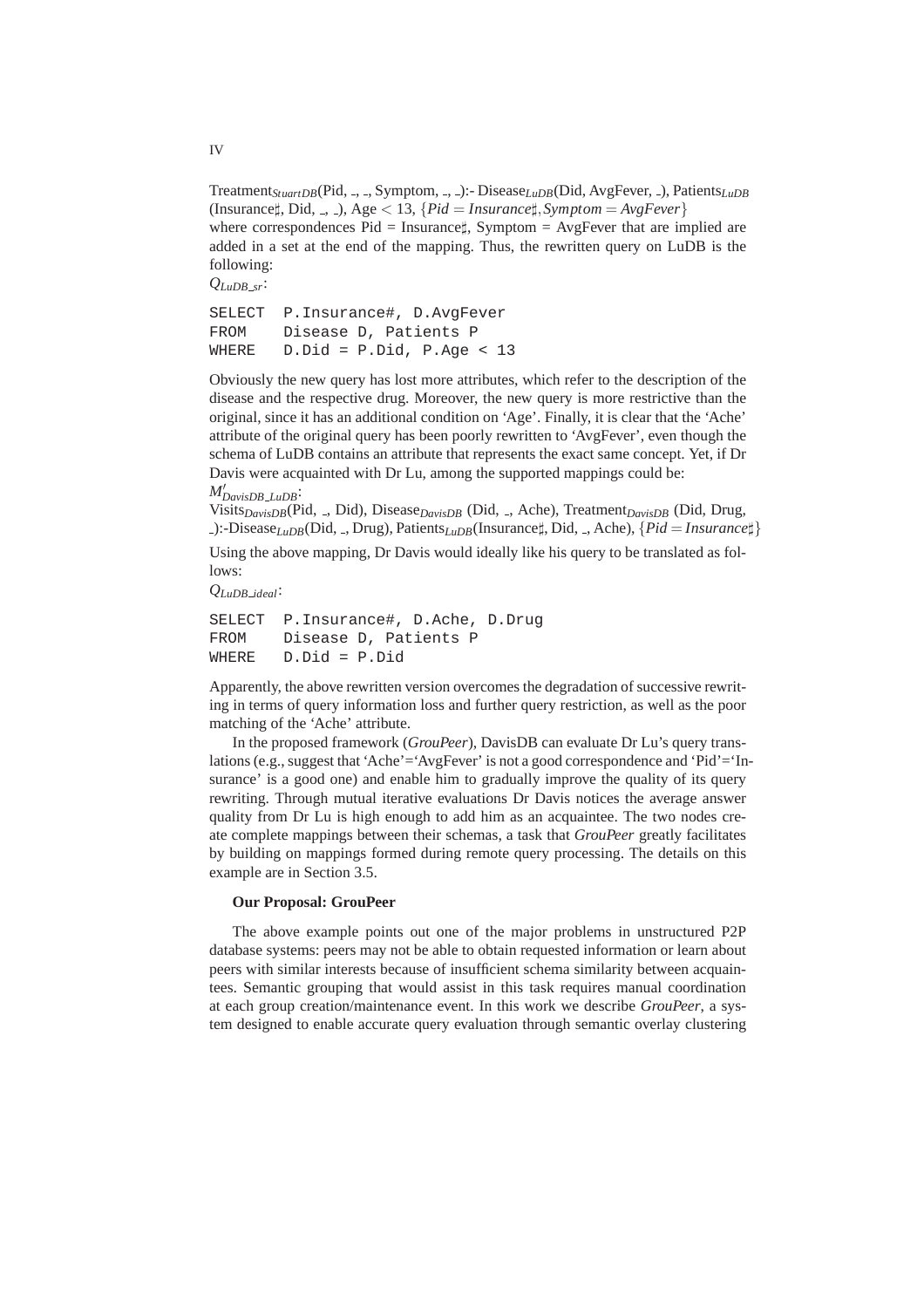Treatment$_{StuartDB}$(Pid, _, _, Symptom, _, _):- Disease$_{LuDB}$(Did, AvgFever, _), Patients$_{LuDB}$ (Insurance♯, Did, _, _), Age < 13, $\{Pid = Insurance\sharp, Symptom = AvgFever\}$
where correspondences Pid = Insurance♯, Symptom = AvgFever that are implied are added in a set at the end of the mapping. Thus, the rewritten query on LuDB is the following:

$Q_{LuDB\_sr}$:

```
SELECT  P.Insurance#, D.AvgFever
FROM    Disease D, Patients P
WHERE   D.Did = P.Did, P.Age < 13
```

Obviously the new query has lost more attributes, which refer to the description of the disease and the respective drug. Moreover, the new query is more restrictive than the original, since it has an additional condition on 'Age'. Finally, it is clear that the 'Ache' attribute of the original query has been poorly rewritten to 'AvgFever', even though the schema of LuDB contains an attribute that represents the exact same concept. Yet, if Dr Davis were acquainted with Dr Lu, among the supported mappings could be:

$M'_{DavisDB\_LuDB}$:
Visits$_{DavisDB}$(Pid, _, Did), Disease$_{DavisDB}$ (Did, _, Ache), Treatment$_{DavisDB}$ (Did, Drug, _):-Disease$_{LuDB}$(Did, _, Drug), Patients$_{LuDB}$(Insurance♯, Did, _, Ache), $\{Pid = Insurance\sharp\}$

Using the above mapping, Dr Davis would ideally like his query to be translated as follows:

$Q_{LuDB\_ideal}$:

```
SELECT  P.Insurance#, D.Ache, D.Drug
FROM    Disease D, Patients P
WHERE   D.Did = P.Did
```

Apparently, the above rewritten version overcomes the degradation of successive rewriting in terms of query information loss and further query restriction, as well as the poor matching of the 'Ache' attribute.

In the proposed framework (*GrouPeer*), DavisDB can evaluate Dr Lu's query translations (e.g., suggest that 'Ache'='AvgFever' is not a good correspondence and 'Pid'='Insurance' is a good one) and enable him to gradually improve the quality of its query rewriting. Through mutual iterative evaluations Dr Davis notices the average answer quality from Dr Lu is high enough to add him as an acquaintee. The two nodes create complete mappings between their schemas, a task that *GrouPeer* greatly facilitates by building on mappings formed during remote query processing. The details on this example are in Section 3.5.

**Our Proposal: GrouPeer**

The above example points out one of the major problems in unstructured P2P database systems: peers may not be able to obtain requested information or learn about peers with similar interests because of insufficient schema similarity between acquaintees. Semantic grouping that would assist in this task requires manual coordination at each group creation/maintenance event. In this work we describe *GrouPeer*, a system designed to enable accurate query evaluation through semantic overlay clustering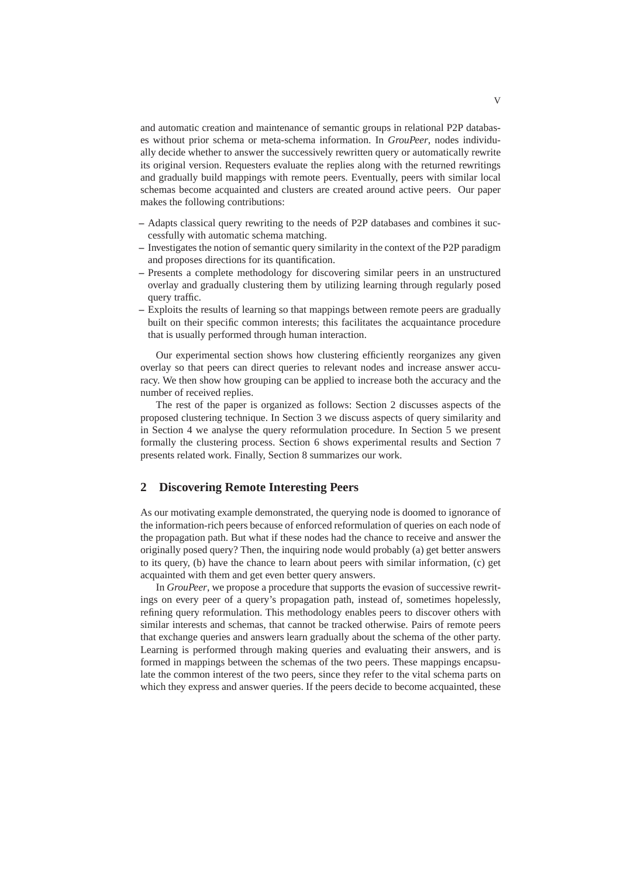and automatic creation and maintenance of semantic groups in relational P2P databases without prior schema or meta-schema information. In *GrouPeer*, nodes individually decide whether to answer the successively rewritten query or automatically rewrite its original version. Requesters evaluate the replies along with the returned rewritings and gradually build mappings with remote peers. Eventually, peers with similar local schemas become acquainted and clusters are created around active peers. Our paper makes the following contributions:

- Adapts classical query rewriting to the needs of P2P databases and combines it successfully with automatic schema matching.
- Investigates the notion of semantic query similarity in the context of the P2P paradigm and proposes directions for its quantification.
- Presents a complete methodology for discovering similar peers in an unstructured overlay and gradually clustering them by utilizing learning through regularly posed query traffic.
- Exploits the results of learning so that mappings between remote peers are gradually built on their specific common interests; this facilitates the acquaintance procedure that is usually performed through human interaction.

Our experimental section shows how clustering efficiently reorganizes any given overlay so that peers can direct queries to relevant nodes and increase answer accuracy. We then show how grouping can be applied to increase both the accuracy and the number of received replies.

The rest of the paper is organized as follows: Section 2 discusses aspects of the proposed clustering technique. In Section 3 we discuss aspects of query similarity and in Section 4 we analyse the query reformulation procedure. In Section 5 we present formally the clustering process. Section 6 shows experimental results and Section 7 presents related work. Finally, Section 8 summarizes our work.

## 2 Discovering Remote Interesting Peers

As our motivating example demonstrated, the querying node is doomed to ignorance of the information-rich peers because of enforced reformulation of queries on each node of the propagation path. But what if these nodes had the chance to receive and answer the originally posed query? Then, the inquiring node would probably (a) get better answers to its query, (b) have the chance to learn about peers with similar information, (c) get acquainted with them and get even better query answers.

In *GrouPeer*, we propose a procedure that supports the evasion of successive rewritings on every peer of a query's propagation path, instead of, sometimes hopelessly, refining query reformulation. This methodology enables peers to discover others with similar interests and schemas, that cannot be tracked otherwise. Pairs of remote peers that exchange queries and answers learn gradually about the schema of the other party. Learning is performed through making queries and evaluating their answers, and is formed in mappings between the schemas of the two peers. These mappings encapsulate the common interest of the two peers, since they refer to the vital schema parts on which they express and answer queries. If the peers decide to become acquainted, these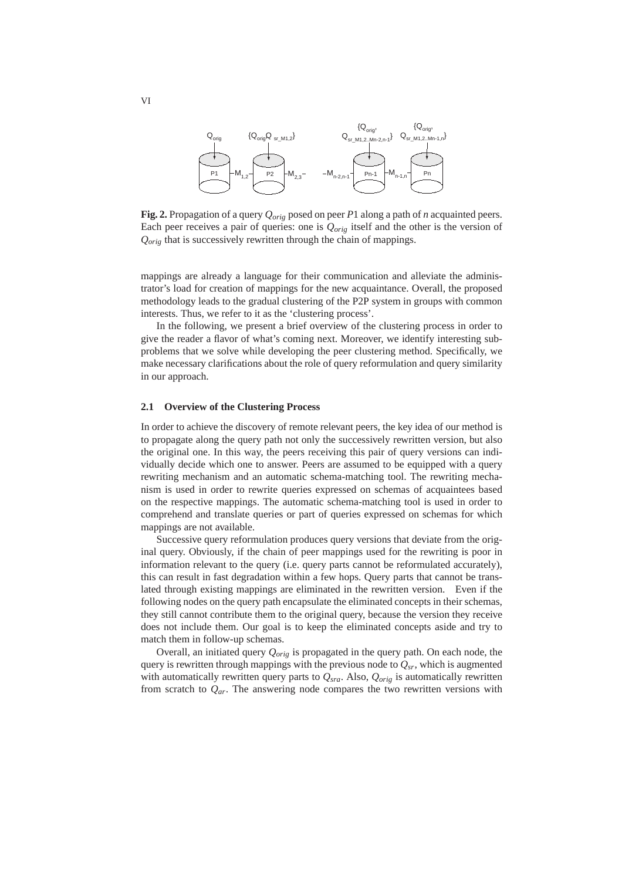**Fig. 2.** Propagation of a query $Q_{orig}$ posed on peer $P1$ along a path of $n$ acquainted peers. Each peer receives a pair of queries: one is $Q_{orig}$ itself and the other is the version of $Q_{orig}$ that is successively rewritten through the chain of mappings.

mappings are already a language for their communication and alleviate the administrator's load for creation of mappings for the new acquaintance. Overall, the proposed methodology leads to the gradual clustering of the P2P system in groups with common interests. Thus, we refer to it as the 'clustering process'.

In the following, we present a brief overview of the clustering process in order to give the reader a flavor of what's coming next. Moreover, we identify interesting subproblems that we solve while developing the peer clustering method. Specifically, we make necessary clarifications about the role of query reformulation and query similarity in our approach.

### 2.1 Overview of the Clustering Process

In order to achieve the discovery of remote relevant peers, the key idea of our method is to propagate along the query path not only the successively rewritten version, but also the original one. In this way, the peers receiving this pair of query versions can individually decide which one to answer. Peers are assumed to be equipped with a query rewriting mechanism and an automatic schema-matching tool. The rewriting mechanism is used in order to rewrite queries expressed on schemas of acquaintees based on the respective mappings. The automatic schema-matching tool is used in order to comprehend and translate queries or part of queries expressed on schemas for which mappings are not available.

Successive query reformulation produces query versions that deviate from the original query. Obviously, if the chain of peer mappings used for the rewriting is poor in information relevant to the query (i.e. query parts cannot be reformulated accurately), this can result in fast degradation within a few hops. Query parts that cannot be translated through existing mappings are eliminated in the rewritten version. Even if the following nodes on the query path encapsulate the eliminated concepts in their schemas, they still cannot contribute them to the original query, because the version they receive does not include them. Our goal is to keep the eliminated concepts aside and try to match them in follow-up schemas.

Overall, an initiated query $Q_{orig}$ is propagated in the query path. On each node, the query is rewritten through mappings with the previous node to $Q_{sr}$, which is augmented with automatically rewritten query parts to $Q_{sra}$. Also, $Q_{orig}$ is automatically rewritten from scratch to $Q_{ar}$. The answering node compares the two rewritten versions with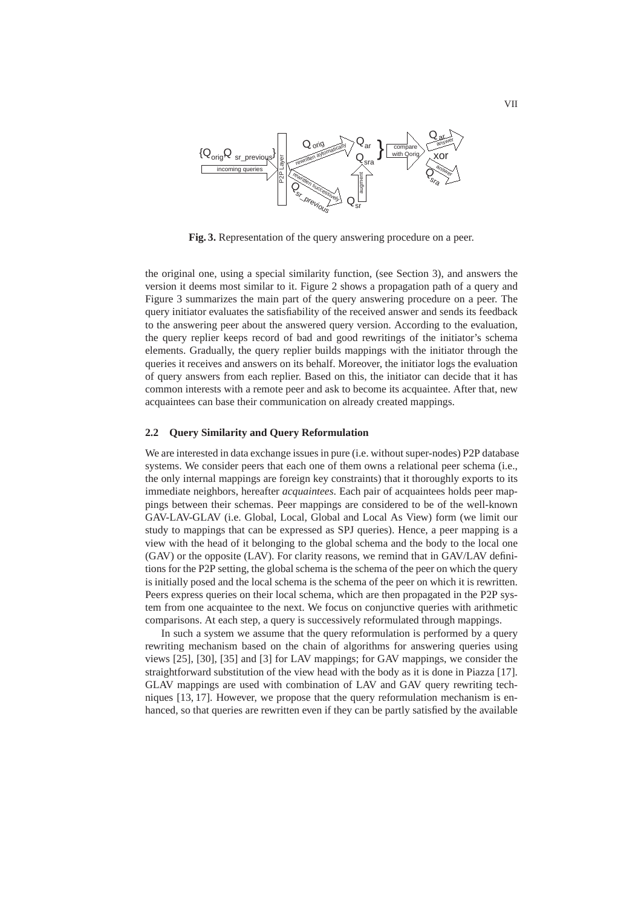$\{Q_{orig} Q_{sr\_previous}\}$

incoming queries

P2P Layer

$Q_{orig}$

rewritten automatically

rewritten successively

$Q_{sr\_previous}$

$Q_{ar}$

$Q_{sra}$

augment

$Q_{sr}$

compare with Qorig

$Q_{ar}$

answer

xor

answer

$Q_{sra}$

**Fig. 3.** Representation of the query answering procedure on a peer.

the original one, using a special similarity function, (see Section 3), and answers the version it deems most similar to it. Figure 2 shows a propagation path of a query and Figure 3 summarizes the main part of the query answering procedure on a peer. The query initiator evaluates the satisfiability of the received answer and sends its feedback to the answering peer about the answered query version. According to the evaluation, the query replier keeps record of bad and good rewritings of the initiator's schema elements. Gradually, the query replier builds mappings with the initiator through the queries it receives and answers on its behalf. Moreover, the initiator logs the evaluation of query answers from each replier. Based on this, the initiator can decide that it has common interests with a remote peer and ask to become its acquaintee. After that, new acquaintees can base their communication on already created mappings.

### 2.2 Query Similarity and Query Reformulation

We are interested in data exchange issues in pure (i.e. without super-nodes) P2P database systems. We consider peers that each one of them owns a relational peer schema (i.e., the only internal mappings are foreign key constraints) that it thoroughly exports to its immediate neighbors, hereafter *acquaintees*. Each pair of acquaintees holds peer mappings between their schemas. Peer mappings are considered to be of the well-known GAV-LAV-GLAV (i.e. Global, Local, Global and Local As View) form (we limit our study to mappings that can be expressed as SPJ queries). Hence, a peer mapping is a view with the head of it belonging to the global schema and the body to the local one (GAV) or the opposite (LAV). For clarity reasons, we remind that in GAV/LAV definitions for the P2P setting, the global schema is the schema of the peer on which the query is initially posed and the local schema is the schema of the peer on which it is rewritten. Peers express queries on their local schema, which are then propagated in the P2P system from one acquaintee to the next. We focus on conjunctive queries with arithmetic comparisons. At each step, a query is successively reformulated through mappings.

In such a system we assume that the query reformulation is performed by a query rewriting mechanism based on the chain of algorithms for answering queries using views [25], [30], [35] and [3] for LAV mappings; for GAV mappings, we consider the straightforward substitution of the view head with the body as it is done in Piazza [17]. GLAV mappings are used with combination of LAV and GAV query rewriting techniques [13, 17]. However, we propose that the query reformulation mechanism is enhanced, so that queries are rewritten even if they can be partly satisfied by the available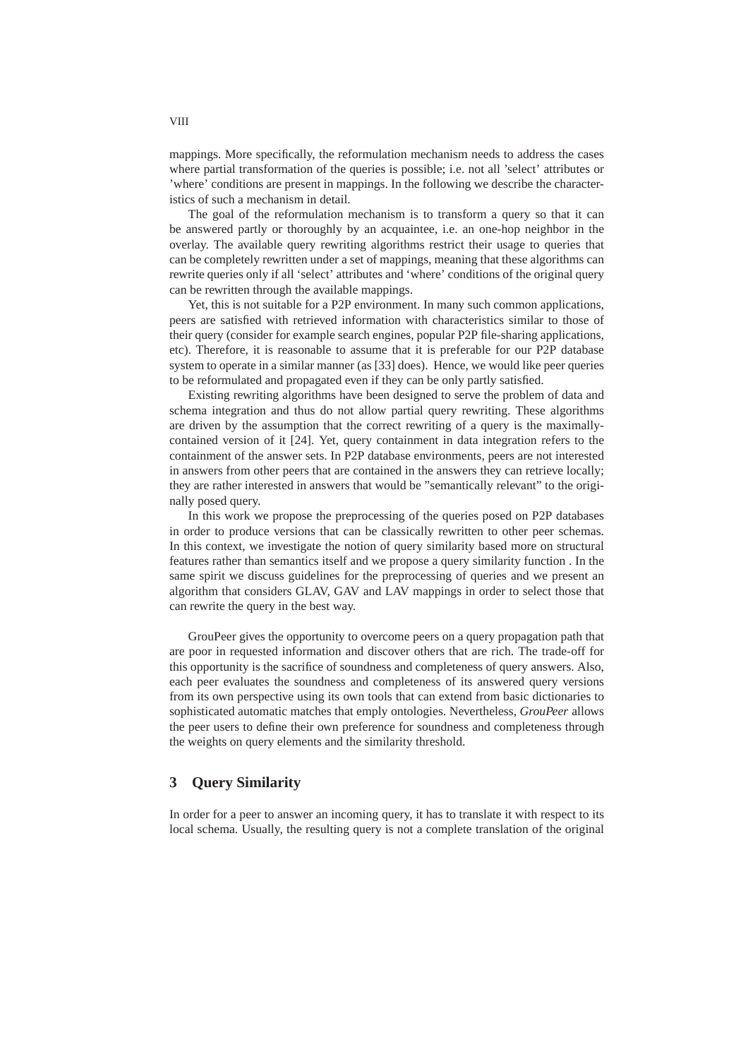mappings. More specifically, the reformulation mechanism needs to address the cases where partial transformation of the queries is possible; i.e. not all 'select' attributes or 'where' conditions are present in mappings. In the following we describe the characteristics of such a mechanism in detail.

The goal of the reformulation mechanism is to transform a query so that it can be answered partly or thoroughly by an acquaintee, i.e. an one-hop neighbor in the overlay. The available query rewriting algorithms restrict their usage to queries that can be completely rewritten under a set of mappings, meaning that these algorithms can rewrite queries only if all 'select' attributes and 'where' conditions of the original query can be rewritten through the available mappings.

Yet, this is not suitable for a P2P environment. In many such common applications, peers are satisfied with retrieved information with characteristics similar to those of their query (consider for example search engines, popular P2P file-sharing applications, etc). Therefore, it is reasonable to assume that it is preferable for our P2P database system to operate in a similar manner (as [33] does). Hence, we would like peer queries to be reformulated and propagated even if they can be only partly satisfied.

Existing rewriting algorithms have been designed to serve the problem of data and schema integration and thus do not allow partial query rewriting. These algorithms are driven by the assumption that the correct rewriting of a query is the maximally-contained version of it [24]. Yet, query containment in data integration refers to the containment of the answer sets. In P2P database environments, peers are not interested in answers from other peers that are contained in the answers they can retrieve locally; they are rather interested in answers that would be "semantically relevant" to the originally posed query.

In this work we propose the preprocessing of the queries posed on P2P databases in order to produce versions that can be classically rewritten to other peer schemas. In this context, we investigate the notion of query similarity based more on structural features rather than semantics itself and we propose a query similarity function . In the same spirit we discuss guidelines for the preprocessing of queries and we present an algorithm that considers GLAV, GAV and LAV mappings in order to select those that can rewrite the query in the best way.

GrouPeer gives the opportunity to overcome peers on a query propagation path that are poor in requested information and discover others that are rich. The trade-off for this opportunity is the sacrifice of soundness and completeness of query answers. Also, each peer evaluates the soundness and completeness of its answered query versions from its own perspective using its own tools that can extend from basic dictionaries to sophisticated automatic matches that emply ontologies. Nevertheless, *GrouPeer* allows the peer users to define their own preference for soundness and completeness through the weights on query elements and the similarity threshold.

## 3 Query Similarity

In order for a peer to answer an incoming query, it has to translate it with respect to its local schema. Usually, the resulting query is not a complete translation of the original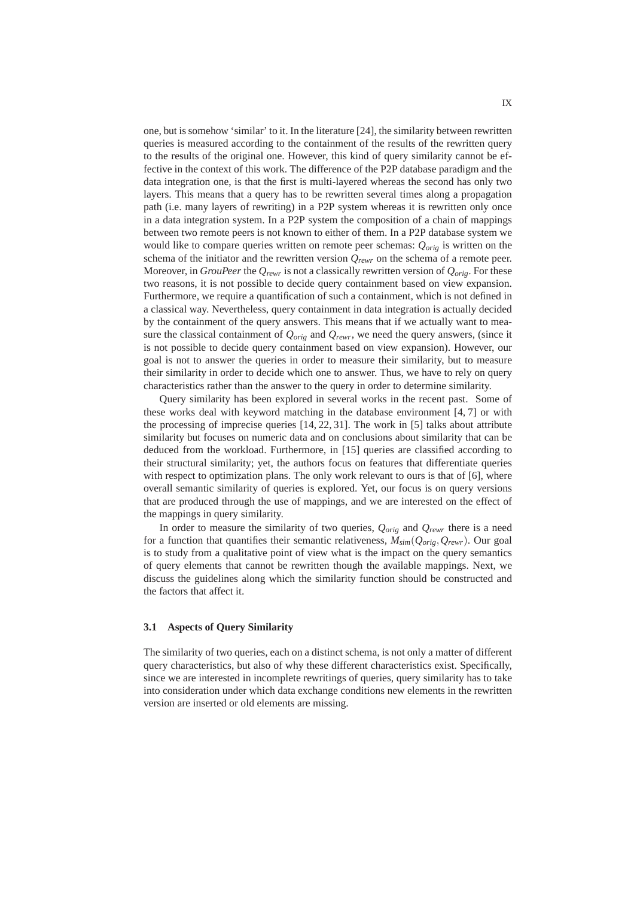one, but is somehow 'similar' to it. In the literature [24], the similarity between rewritten queries is measured according to the containment of the results of the rewritten query to the results of the original one. However, this kind of query similarity cannot be effective in the context of this work. The difference of the P2P database paradigm and the data integration one, is that the first is multi-layered whereas the second has only two layers. This means that a query has to be rewritten several times along a propagation path (i.e. many layers of rewriting) in a P2P system whereas it is rewritten only once in a data integration system. In a P2P system the composition of a chain of mappings between two remote peers is not known to either of them. In a P2P database system we would like to compare queries written on remote peer schemas: $Q_{orig}$ is written on the schema of the initiator and the rewritten version $Q_{rewr}$ on the schema of a remote peer. Moreover, in *GrouPeer* the $Q_{rewr}$ is not a classically rewritten version of $Q_{orig}$. For these two reasons, it is not possible to decide query containment based on view expansion. Furthermore, we require a quantification of such a containment, which is not defined in a classical way. Nevertheless, query containment in data integration is actually decided by the containment of the query answers. This means that if we actually want to measure the classical containment of $Q_{orig}$ and $Q_{rewr}$, we need the query answers, (since it is not possible to decide query containment based on view expansion). However, our goal is not to answer the queries in order to measure their similarity, but to measure their similarity in order to decide which one to answer. Thus, we have to rely on query characteristics rather than the answer to the query in order to determine similarity.

Query similarity has been explored in several works in the recent past. Some of these works deal with keyword matching in the database environment [4, 7] or with the processing of imprecise queries [14, 22, 31]. The work in [5] talks about attribute similarity but focuses on numeric data and on conclusions about similarity that can be deduced from the workload. Furthermore, in [15] queries are classified according to their structural similarity; yet, the authors focus on features that differentiate queries with respect to optimization plans. The only work relevant to ours is that of [6], where overall semantic similarity of queries is explored. Yet, our focus is on query versions that are produced through the use of mappings, and we are interested on the effect of the mappings in query similarity.

In order to measure the similarity of two queries, $Q_{orig}$ and $Q_{rewr}$ there is a need for a function that quantifies their semantic relativeness, $M_{sim}(Q_{orig}, Q_{rewr})$. Our goal is to study from a qualitative point of view what is the impact on the query semantics of query elements that cannot be rewritten though the available mappings. Next, we discuss the guidelines along which the similarity function should be constructed and the factors that affect it.

### 3.1 Aspects of Query Similarity

The similarity of two queries, each on a distinct schema, is not only a matter of different query characteristics, but also of why these different characteristics exist. Specifically, since we are interested in incomplete rewritings of queries, query similarity has to take into consideration under which data exchange conditions new elements in the rewritten version are inserted or old elements are missing.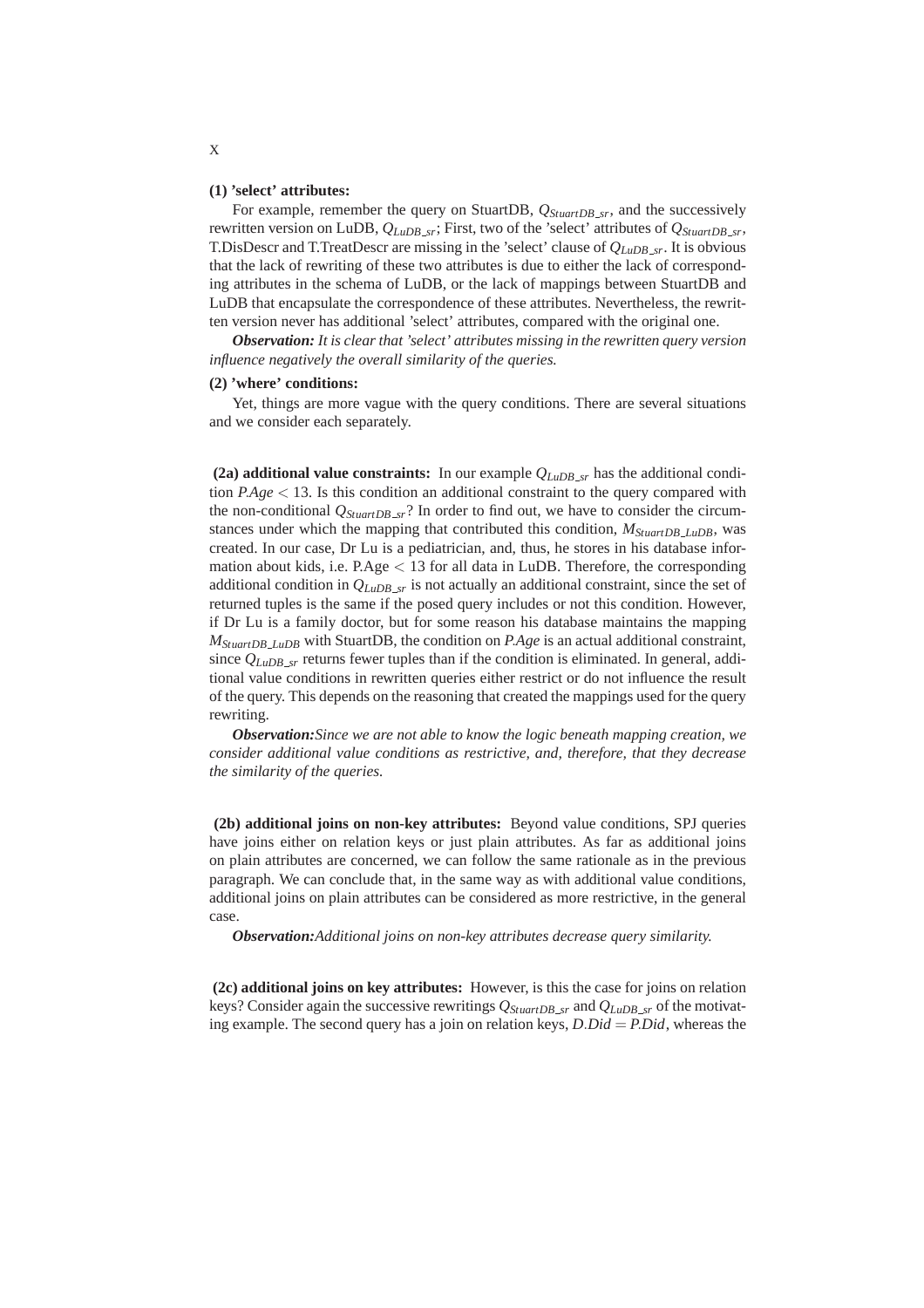**(1) 'select' attributes:**

For example, remember the query on StuartDB, $Q_{StuartDB\_sr}$, and the successively rewritten version on LuDB, $Q_{LuDB\_sr}$; First, two of the 'select' attributes of $Q_{StuartDB\_sr}$, T.DisDescr and T.TreatDescr are missing in the 'select' clause of $Q_{LuDB\_sr}$. It is obvious that the lack of rewriting of these two attributes is due to either the lack of corresponding attributes in the schema of LuDB, or the lack of mappings between StuartDB and LuDB that encapsulate the correspondence of these attributes. Nevertheless, the rewritten version never has additional 'select' attributes, compared with the original one.

***Observation:*** *It is clear that 'select' attributes missing in the rewritten query version influence negatively the overall similarity of the queries.*

**(2) 'where' conditions:**

Yet, things are more vague with the query conditions. There are several situations and we consider each separately.

**(2a) additional value constraints:** In our example $Q_{LuDB\_sr}$ has the additional condition $P.Age < 13$. Is this condition an additional constraint to the query compared with the non-conditional $Q_{StuartDB\_sr}$? In order to find out, we have to consider the circumstances under which the mapping that contributed this condition, $M_{StuartDB\_LuDB}$, was created. In our case, Dr Lu is a pediatrician, and, thus, he stores in his database information about kids, i.e. P.Age $<$ 13 for all data in LuDB. Therefore, the corresponding additional condition in $Q_{LuDB\_sr}$ is not actually an additional constraint, since the set of returned tuples is the same if the posed query includes or not this condition. However, if Dr Lu is a family doctor, but for some reason his database maintains the mapping $M_{StuartDB\_LuDB}$ with StuartDB, the condition on *P.Age* is an actual additional constraint, since $Q_{LuDB\_sr}$ returns fewer tuples than if the condition is eliminated. In general, additional value conditions in rewritten queries either restrict or do not influence the result of the query. This depends on the reasoning that created the mappings used for the query rewriting.

***Observation:****Since we are not able to know the logic beneath mapping creation, we consider additional value conditions as restrictive, and, therefore, that they decrease the similarity of the queries.*

**(2b) additional joins on non-key attributes:** Beyond value conditions, SPJ queries have joins either on relation keys or just plain attributes. As far as additional joins on plain attributes are concerned, we can follow the same rationale as in the previous paragraph. We can conclude that, in the same way as with additional value conditions, additional joins on plain attributes can be considered as more restrictive, in the general case.

***Observation:****Additional joins on non-key attributes decrease query similarity.*

**(2c) additional joins on key attributes:** However, is this the case for joins on relation keys? Consider again the successive rewritings $Q_{StuartDB\_sr}$ and $Q_{LuDB\_sr}$ of the motivating example. The second query has a join on relation keys, $D.Did = P.Did$, whereas the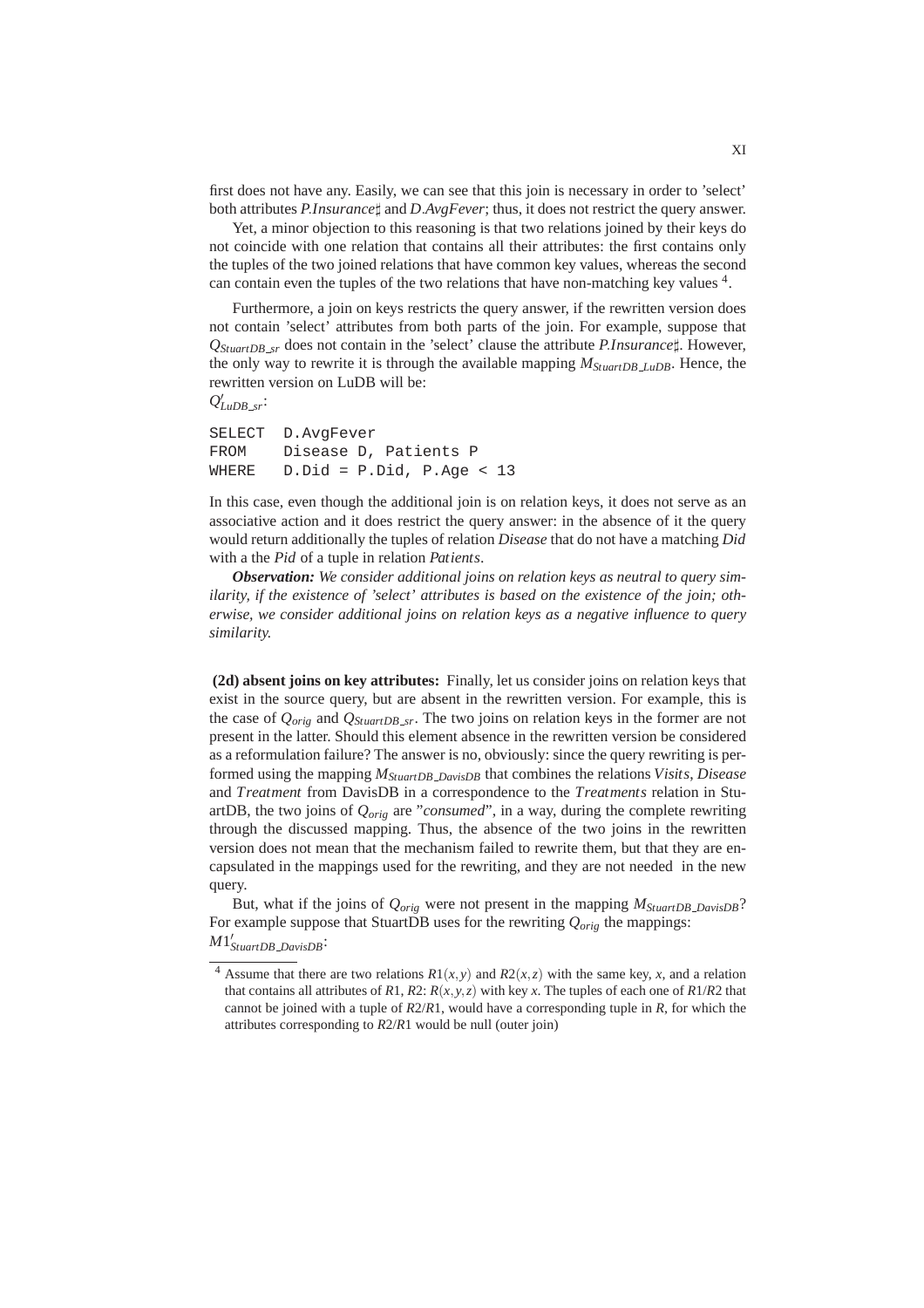first does not have any. Easily, we can see that this join is necessary in order to 'select' both attributes $P.Insurance\sharp$ and $D.AvgFever$; thus, it does not restrict the query answer.

Yet, a minor objection to this reasoning is that two relations joined by their keys do not coincide with one relation that contains all their attributes: the first contains only the tuples of the two joined relations that have common key values, whereas the second can contain even the tuples of the two relations that have non-matching key values [4].

Furthermore, a join on keys restricts the query answer, if the rewritten version does not contain 'select' attributes from both parts of the join. For example, suppose that $Q_{StuartDB\_sr}$ does not contain in the 'select' clause the attribute $P.Insurance\sharp$. However, the only way to rewrite it is through the available mapping $M_{StuartDB\_LuDB}$. Hence, the rewritten version on LuDB will be:

$Q'_{LuDB\_sr}$:

```
SELECT  D.AvgFever
FROM    Disease D, Patients P
WHERE   D.Did = P.Did, P.Age < 13
```

In this case, even though the additional join is on relation keys, it does not serve as an associative action and it does restrict the query answer: in the absence of it the query would return additionally the tuples of relation *Disease* that do not have a matching *Did* with a the *Pid* of a tuple in relation *Patients*.

***Observation:*** *We consider additional joins on relation keys as neutral to query similarity, if the existence of 'select' attributes is based on the existence of the join; otherwise, we consider additional joins on relation keys as a negative influence to query similarity.*

**(2d) absent joins on key attributes:** Finally, let us consider joins on relation keys that exist in the source query, but are absent in the rewritten version. For example, this is the case of $Q_{orig}$ and $Q_{StuartDB\_sr}$. The two joins on relation keys in the former are not present in the latter. Should this element absence in the rewritten version be considered as a reformulation failure? The answer is no, obviously: since the query rewriting is performed using the mapping $M_{StuartDB\_DavisDB}$ that combines the relations *Visits*, *Disease* and *Treatment* from DavisDB in a correspondence to the *Treatments* relation in StuartDB, the two joins of $Q_{orig}$ are "*consumed*", in a way, during the complete rewriting through the discussed mapping. Thus, the absence of the two joins in the rewritten version does not mean that the mechanism failed to rewrite them, but that they are encapsulated in the mappings used for the rewriting, and they are not needed in the new query.

But, what if the joins of $Q_{orig}$ were not present in the mapping $M_{StuartDB\_DavisDB}$? For example suppose that StuartDB uses for the rewriting $Q_{orig}$ the mappings:

$M1'_{StuartDB\_DavisDB}$:

---

[4] Assume that there are two relations $R1(x,y)$ and $R2(x,z)$ with the same key, $x$, and a relation that contains all attributes of $R1$, $R2$: $R(x,y,z)$ with key $x$. The tuples of each one of $R1/R2$ that cannot be joined with a tuple of $R2/R1$, would have a corresponding tuple in $R$, for which the attributes corresponding to $R2/R1$ would be null (outer join)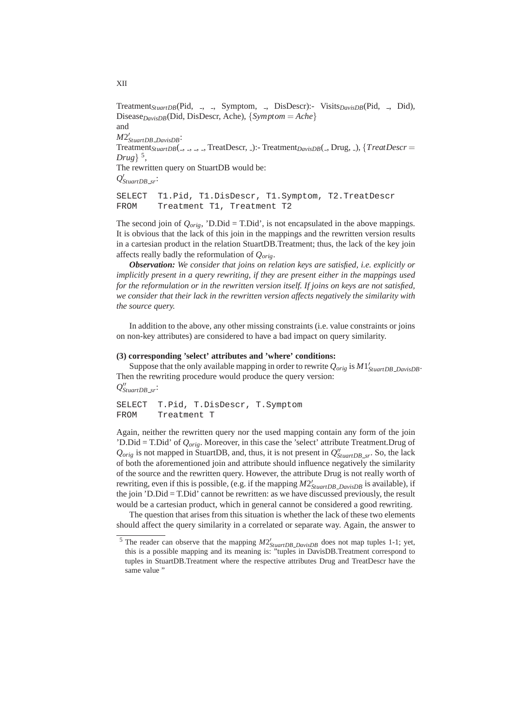$\text{Treatment}_{StuartDB}$(Pid, _, _, Symptom, _, DisDescr):- $\text{Visits}_{DavisDB}$(Pid, _, Did), $\text{Disease}_{DavisDB}$(Did, DisDescr, Ache), $\{Symptom = Ache\}$

and

$M2'_{StuartDB\_DavisDB}$:

$\text{Treatment}_{StuartDB}$(_, _, _, _, TreatDescr, _):- $\text{Treatment}_{DavisDB}$(_, Drug, _), $\{TreatDescr = Drug\}$ [5],

The rewritten query on StuartDB would be:

$Q'_{StuartDB\_sr}$:

```
SELECT  T1.Pid, T1.DisDescr, T1.Symptom, T2.TreatDescr
FROM    Treatment T1, Treatment T2
```

The second join of $Q_{orig}$, 'D.Did = T.Did', is not encapsulated in the above mappings. It is obvious that the lack of this join in the mappings and the rewritten version results in a cartesian product in the relation StuartDB.Treatment; thus, the lack of the key join affects really badly the reformulation of $Q_{orig}$.

***Observation:*** *We consider that joins on relation keys are satisfied, i.e. explicitly or implicitly present in a query rewriting, if they are present either in the mappings used for the reformulation or in the rewritten version itself. If joins on keys are not satisfied, we consider that their lack in the rewritten version affects negatively the similarity with the source query.*

In addition to the above, any other missing constraints (i.e. value constraints or joins on non-key attributes) are considered to have a bad impact on query similarity.

**(3) corresponding 'select' attributes and 'where' conditions:**

Suppose that the only available mapping in order to rewrite $Q_{orig}$ is $M1'_{StuartDB\_DavisDB}$. Then the rewriting procedure would produce the query version:

$Q''_{StuartDB\_sr}$:

```
SELECT  T.Pid, T.DisDescr, T.Symptom
FROM    Treatment T
```

Again, neither the rewritten query nor the used mapping contain any form of the join 'D.Did = T.Did' of $Q_{orig}$. Moreover, in this case the 'select' attribute Treatment.Drug of $Q_{orig}$ is not mapped in StuartDB, and, thus, it is not present in $Q''_{StuartDB\_sr}$. So, the lack of both the aforementioned join and attribute should influence negatively the similarity of the source and the rewritten query. However, the attribute Drug is not really worth of rewriting, even if this is possible, (e.g. if the mapping $M2'_{StuartDB\_DavisDB}$ is available), if the join 'D.Did = T.Did' cannot be rewritten: as we have discussed previously, the result would be a cartesian product, which in general cannot be considered a good rewriting.

The question that arises from this situation is whether the lack of these two elements should affect the query similarity in a correlated or separate way. Again, the answer to

---

[5] The reader can observe that the mapping $M2'_{StuartDB\_DavisDB}$ does not map tuples 1-1; yet, this is a possible mapping and its meaning is: "tuples in DavisDB.Treatment correspond to tuples in StuartDB.Treatment where the respective attributes Drug and TreatDescr have the same value "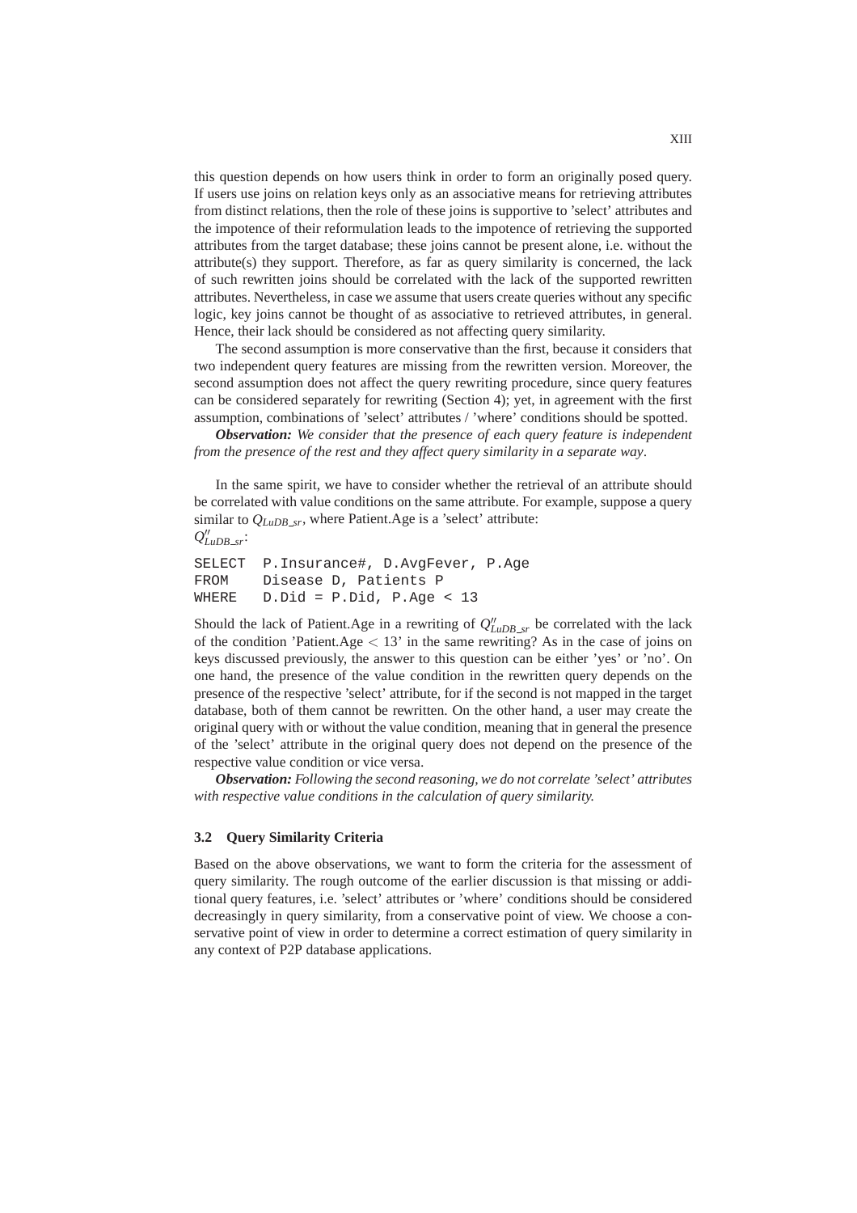this question depends on how users think in order to form an originally posed query. If users use joins on relation keys only as an associative means for retrieving attributes from distinct relations, then the role of these joins is supportive to 'select' attributes and the impotence of their reformulation leads to the impotence of retrieving the supported attributes from the target database; these joins cannot be present alone, i.e. without the attribute(s) they support. Therefore, as far as query similarity is concerned, the lack of such rewritten joins should be correlated with the lack of the supported rewritten attributes. Nevertheless, in case we assume that users create queries without any specific logic, key joins cannot be thought of as associative to retrieved attributes, in general. Hence, their lack should be considered as not affecting query similarity.

The second assumption is more conservative than the first, because it considers that two independent query features are missing from the rewritten version. Moreover, the second assumption does not affect the query rewriting procedure, since query features can be considered separately for rewriting (Section 4); yet, in agreement with the first assumption, combinations of 'select' attributes / 'where' conditions should be spotted.

***Observation:*** *We consider that the presence of each query feature is independent from the presence of the rest and they affect query similarity in a separate way*.

In the same spirit, we have to consider whether the retrieval of an attribute should be correlated with value conditions on the same attribute. For example, suppose a query similar to $Q_{LuDB\_sr}$, where Patient.Age is a 'select' attribute:
$Q''_{LuDB\_sr}$:

```
SELECT  P.Insurance#, D.AvgFever, P.Age
FROM    Disease D, Patients P
WHERE   D.Did = P.Did, P.Age < 13
```

Should the lack of Patient.Age in a rewriting of $Q''_{LuDB\_sr}$ be correlated with the lack of the condition 'Patient.Age $< 13$' in the same rewriting? As in the case of joins on keys discussed previously, the answer to this question can be either 'yes' or 'no'. On one hand, the presence of the value condition in the rewritten query depends on the presence of the respective 'select' attribute, for if the second is not mapped in the target database, both of them cannot be rewritten. On the other hand, a user may create the original query with or without the value condition, meaning that in general the presence of the 'select' attribute in the original query does not depend on the presence of the respective value condition or vice versa.

***Observation:*** *Following the second reasoning, we do not correlate 'select' attributes with respective value conditions in the calculation of query similarity.*

### 3.2 Query Similarity Criteria

Based on the above observations, we want to form the criteria for the assessment of query similarity. The rough outcome of the earlier discussion is that missing or additional query features, i.e. 'select' attributes or 'where' conditions should be considered decreasingly in query similarity, from a conservative point of view. We choose a conservative point of view in order to determine a correct estimation of query similarity in any context of P2P database applications.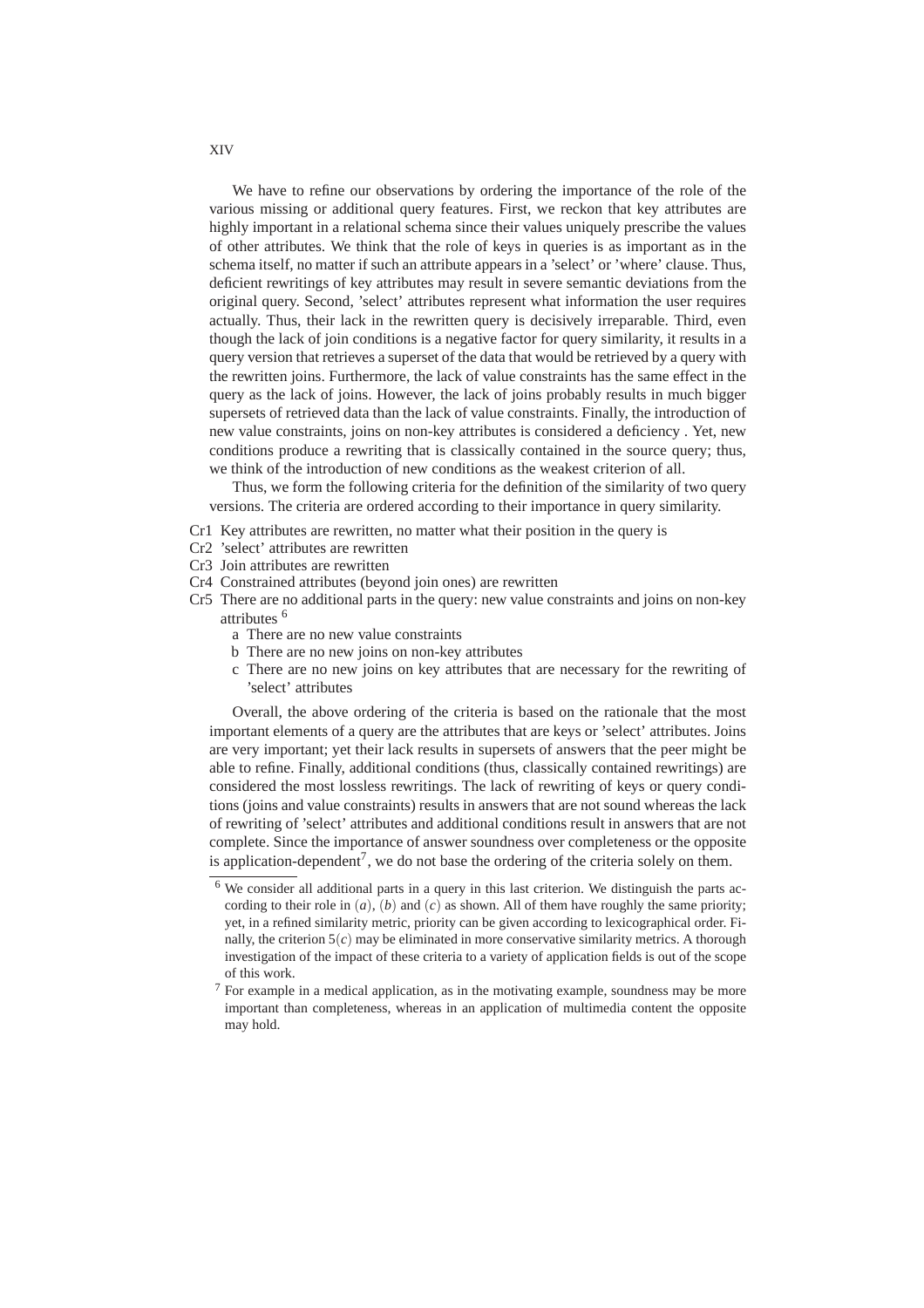We have to refine our observations by ordering the importance of the role of the various missing or additional query features. First, we reckon that key attributes are highly important in a relational schema since their values uniquely prescribe the values of other attributes. We think that the role of keys in queries is as important as in the schema itself, no matter if such an attribute appears in a 'select' or 'where' clause. Thus, deficient rewritings of key attributes may result in severe semantic deviations from the original query. Second, 'select' attributes represent what information the user requires actually. Thus, their lack in the rewritten query is decisively irreparable. Third, even though the lack of join conditions is a negative factor for query similarity, it results in a query version that retrieves a superset of the data that would be retrieved by a query with the rewritten joins. Furthermore, the lack of value constraints has the same effect in the query as the lack of joins. However, the lack of joins probably results in much bigger supersets of retrieved data than the lack of value constraints. Finally, the introduction of new value constraints, joins on non-key attributes is considered a deficiency . Yet, new conditions produce a rewriting that is classically contained in the source query; thus, we think of the introduction of new conditions as the weakest criterion of all.

Thus, we form the following criteria for the definition of the similarity of two query versions. The criteria are ordered according to their importance in query similarity.

- Cr1 Key attributes are rewritten, no matter what their position in the query is
- Cr2 'select' attributes are rewritten
- Cr3 Join attributes are rewritten
- Cr4 Constrained attributes (beyond join ones) are rewritten
- Cr5 There are no additional parts in the query: new value constraints and joins on non-key attributes [6]
  - a There are no new value constraints
  - b There are no new joins on non-key attributes
  - c There are no new joins on key attributes that are necessary for the rewriting of 'select' attributes

Overall, the above ordering of the criteria is based on the rationale that the most important elements of a query are the attributes that are keys or 'select' attributes. Joins are very important; yet their lack results in supersets of answers that the peer might be able to refine. Finally, additional conditions (thus, classically contained rewritings) are considered the most lossless rewritings. The lack of rewriting of keys or query conditions (joins and value constraints) results in answers that are not sound whereas the lack of rewriting of 'select' attributes and additional conditions result in answers that are not complete. Since the importance of answer soundness over completeness or the opposite is application-dependent[7], we do not base the ordering of the criteria solely on them.

[6] We consider all additional parts in a query in this last criterion. We distinguish the parts according to their role in $(a)$, $(b)$ and $(c)$ as shown. All of them have roughly the same priority; yet, in a refined similarity metric, priority can be given according to lexicographical order. Finally, the criterion $5(c)$ may be eliminated in more conservative similarity metrics. A thorough investigation of the impact of these criteria to a variety of application fields is out of the scope of this work.

[7] For example in a medical application, as in the motivating example, soundness may be more important than completeness, whereas in an application of multimedia content the opposite may hold.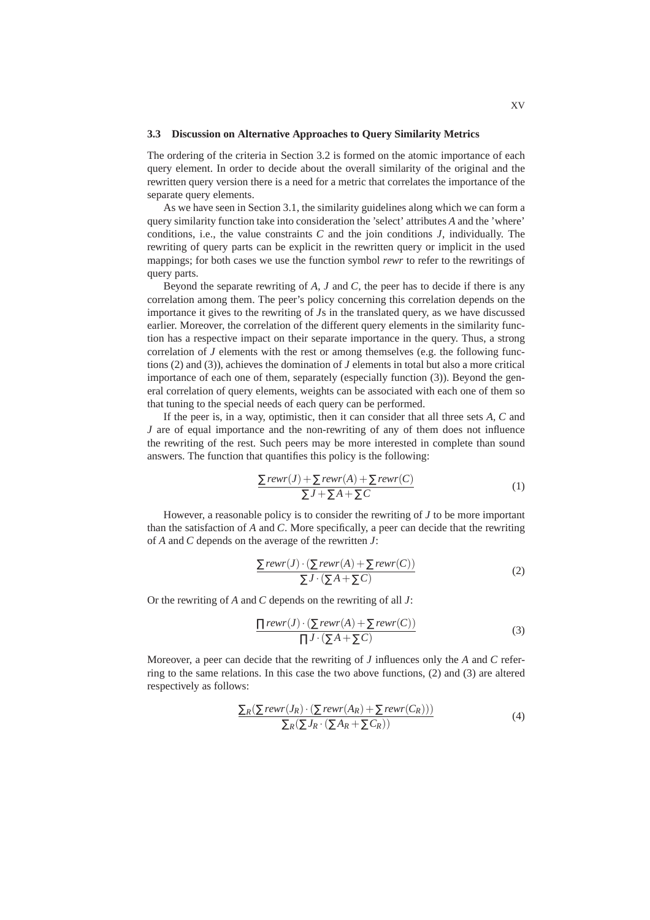### 3.3 Discussion on Alternative Approaches to Query Similarity Metrics

The ordering of the criteria in Section 3.2 is formed on the atomic importance of each query element. In order to decide about the overall similarity of the original and the rewritten query version there is a need for a metric that correlates the importance of the separate query elements.

As we have seen in Section 3.1, the similarity guidelines along which we can form a query similarity function take into consideration the 'select' attributes $A$ and the 'where' conditions, i.e., the value constraints $C$ and the join conditions $J$, individually. The rewriting of query parts can be explicit in the rewritten query or implicit in the used mappings; for both cases we use the function symbol *rewr* to refer to the rewritings of query parts.

Beyond the separate rewriting of $A$, $J$ and $C$, the peer has to decide if there is any correlation among them. The peer's policy concerning this correlation depends on the importance it gives to the rewriting of $J$s in the translated query, as we have discussed earlier. Moreover, the correlation of the different query elements in the similarity function has a respective impact on their separate importance in the query. Thus, a strong correlation of $J$ elements with the rest or among themselves (e.g. the following functions (2) and (3)), achieves the domination of $J$ elements in total but also a more critical importance of each one of them, separately (especially function (3)). Beyond the general correlation of query elements, weights can be associated with each one of them so that tuning to the special needs of each query can be performed.

If the peer is, in a way, optimistic, then it can consider that all three sets $A$, $C$ and $J$ are of equal importance and the non-rewriting of any of them does not influence the rewriting of the rest. Such peers may be more interested in complete than sound answers. The function that quantifies this policy is the following:

$$\frac{\sum rewr(J) + \sum rewr(A) + \sum rewr(C)}{\sum J + \sum A + \sum C} \tag{1}$$

However, a reasonable policy is to consider the rewriting of $J$ to be more important than the satisfaction of $A$ and $C$. More specifically, a peer can decide that the rewriting of $A$ and $C$ depends on the average of the rewritten $J$:

$$\frac{\sum rewr(J) \cdot (\sum rewr(A) + \sum rewr(C))}{\sum J \cdot (\sum A + \sum C)} \tag{2}$$

Or the rewriting of $A$ and $C$ depends on the rewriting of all $J$:

$$\frac{\prod rewr(J) \cdot (\sum rewr(A) + \sum rewr(C))}{\prod J \cdot (\sum A + \sum C)} \tag{3}$$

Moreover, a peer can decide that the rewriting of $J$ influences only the $A$ and $C$ referring to the same relations. In this case the two above functions, (2) and (3) are altered respectively as follows:

$$\frac{\sum_R (\sum rewr(J_R) \cdot (\sum rewr(A_R) + \sum rewr(C_R)))}{\sum_R (\sum J_R \cdot (\sum A_R + \sum C_R))} \tag{4}$$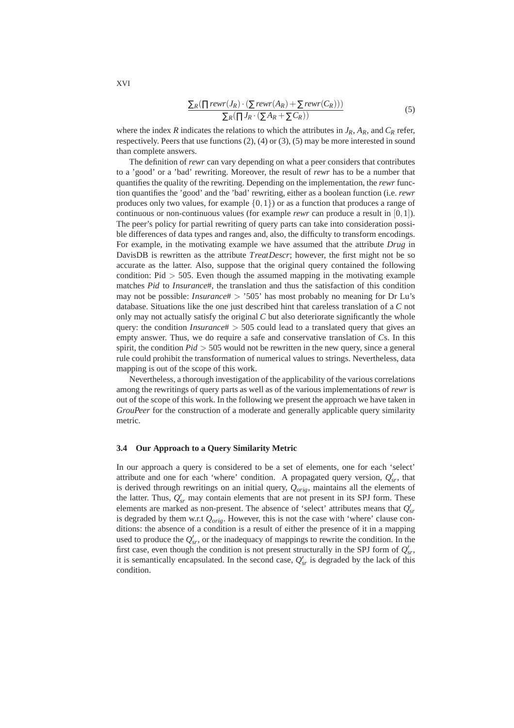$$\frac{\sum_R(\prod rewr(J_R) \cdot (\sum rewr(A_R) + \sum rewr(C_R)))}{\sum_R(\prod J_R \cdot (\sum A_R + \sum C_R))} \tag{5}$$

where the index $R$ indicates the relations to which the attributes in $J_R$, $A_R$, and $C_R$ refer, respectively. Peers that use functions (2), (4) or (3), (5) may be more interested in sound than complete answers.

The definition of *rewr* can vary depending on what a peer considers that contributes to a 'good' or a 'bad' rewriting. Moreover, the result of *rewr* has to be a number that quantifies the quality of the rewriting. Depending on the implementation, the *rewr* function quantifies the 'good' and the 'bad' rewriting, either as a boolean function (i.e. *rewr* produces only two values, for example $\{0,1\}$) or as a function that produces a range of continuous or non-continuous values (for example *rewr* can produce a result in $[0,1]$). The peer's policy for partial rewriting of query parts can take into consideration possible differences of data types and ranges and, also, the difficulty to transform encodings. For example, in the motivating example we have assumed that the attribute *Drug* in DavisDB is rewritten as the attribute *TreatDescr*; however, the first might not be so accurate as the latter. Also, suppose that the original query contained the following condition: Pid $>$ 505. Even though the assumed mapping in the motivating example matches *Pid* to *Insurance#*, the translation and thus the satisfaction of this condition may not be possible: *Insurance#* $>$ '505' has most probably no meaning for Dr Lu's database. Situations like the one just described hint that careless translation of a $C$ not only may not actually satisfy the original $C$ but also deteriorate significantly the whole query: the condition *Insurance#* $>$ 505 could lead to a translated query that gives an empty answer. Thus, we do require a safe and conservative translation of $C$s. In this spirit, the condition *Pid* $>$ 505 would not be rewritten in the new query, since a general rule could prohibit the transformation of numerical values to strings. Nevertheless, data mapping is out of the scope of this work.

Nevertheless, a thorough investigation of the applicability of the various correlations among the rewritings of query parts as well as of the various implementations of *rewr* is out of the scope of this work. In the following we present the approach we have taken in *GrouPeer* for the construction of a moderate and generally applicable query similarity metric.

### 3.4 Our Approach to a Query Similarity Metric

In our approach a query is considered to be a set of elements, one for each 'select' attribute and one for each 'where' condition. A propagated query version, $Q'_{sr}$, that is derived through rewritings on an initial query, $Q_{orig}$, maintains all the elements of the latter. Thus, $Q'_{sr}$ may contain elements that are not present in its SPJ form. These elements are marked as non-present. The absence of 'select' attributes means that $Q'_{sr}$ is degraded by them w.r.t $Q_{orig}$. However, this is not the case with 'where' clause conditions: the absence of a condition is a result of either the presence of it in a mapping used to produce the $Q'_{sr}$, or the inadequacy of mappings to rewrite the condition. In the first case, even though the condition is not present structurally in the SPJ form of $Q'_{sr}$, it is semantically encapsulated. In the second case, $Q'_{sr}$ is degraded by the lack of this condition.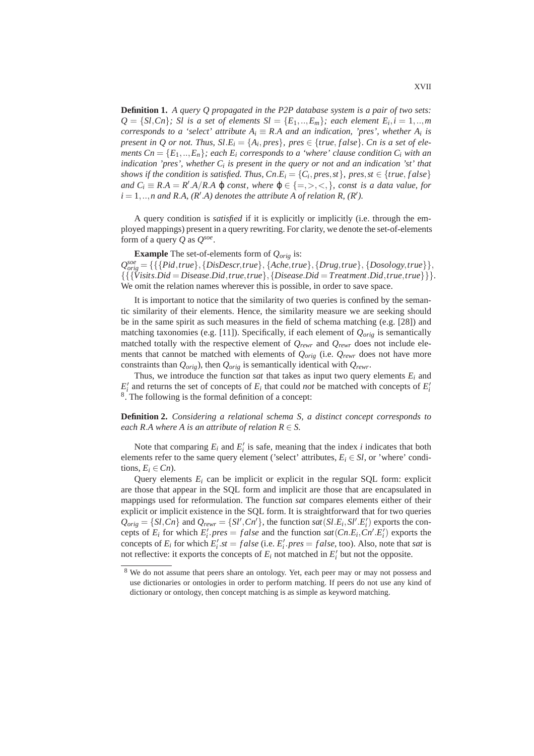**Definition 1.** *A query $Q$ propagated in the P2P database system is a pair of two sets: $Q = \{Sl, Cn\}$; $Sl$ is a set of elements $Sl = \{E_1, .., E_m\}$; each element $E_i, i = 1, .., m$ corresponds to a 'select' attribute $A_i \equiv R.A$ and an indication, 'pres', whether $A_i$ is present in $Q$ or not. Thus, $Sl.E_i = \{A_i, pres\}$, $pres \in \{true, false\}$. $Cn$ is a set of elements $Cn = \{E_1, .., E_n\}$; each $E_i$ corresponds to a 'where' clause condition $C_i$ with an indication 'pres', whether $C_i$ is present in the query or not and an indication 'st' that shows if the condition is satisfied. Thus, $Cn.E_i = \{C_i, pres, st\}$, $pres, st \in \{true, false\}$ and $C_i \equiv R.A = R'.A / R.A\ \varphi\ const$, where $\varphi \in \{=, >, <, \}$, const is a data value, for $i = 1, .., n$ and $R.A$, $(R'.A)$ denotes the attribute $A$ of relation $R$, $(R')$.*

A query condition is *satisfied* if it is explicitly or implicitly (i.e. through the employed mappings) present in a query rewriting. For clarity, we denote the set-of-elements form of a query $Q$ as $Q^{soe}$.

**Example** The set-of-elements form of $Q_{orig}$ is:
$Q^{soe}_{orig} = \{\{\{Pid, true\}, \{DisDescr, true\}, \{Ache, true\}, \{Drug, true\}, \{Dosology, true\}\}, \{\{\{Visits.Did = Disease.Did, true, true\}, \{Disease.Did = Treatment.Did, true, true\}\}\}$.
We omit the relation names wherever this is possible, in order to save space.

It is important to notice that the similarity of two queries is confined by the semantic similarity of their elements. Hence, the similarity measure we are seeking should be in the same spirit as such measures in the field of schema matching (e.g. [28]) and matching taxonomies (e.g. [11]). Specifically, if each element of $Q_{orig}$ is semantically matched totally with the respective element of $Q_{rewr}$ and $Q_{rewr}$ does not include elements that cannot be matched with elements of $Q_{orig}$ (i.e. $Q_{rewr}$ does not have more constraints than $Q_{orig}$), then $Q_{orig}$ is semantically identical with $Q_{rewr}$.

Thus, we introduce the function *sat* that takes as input two query elements $E_i$ and $E'_i$ and returns the set of concepts of $E_i$ that could *not* be matched with concepts of $E'_i$ [8]. The following is the formal definition of a concept:

**Definition 2.** *Considering a relational schema $S$, a distinct concept corresponds to each $R.A$ where $A$ is an attribute of relation $R \in S$.*

Note that comparing $E_i$ and $E'_i$ is safe, meaning that the index $i$ indicates that both elements refer to the same query element ('select' attributes, $E_i \in Sl$, or 'where' conditions, $E_i \in Cn$).

Query elements $E_i$ can be implicit or explicit in the regular SQL form: explicit are those that appear in the SQL form and implicit are those that are encapsulated in mappings used for reformulation. The function *sat* compares elements either of their explicit or implicit existence in the SQL form. It is straightforward that for two queries $Q_{orig} = \{Sl, Cn\}$ and $Q_{rewr} = \{Sl', Cn'\}$, the function $sat(Sl.E_i, Sl'.E'_i)$ exports the concepts of $E_i$ for which $E'_i.pres = false$ and the function $sat(Cn.E_i, Cn'.E'_i)$ exports the concepts of $E_i$ for which $E'_i.st = false$ (i.e. $E'_i.pres = false$, too). Also, note that *sat* is not reflective: it exports the concepts of $E_i$ not matched in $E'_i$ but not the opposite.

[8] We do not assume that peers share an ontology. Yet, each peer may or may not possess and use dictionaries or ontologies in order to perform matching. If peers do not use any kind of dictionary or ontology, then concept matching is as simple as keyword matching.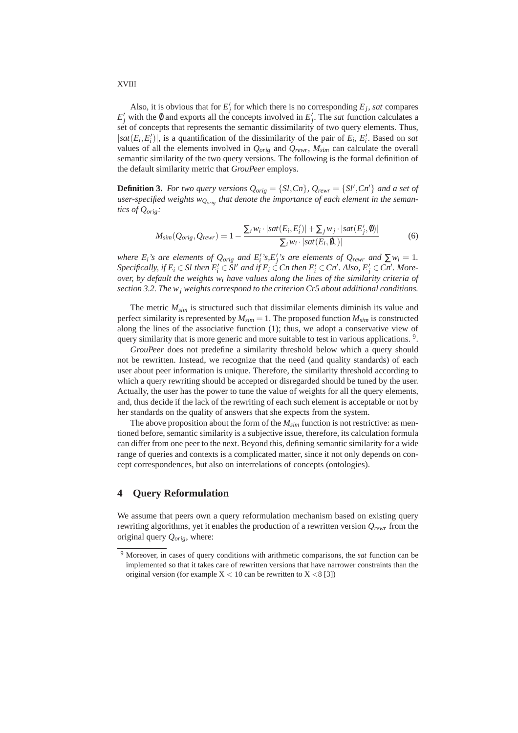Also, it is obvious that for $E'_j$ for which there is no corresponding $E_j$, *sat* compares $E'_j$ with the $\emptyset$ and exports all the concepts involved in $E'_j$. The *sat* function calculates a set of concepts that represents the semantic dissimilarity of two query elements. Thus, $|sat(E_i, E'_i)|$, is a quantification of the dissimilarity of the pair of $E_i$, $E'_i$. Based on *sat* values of all the elements involved in $Q_{orig}$ and $Q_{rewr}$, $M_{sim}$ can calculate the overall semantic similarity of the two query versions. The following is the formal definition of the default similarity metric that *GrouPeer* employs.

**Definition 3.** *For two query versions $Q_{orig} = \{Sl, Cn\}$, $Q_{rewr} = \{Sl', Cn'\}$ and a set of user-specified weights $w_{Q_{orig}}$ that denote the importance of each element in the semantics of $Q_{orig}$:*

$$M_{sim}(Q_{orig}, Q_{rewr}) = 1 - \frac{\sum_i w_i \cdot |sat(E_i, E'_i)| + \sum_j w_j \cdot |sat(E'_j, \emptyset)|}{\sum_i w_i \cdot |sat(E_i, \emptyset, )|} \tag{6}$$

*where $E_i$'s are elements of $Q_{orig}$ and $E'_i$'s, $E'_j$'s are elements of $Q_{rewr}$ and $\sum w_i = 1$. Specifically, if $E_i \in Sl$ then $E'_i \in Sl'$ and if $E_i \in Cn$ then $E'_i \in Cn'$. Also, $E'_j \in Cn'$. Moreover, by default the weights $w_i$ have values along the lines of the similarity criteria of section 3.2. The $w_j$ weights correspond to the criterion Cr5 about additional conditions.*

The metric $M_{sim}$ is structured such that dissimilar elements diminish its value and perfect similarity is represented by $M_{sim} = 1$. The proposed function $M_{sim}$ is constructed along the lines of the associative function (1); thus, we adopt a conservative view of query similarity that is more generic and more suitable to test in various applications. [9].

*GrouPeer* does not predefine a similarity threshold below which a query should not be rewritten. Instead, we recognize that the need (and quality standards) of each user about peer information is unique. Therefore, the similarity threshold according to which a query rewriting should be accepted or disregarded should be tuned by the user. Actually, the user has the power to tune the value of weights for all the query elements, and, thus decide if the lack of the rewriting of each such element is acceptable or not by her standards on the quality of answers that she expects from the system.

The above proposition about the form of the $M_{sim}$ function is not restrictive: as mentioned before, semantic similarity is a subjective issue, therefore, its calculation formula can differ from one peer to the next. Beyond this, defining semantic similarity for a wide range of queries and contexts is a complicated matter, since it not only depends on concept correspondences, but also on interrelations of concepts (ontologies).

## 4 Query Reformulation

We assume that peers own a query reformulation mechanism based on existing query rewriting algorithms, yet it enables the production of a rewritten version $Q_{rewr}$ from the original query $Q_{orig}$, where:

[9] Moreover, in cases of query conditions with arithmetic comparisons, the *sat* function can be implemented so that it takes care of rewritten versions that have narrower constraints than the original version (for example $X < 10$ can be rewritten to $X < 8$ [3])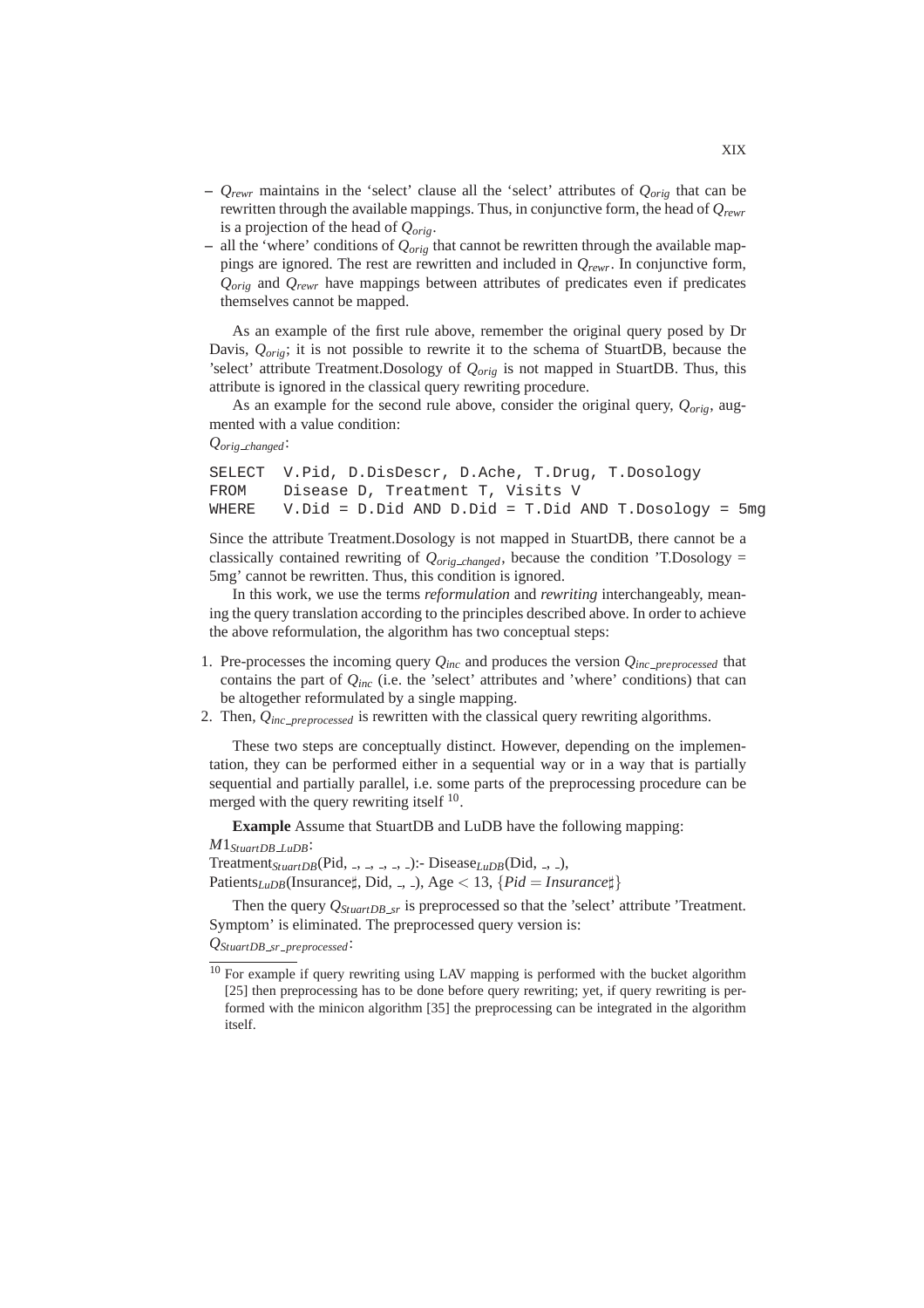– $Q_{rewr}$ maintains in the 'select' clause all the 'select' attributes of $Q_{orig}$ that can be rewritten through the available mappings. Thus, in conjunctive form, the head of $Q_{rewr}$ is a projection of the head of $Q_{orig}$.
– all the 'where' conditions of $Q_{orig}$ that cannot be rewritten through the available mappings are ignored. The rest are rewritten and included in $Q_{rewr}$. In conjunctive form, $Q_{orig}$ and $Q_{rewr}$ have mappings between attributes of predicates even if predicates themselves cannot be mapped.

As an example of the first rule above, remember the original query posed by Dr Davis, $Q_{orig}$; it is not possible to rewrite it to the schema of StuartDB, because the 'select' attribute Treatment.Dosology of $Q_{orig}$ is not mapped in StuartDB. Thus, this attribute is ignored in the classical query rewriting procedure.

As an example for the second rule above, consider the original query, $Q_{orig}$, augmented with a value condition:

$Q_{orig\_changed}$:

```
SELECT  V.Pid, D.DisDescr, D.Ache, T.Drug, T.Dosology
FROM    Disease D, Treatment T, Visits V
WHERE   V.Did = D.Did AND D.Did = T.Did AND T.Dosology = 5mg
```

Since the attribute Treatment.Dosology is not mapped in StuartDB, there cannot be a classically contained rewriting of $Q_{orig\_changed}$, because the condition 'T.Dosology = 5mg' cannot be rewritten. Thus, this condition is ignored.

In this work, we use the terms *reformulation* and *rewriting* interchangeably, meaning the query translation according to the principles described above. In order to achieve the above reformulation, the algorithm has two conceptual steps:

1. Pre-processes the incoming query $Q_{inc}$ and produces the version $Q_{inc\_preprocessed}$ that contains the part of $Q_{inc}$ (i.e. the 'select' attributes and 'where' conditions) that can be altogether reformulated by a single mapping.
2. Then, $Q_{inc\_preprocessed}$ is rewritten with the classical query rewriting algorithms.

These two steps are conceptually distinct. However, depending on the implementation, they can be performed either in a sequential way or in a way that is partially sequential and partially parallel, i.e. some parts of the preprocessing procedure can be merged with the query rewriting itself [10].

**Example** Assume that StuartDB and LuDB have the following mapping:

$M1_{StuartDB\_LuDB}$:

$\text{Treatment}_{StuartDB}(\text{Pid}, \_, \_, \_, \_, \_)$:- $\text{Disease}_{LuDB}(\text{Did}, \_, \_)$,
$\text{Patients}_{LuDB}(\text{Insurance}\sharp, \text{Did}, \_, \_)$, Age $< 13$, $\{Pid = Insurance\sharp\}$

Then the query $Q_{StuartDB\_sr}$ is preprocessed so that the 'select' attribute 'Treatment. Symptom' is eliminated. The preprocessed query version is:

$Q_{StuartDB\_sr\_preprocessed}$:

[10] For example if query rewriting using LAV mapping is performed with the bucket algorithm [25] then preprocessing has to be done before query rewriting; yet, if query rewriting is performed with the minicon algorithm [35] the preprocessing can be integrated in the algorithm itself.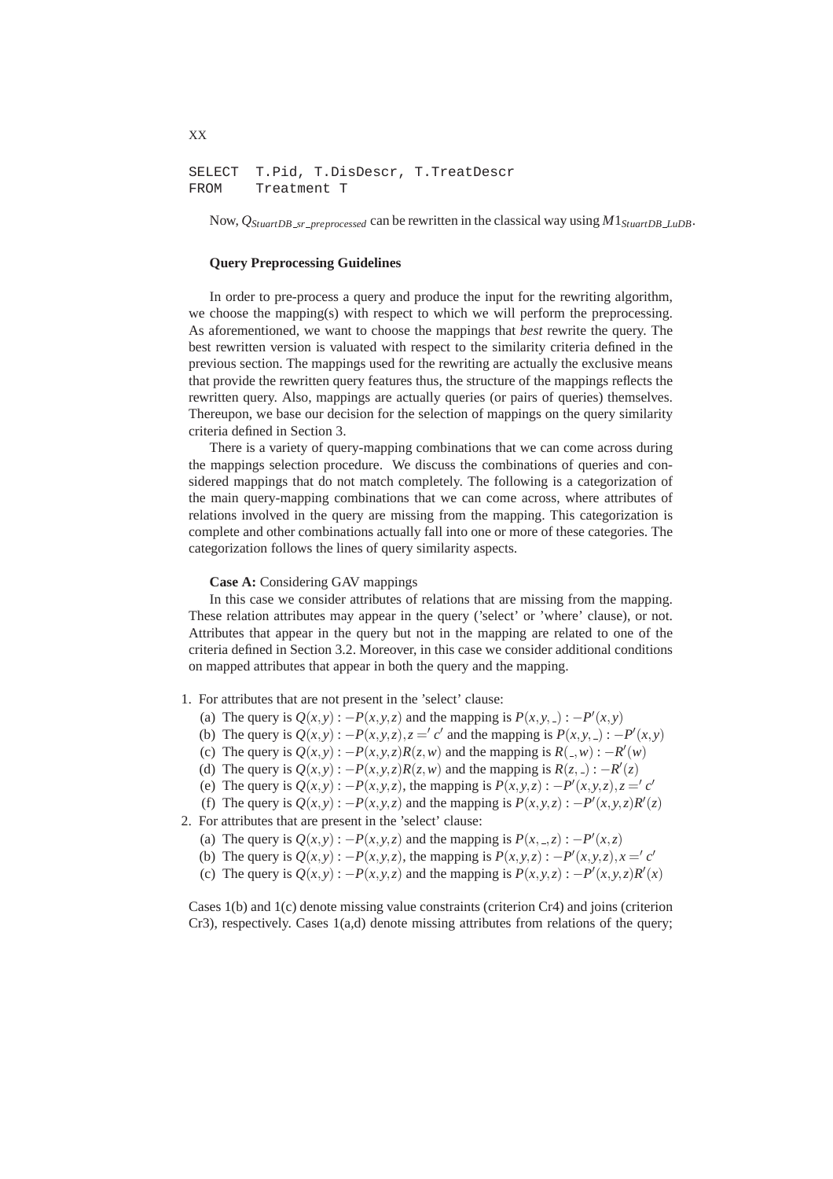```
SELECT  T.Pid, T.DisDescr, T.TreatDescr
FROM    Treatment T
```

Now, $Q_{StuartDB\_sr\_preprocessed}$ can be rewritten in the classical way using $M1_{StuartDB\_LuDB}$.

**Query Preprocessing Guidelines**

In order to pre-process a query and produce the input for the rewriting algorithm, we choose the mapping(s) with respect to which we will perform the preprocessing. As aforementioned, we want to choose the mappings that *best* rewrite the query. The best rewritten version is valuated with respect to the similarity criteria defined in the previous section. The mappings used for the rewriting are actually the exclusive means that provide the rewritten query features thus, the structure of the mappings reflects the rewritten query. Also, mappings are actually queries (or pairs of queries) themselves. Thereupon, we base our decision for the selection of mappings on the query similarity criteria defined in Section 3.

There is a variety of query-mapping combinations that we can come across during the mappings selection procedure. We discuss the combinations of queries and considered mappings that do not match completely. The following is a categorization of the main query-mapping combinations that we can come across, where attributes of relations involved in the query are missing from the mapping. This categorization is complete and other combinations actually fall into one or more of these categories. The categorization follows the lines of query similarity aspects.

**Case A:** Considering GAV mappings

In this case we consider attributes of relations that are missing from the mapping. These relation attributes may appear in the query ('select' or 'where' clause), or not. Attributes that appear in the query but not in the mapping are related to one of the criteria defined in Section 3.2. Moreover, in this case we consider additional conditions on mapped attributes that appear in both the query and the mapping.

1. For attributes that are not present in the 'select' clause:
   (a) The query is $Q(x,y):-P(x,y,z)$ and the mapping is $P(x,y,\_):-P'(x,y)$
   (b) The query is $Q(x,y):-P(x,y,z), z='c'$ and the mapping is $P(x,y,\_):-P'(x,y)$
   (c) The query is $Q(x,y):-P(x,y,z)R(z,w)$ and the mapping is $R(\_,w):-R'(w)$
   (d) The query is $Q(x,y):-P(x,y,z)R(z,w)$ and the mapping is $R(z,\_):-R'(z)$
   (e) The query is $Q(x,y):-P(x,y,z)$, the mapping is $P(x,y,z):-P'(x,y,z), z='c'$
   (f) The query is $Q(x,y):-P(x,y,z)$ and the mapping is $P(x,y,z):-P'(x,y,z)R'(z)$
2. For attributes that are present in the 'select' clause:
   (a) The query is $Q(x,y):-P(x,y,z)$ and the mapping is $P(x,\_,z):-P'(x,z)$
   (b) The query is $Q(x,y):-P(x,y,z)$, the mapping is $P(x,y,z):-P'(x,y,z), x='c'$
   (c) The query is $Q(x,y):-P(x,y,z)$ and the mapping is $P(x,y,z):-P'(x,y,z)R'(x)$

Cases 1(b) and 1(c) denote missing value constraints (criterion Cr4) and joins (criterion Cr3), respectively. Cases 1(a,d) denote missing attributes from relations of the query;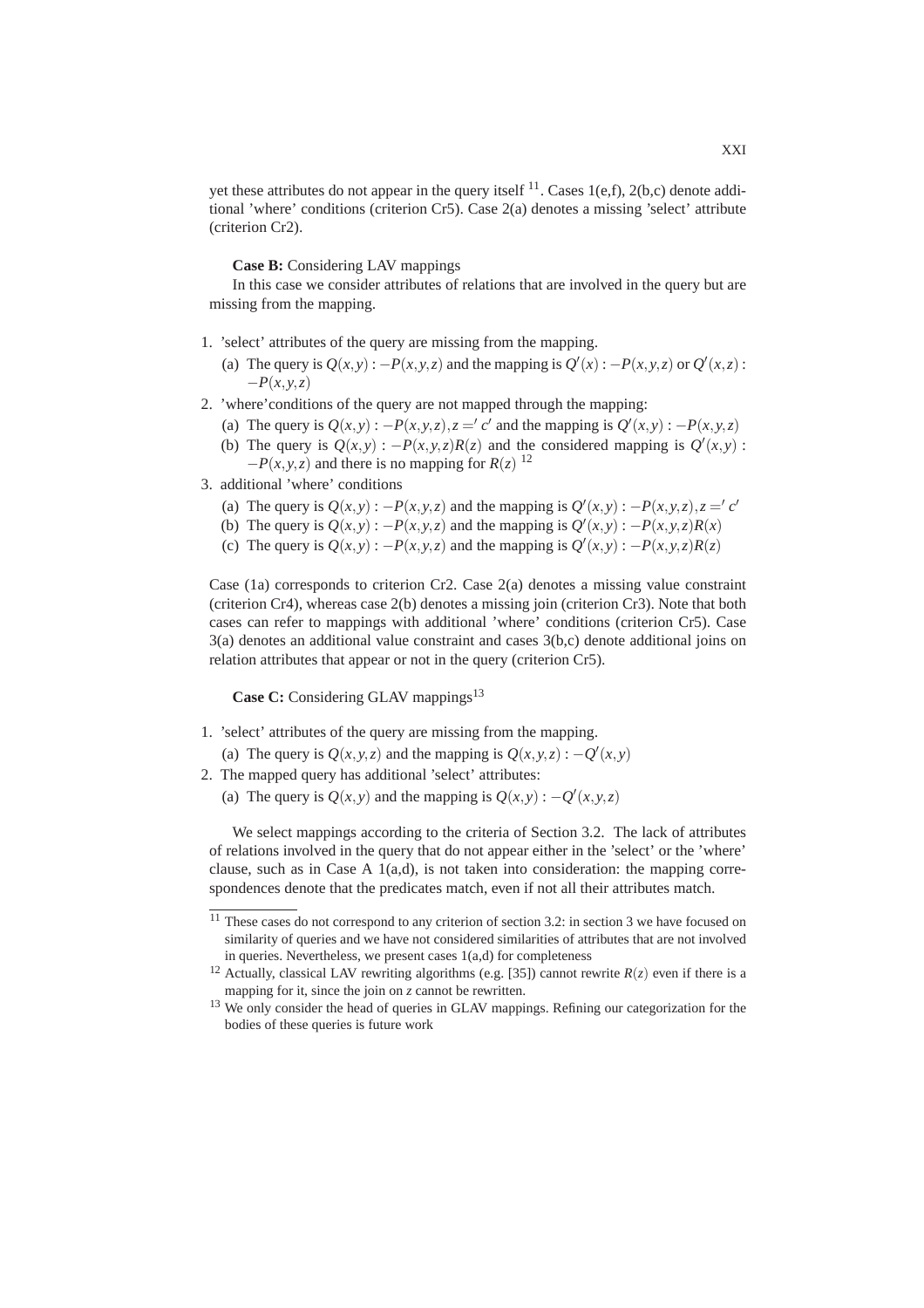yet these attributes do not appear in the query itself [11]. Cases 1(e,f), 2(b,c) denote additional 'where' conditions (criterion Cr5). Case 2(a) denotes a missing 'select' attribute (criterion Cr2).

**Case B:** Considering LAV mappings

In this case we consider attributes of relations that are involved in the query but are missing from the mapping.

1. 'select' attributes of the query are missing from the mapping.
   (a) The query is $Q(x,y) : -P(x,y,z)$ and the mapping is $Q'(x) : -P(x,y,z)$ or $Q'(x,z) : -P(x,y,z)$
2. 'where'conditions of the query are not mapped through the mapping:
   (a) The query is $Q(x,y) : -P(x,y,z), z =' c'$ and the mapping is $Q'(x,y) : -P(x,y,z)$
   (b) The query is $Q(x,y) : -P(x,y,z)R(z)$ and the considered mapping is $Q'(x,y) : -P(x,y,z)$ and there is no mapping for $R(z)$ [12]
3. additional 'where' conditions
   (a) The query is $Q(x,y) : -P(x,y,z)$ and the mapping is $Q'(x,y) : -P(x,y,z), z =' c'$
   (b) The query is $Q(x,y) : -P(x,y,z)$ and the mapping is $Q'(x,y) : -P(x,y,z)R(x)$
   (c) The query is $Q(x,y) : -P(x,y,z)$ and the mapping is $Q'(x,y) : -P(x,y,z)R(z)$

Case (1a) corresponds to criterion Cr2. Case 2(a) denotes a missing value constraint (criterion Cr4), whereas case 2(b) denotes a missing join (criterion Cr3). Note that both cases can refer to mappings with additional 'where' conditions (criterion Cr5). Case 3(a) denotes an additional value constraint and cases 3(b,c) denote additional joins on relation attributes that appear or not in the query (criterion Cr5).

**Case C:** Considering GLAV mappings[13]

1. 'select' attributes of the query are missing from the mapping.
   (a) The query is $Q(x,y,z)$ and the mapping is $Q(x,y,z) : -Q'(x,y)$
2. The mapped query has additional 'select' attributes:
   (a) The query is $Q(x,y)$ and the mapping is $Q(x,y) : -Q'(x,y,z)$

We select mappings according to the criteria of Section 3.2. The lack of attributes of relations involved in the query that do not appear either in the 'select' or the 'where' clause, such as in Case A 1(a,d), is not taken into consideration: the mapping correspondences denote that the predicates match, even if not all their attributes match.

---

[11] These cases do not correspond to any criterion of section 3.2: in section 3 we have focused on similarity of queries and we have not considered similarities of attributes that are not involved in queries. Nevertheless, we present cases 1(a,d) for completeness

[12] Actually, classical LAV rewriting algorithms (e.g. [35]) cannot rewrite $R(z)$ even if there is a mapping for it, since the join on $z$ cannot be rewritten.

[13] We only consider the head of queries in GLAV mappings. Refining our categorization for the bodies of these queries is future work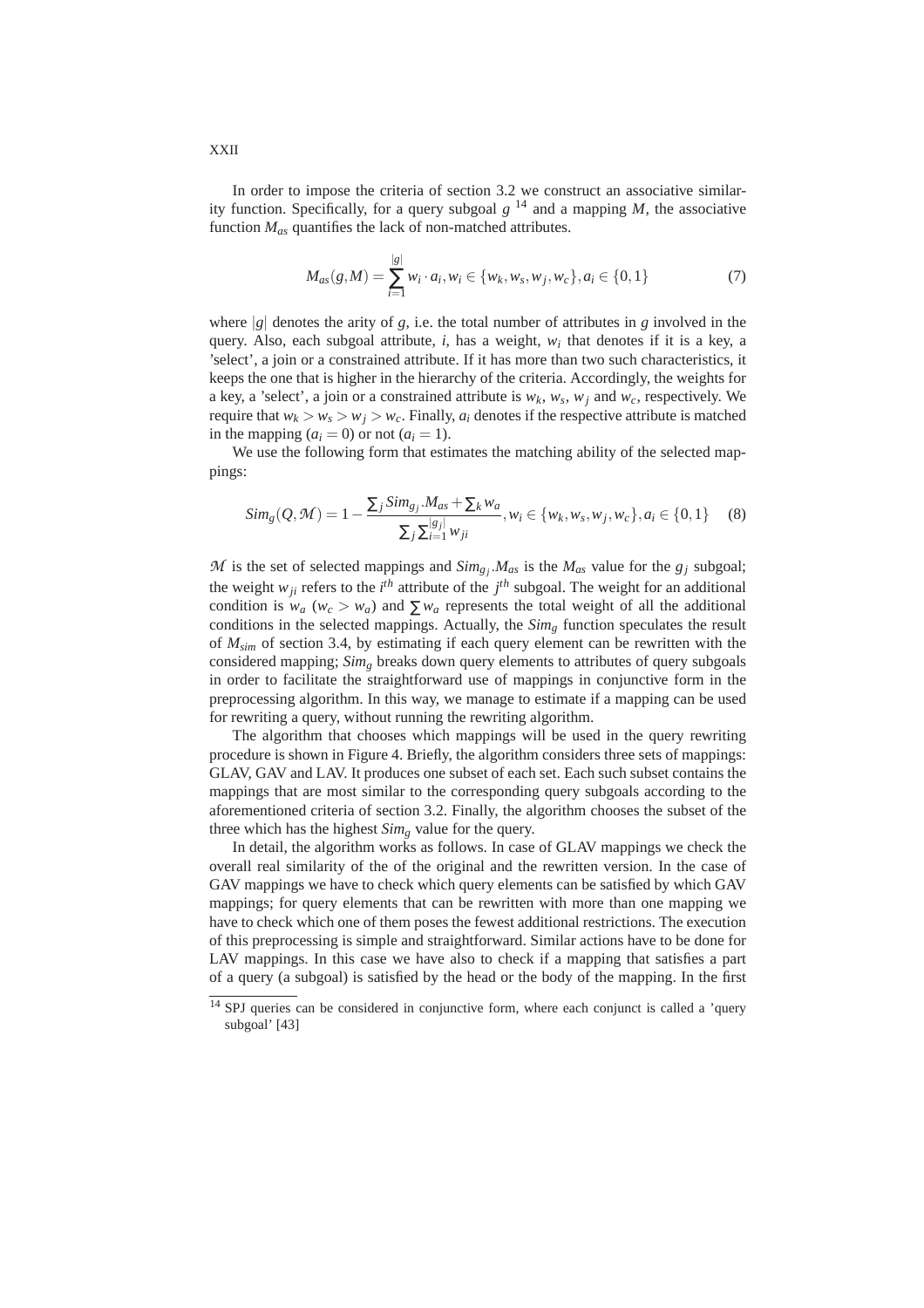In order to impose the criteria of section 3.2 we construct an associative similarity function. Specifically, for a query subgoal $g$ [14] and a mapping $M$, the associative function $M_{as}$ quantifies the lack of non-matched attributes.

$$M_{as}(g,M) = \sum_{i=1}^{|g|} w_i \cdot a_i, w_i \in \{w_k, w_s, w_j, w_c\}, a_i \in \{0,1\} \tag{7}$$

where $|g|$ denotes the arity of $g$, i.e. the total number of attributes in $g$ involved in the query. Also, each subgoal attribute, $i$, has a weight, $w_i$ that denotes if it is a key, a 'select', a join or a constrained attribute. If it has more than two such characteristics, it keeps the one that is higher in the hierarchy of the criteria. Accordingly, the weights for a key, a 'select', a join or a constrained attribute is $w_k$, $w_s$, $w_j$ and $w_c$, respectively. We require that $w_k > w_s > w_j > w_c$. Finally, $a_i$ denotes if the respective attribute is matched in the mapping ($a_i = 0$) or not ($a_i = 1$).

We use the following form that estimates the matching ability of the selected mappings:

$$Sim_g(Q,\mathcal{M}) = 1 - \frac{\sum_j Sim_{g_j}.M_{as} + \sum_k w_a}{\sum_j \sum_{i=1}^{|g_j|} w_{ji}}, w_i \in \{w_k, w_s, w_j, w_c\}, a_i \in \{0,1\} \tag{8}$$

$\mathcal{M}$ is the set of selected mappings and $Sim_{g_j}.M_{as}$ is the $M_{as}$ value for the $g_j$ subgoal; the weight $w_{ji}$ refers to the $i^{th}$ attribute of the $j^{th}$ subgoal. The weight for an additional condition is $w_a$ ($w_c > w_a$) and $\sum w_a$ represents the total weight of all the additional conditions in the selected mappings. Actually, the $Sim_g$ function speculates the result of $M_{sim}$ of section 3.4, by estimating if each query element can be rewritten with the considered mapping; $Sim_g$ breaks down query elements to attributes of query subgoals in order to facilitate the straightforward use of mappings in conjunctive form in the preprocessing algorithm. In this way, we manage to estimate if a mapping can be used for rewriting a query, without running the rewriting algorithm.

The algorithm that chooses which mappings will be used in the query rewriting procedure is shown in Figure 4. Briefly, the algorithm considers three sets of mappings: GLAV, GAV and LAV. It produces one subset of each set. Each such subset contains the mappings that are most similar to the corresponding query subgoals according to the aforementioned criteria of section 3.2. Finally, the algorithm chooses the subset of the three which has the highest $Sim_g$ value for the query.

In detail, the algorithm works as follows. In case of GLAV mappings we check the overall real similarity of the of the original and the rewritten version. In the case of GAV mappings we have to check which query elements can be satisfied by which GAV mappings; for query elements that can be rewritten with more than one mapping we have to check which one of them poses the fewest additional restrictions. The execution of this preprocessing is simple and straightforward. Similar actions have to be done for LAV mappings. In this case we have also to check if a mapping that satisfies a part of a query (a subgoal) is satisfied by the head or the body of the mapping. In the first

[14] SPJ queries can be considered in conjunctive form, where each conjunct is called a 'query subgoal' [43]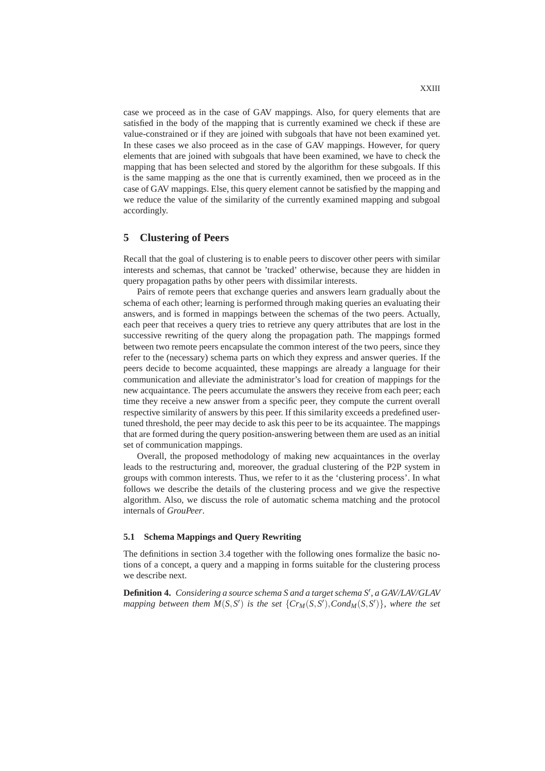case we proceed as in the case of GAV mappings. Also, for query elements that are satisfied in the body of the mapping that is currently examined we check if these are value-constrained or if they are joined with subgoals that have not been examined yet. In these cases we also proceed as in the case of GAV mappings. However, for query elements that are joined with subgoals that have been examined, we have to check the mapping that has been selected and stored by the algorithm for these subgoals. If this is the same mapping as the one that is currently examined, then we proceed as in the case of GAV mappings. Else, this query element cannot be satisfied by the mapping and we reduce the value of the similarity of the currently examined mapping and subgoal accordingly.

## 5 Clustering of Peers

Recall that the goal of clustering is to enable peers to discover other peers with similar interests and schemas, that cannot be 'tracked' otherwise, because they are hidden in query propagation paths by other peers with dissimilar interests.

Pairs of remote peers that exchange queries and answers learn gradually about the schema of each other; learning is performed through making queries an evaluating their answers, and is formed in mappings between the schemas of the two peers. Actually, each peer that receives a query tries to retrieve any query attributes that are lost in the successive rewriting of the query along the propagation path. The mappings formed between two remote peers encapsulate the common interest of the two peers, since they refer to the (necessary) schema parts on which they express and answer queries. If the peers decide to become acquainted, these mappings are already a language for their communication and alleviate the administrator's load for creation of mappings for the new acquaintance. The peers accumulate the answers they receive from each peer; each time they receive a new answer from a specific peer, they compute the current overall respective similarity of answers by this peer. If this similarity exceeds a predefined user-tuned threshold, the peer may decide to ask this peer to be its acquaintee. The mappings that are formed during the query position-answering between them are used as an initial set of communication mappings.

Overall, the proposed methodology of making new acquaintances in the overlay leads to the restructuring and, moreover, the gradual clustering of the P2P system in groups with common interests. Thus, we refer to it as the 'clustering process'. In what follows we describe the details of the clustering process and we give the respective algorithm. Also, we discuss the role of automatic schema matching and the protocol internals of *GrouPeer*.

### 5.1 Schema Mappings and Query Rewriting

The definitions in section 3.4 together with the following ones formalize the basic notions of a concept, a query and a mapping in forms suitable for the clustering process we describe next.

**Definition 4.** *Considering a source schema $S$ and a target schema $S'$, a GAV/LAV/GLAV mapping between them $M(S,S')$ is the set $\{Cr_M(S,S'), Cond_M(S,S')\}$, where the set*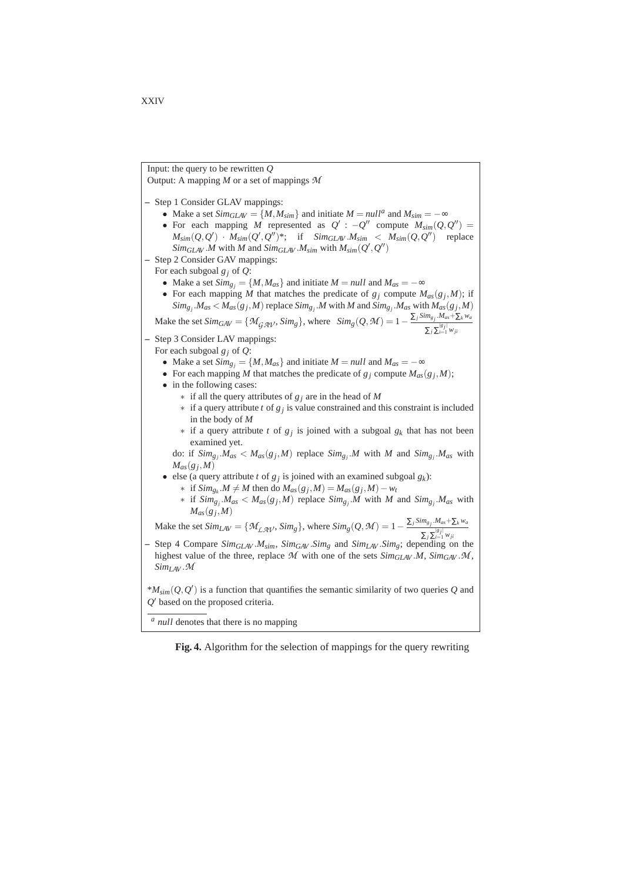Input: the query to be rewritten $Q$

Output: A mapping $M$ or a set of mappings $\mathcal{M}$

- Step 1 Consider GLAV mappings:
  - Make a set $Sim_{GLAV} = \{M, M_{sim}\}$ and initiate $M = null^{a}$ and $M_{sim} = -\infty$
  - For each mapping $M$ represented as $Q' : -Q''$ compute $M_{sim}(Q,Q'') = M_{sim}(Q,Q') \cdot M_{sim}(Q',Q'')$*; if $Sim_{GLAV}.M_{sim} < M_{sim}(Q,Q'')$ replace $Sim_{GLAV}.M$ with $M$ and $Sim_{GLAV}.M_{sim}$ with $M_{sim}(Q',Q'')$
- Step 2 Consider GAV mappings:

  For each subgoal $g_j$ of $Q$:
  - Make a set $Sim_{g_j} = \{M, M_{as}\}$ and initiate $M = null$ and $M_{as} = -\infty$
  - For each mapping $M$ that matches the predicate of $g_j$ compute $M_{as}(g_j,M)$; if $Sim_{g_j}.M_{as} < M_{as}(g_j,M)$ replace $Sim_{g_j}.M$ with $M$ and $Sim_{g_j}.M_{as}$ with $M_{as}(g_j,M)$

  Make the set $Sim_{GAV} = \{\mathcal{M}_{\mathcal{GAV}}, Sim_g\}$, where $Sim_g(Q,\mathcal{M}) = 1 - \frac{\sum_j Sim_{g_j}.M_{as} + \sum_k w_a}{\sum_j \sum_{i=1}^{|g_j|} w_{ji}}$
- Step 3 Consider LAV mappings:

  For each subgoal $g_j$ of $Q$:
  - Make a set $Sim_{g_j} = \{M, M_{as}\}$ and initiate $M = null$ and $M_{as} = -\infty$
  - For each mapping $M$ that matches the predicate of $g_j$ compute $M_{as}(g_j,M)$;
  - in the following cases:
    - if all the query attributes of $g_j$ are in the head of $M$
    - if a query attribute $t$ of $g_j$ is value constrained and this constraint is included in the body of $M$
    - if a query attribute $t$ of $g_j$ is joined with a subgoal $g_k$ that has not been examined yet.

    do: if $Sim_{g_j}.M_{as} < M_{as}(g_j,M)$ replace $Sim_{g_j}.M$ with $M$ and $Sim_{g_j}.M_{as}$ with $M_{as}(g_j,M)$
  - else (a query attribute $t$ of $g_j$ is joined with an examined subgoal $g_k$):
    - if $Sim_{g_k}.M \neq M$ then do $M_{as}(g_j,M) = M_{as}(g_j,M) - w_t$
    - if $Sim_{g_j}.M_{as} < M_{as}(g_j,M)$ replace $Sim_{g_j}.M$ with $M$ and $Sim_{g_j}.M_{as}$ with $M_{as}(g_j,M)$

  Make the set $Sim_{LAV} = \{\mathcal{M}_{\mathcal{LAV}}, Sim_g\}$, where $Sim_g(Q,\mathcal{M}) = 1 - \frac{\sum_j Sim_{g_j}.M_{as} + \sum_k w_a}{\sum_j \sum_{i=1}^{|g_j|} w_{ji}}$
- Step 4 Compare $Sim_{GLAV}.M_{sim}$, $Sim_{GAV}.Sim_g$ and $Sim_{LAV}.Sim_g$; depending on the highest value of the three, replace $\mathcal{M}$ with one of the sets $Sim_{GLAV}.M$, $Sim_{GAV}.\mathcal{M}$, $Sim_{LAV}.\mathcal{M}$

*$M_{sim}(Q,Q')$ is a function that quantifies the semantic similarity of two queries $Q$ and $Q'$ based on the proposed criteria.

[a] *null* denotes that there is no mapping

**Fig. 4.** Algorithm for the selection of mappings for the query rewriting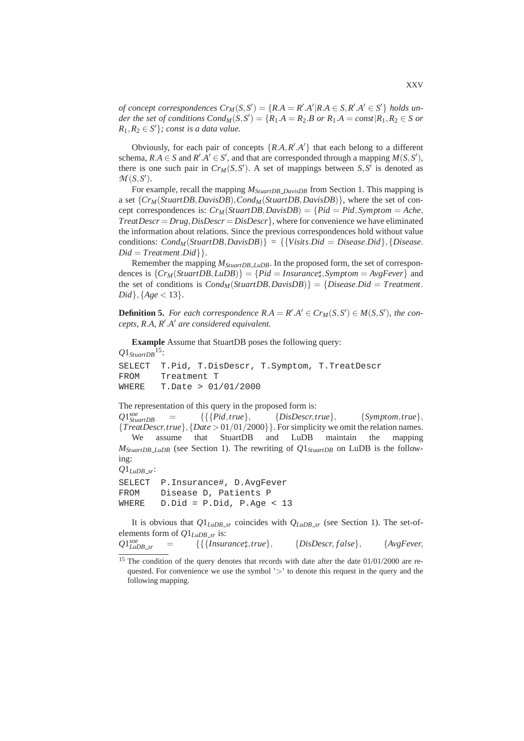*of concept correspondences* $Cr_M(S,S') = \{R.A = R'.A' | R.A \in S, R'.A' \in S'\}$ *holds under the set of conditions* $Cond_M(S,S') = \{R_1.A = R_2.B \text{ or } R_1.A = const | R_1, R_2 \in S \text{ or } R_1, R_2 \in S'\}$*; const is a data value.*

Obviously, for each pair of concepts $\{R.A, R'.A'\}$ that each belong to a different schema, $R.A \in S$ and $R'.A' \in S'$, and that are corresponded through a mapping $M(S,S')$, there is one such pair in $Cr_M(S,S')$. A set of mappings between $S, S'$ is denoted as $\mathcal{M}(S,S')$.

For example, recall the mapping $M_{StuartDB\_DavisDB}$ from Section 1. This mapping is a set $\{Cr_M(StuartDB, DavisDB), Cond_M(StuartDB, DavisDB)\}$, where the set of concept correspondences is: $Cr_M(StuartDB, DavisDB) = \{Pid = Pid, Symptom = Ache, TreatDescr = Drug, DisDescr = DisDescr\}$, where for convenience we have eliminated the information about relations. Since the previous correspondences hold without value conditions: $Cond_M(StuartDB, DavisDB)\} = \{\{Visits.Did = Disease.Did\}, \{Disease.Did = Treatment.Did\}\}$.

Remember the mapping $M_{StuartDB\_LuDB}$. In the proposed form, the set of correspondences is $\{Cr_M(StuartDB, LuDB)\} = \{Pid = Insurance\sharp, Symptom = AvgFever\}$ and the set of conditions is $Cond_M(StuartDB, DavisDB)\} = \{Disease.Did = Treatment.Did\}, \{Age < 13\}$.

**Definition 5.** *For each correspondence* $R.A = R'.A' \in Cr_M(S,S') \in M(S,S')$*, the concepts,* $R.A$*,* $R'.A'$ *are considered equivalent.*

**Example** Assume that StuartDB poses the following query:

$Q1_{StuartDB}$[15]:

```
SELECT  T.Pid, T.DisDescr, T.Symptom, T.TreatDescr
FROM    Treatment T
WHERE   T.Date > 01/01/2000
```

The representation of this query in the proposed form is:

$Q1^{soe}_{StuartDB} = \{\{\{Pid, true\}, \{DisDescr, true\}, \{Symptom, true\}, \{TreatDescr, true\}, \{Date > 01/01/2000\}\}$. For simplicity we omit the relation names.

We assume that StuartDB and LuDB maintain the mapping $M_{StuartDB\_LuDB}$ (see Section 1). The rewriting of $Q1_{StuartDB}$ on LuDB is the following:

$Q1_{LuDB\_sr}$:

```
SELECT  P.Insurance#, D.AvgFever
FROM    Disease D, Patients P
WHERE   D.Did = P.Did, P.Age < 13
```

It is obvious that $Q1_{LuDB\_sr}$ coincides with $Q_{LuDB\_sr}$ (see Section 1). The set-of-elements form of $Q1_{LuDB\_sr}$ is:

$Q1^{soe}_{LuDB\_sr} = \{\{\{Insurance\sharp, true\}, \{DisDescr, false\}, \{AvgFever,$

[15] The condition of the query denotes that records with date after the date 01/01/2000 are requested. For convenience we use the symbol '>' to denote this request in the query and the following mapping.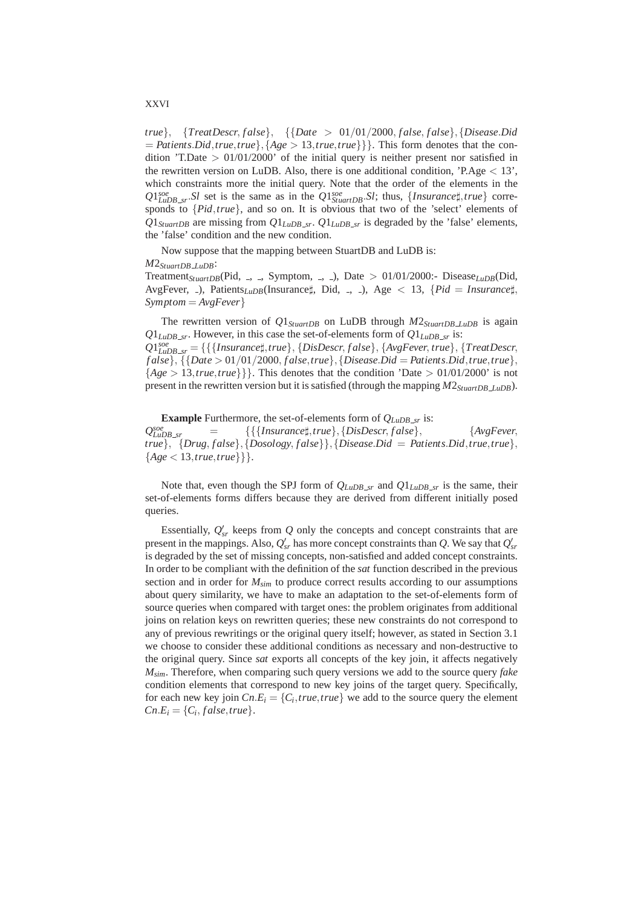$true\}$, $\{TreatDescr, false\}$, $\{\{Date > 01/01/2000, false, false\}, \{Disease.Did = Patients.Did, true, true\}, \{Age > 13, true, true\}\}\}$. This form denotes that the condition 'T.Date > 01/01/2000' of the initial query is neither present nor satisfied in the rewritten version on LuDB. Also, there is one additional condition, 'P.Age < 13', which constraints more the initial query. Note that the order of the elements in the $Q1^{soe}_{LuDB\_sr}.Sl$ set is the same as in the $Q1^{soe}_{StuartDB}.Sl$; thus, $\{Insurance\sharp, true\}$ corresponds to $\{Pid, true\}$, and so on. It is obvious that two of the 'select' elements of $Q1_{StuartDB}$ are missing from $Q1_{LuDB\_sr}$. $Q1_{LuDB\_sr}$ is degraded by the 'false' elements, the 'false' condition and the new condition.

Now suppose that the mapping between StuartDB and LuDB is:

$M2_{StuartDB\_LuDB}$:

Treatment$_{StuartDB}$(Pid, _, _, Symptom, _, _), Date > 01/01/2000:- Disease$_{LuDB}$(Did, AvgFever, _), Patients$_{LuDB}$(Insurance♯, Did, _, _), Age < 13, $\{Pid = Insurance\sharp, Symptom = AvgFever\}$

The rewritten version of $Q1_{StuartDB}$ on LuDB through $M2_{StuartDB\_LuDB}$ is again $Q1_{LuDB\_sr}$. However, in this case the set-of-elements form of $Q1_{LuDB\_sr}$ is:

$Q1^{soe}_{LuDB\_sr} = \{\{\{Insurance\sharp, true\}, \{DisDescr, false\}, \{AvgFever, true\}, \{TreatDescr, false\}, \{\{Date > 01/01/2000, false, true\}, \{Disease.Did = Patients.Did, true, true\}, \{Age > 13, true, true\}\}\}$. This denotes that the condition 'Date > 01/01/2000' is not present in the rewritten version but it is satisfied (through the mapping $M2_{StuartDB\_LuDB}$).

**Example** Furthermore, the set-of-elements form of $Q_{LuDB\_sr}$ is:

$Q^{soe}_{LuDB\_sr} = \{\{\{Insurance\sharp, true\}, \{DisDescr, false\}, \{AvgFever, true\}, \{Drug, false\}, \{Dosology, false\}\}, \{Disease.Did = Patients.Did, true, true\}, \{Age < 13, true, true\}\}\}$.

Note that, even though the SPJ form of $Q_{LuDB\_sr}$ and $Q1_{LuDB\_sr}$ is the same, their set-of-elements forms differs because they are derived from different initially posed queries.

Essentially, $Q'_{sr}$ keeps from $Q$ only the concepts and concept constraints that are present in the mappings. Also, $Q'_{sr}$ has more concept constraints than $Q$. We say that $Q'_{sr}$ is degraded by the set of missing concepts, non-satisfied and added concept constraints. In order to be compliant with the definition of the *sat* function described in the previous section and in order for $M_{sim}$ to produce correct results according to our assumptions about query similarity, we have to make an adaptation to the set-of-elements form of source queries when compared with target ones: the problem originates from additional joins on relation keys on rewritten queries; these new constraints do not correspond to any of previous rewritings or the original query itself; however, as stated in Section 3.1 we choose to consider these additional conditions as necessary and non-destructive to the original query. Since *sat* exports all concepts of the key join, it affects negatively $M_{sim}$. Therefore, when comparing such query versions we add to the source query *fake* condition elements that correspond to new key joins of the target query. Specifically, for each new key join $Cn.E_i = \{C_i, true, true\}$ we add to the source query the element $Cn.E_i = \{C_i, false, true\}$.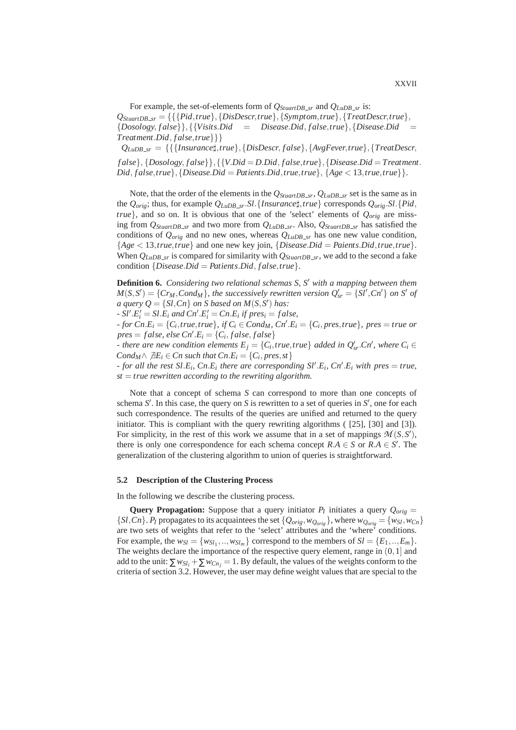For example, the set-of-elements form of $Q_{StuartDB\_sr}$ and $Q_{LuDB\_sr}$ is:

$Q_{StuartDB\_sr} = \{\{\{Pid, true\}, \{DisDescr, true\}, \{Symptom, true\}, \{TreatDescr, true\}, \{Dosology, false\}\}, \{\{Visits.Did = Disease.Did, false, true\}, \{Disease.Did = Treatment.Did, false, true\}\}\}$

$Q_{LuDB\_sr} = \{\{\{Insurance\sharp, true\}, \{DisDescr, false\}, \{AvgFever, true\}, \{TreatDescr, false\}, \{Dosology, false\}\}, \{\{V.Did = D.Did, false, true\}, \{Disease.Did = Treatment.Did, false, true\}, \{Disease.Did = Patients.Did, true, true\}, \{Age < 13, true, true\}\}$.

Note, that the order of the elements in the $Q_{StuartDB\_sr}$, $Q_{LuDB\_sr}$ set is the same as in the $Q_{orig}$; thus, for example $Q_{LuDB\_sr}.Sl.\{Insurance\sharp, true\}$ corresponds $Q_{orig}.Sl.\{Pid, true\}$, and so on. It is obvious that one of the 'select' elements of $Q_{orig}$ are missing from $Q_{StuartDB\_sr}$ and two more from $Q_{LuDB\_sr}$. Also, $Q_{StuartDB\_sr}$ has satisfied the conditions of $Q_{orig}$ and no new ones, whereas $Q_{LuDB\_sr}$ has one new value condition, $\{Age < 13, true, true\}$ and one new key join, $\{Disease.Did = Paients.Did, true, true\}$. When $Q_{LuDB\_sr}$ is compared for similarity with $Q_{StuartDB\_sr}$, we add to the second a fake condition $\{Disease.Did = Patients.Did, false, true\}$.

**Definition 6.** *Considering two relational schemas $S$, $S'$ with a mapping between them $M(S,S') = \{Cr_M, Cond_M\}$, the successively rewritten version $Q'_{sr} = \{Sl', Cn'\}$ on $S'$ of a query $Q = \{Sl, Cn\}$ on $S$ based on $M(S,S')$ has:*

*- $Sl'.E'_i = Sl.E_i$ and $Cn'.E'_i = Cn.E_i$ if $pres_i = false$,*

*- for $Cn.E_i = \{C_i, true, true\}$, if $C_i \in Cond_M$, $Cn'.E_i = \{C_i, pres, true\}$, $pres = true$ or $pres = false$, else $Cn'.E_i = \{C_i, false, false\}$*

*- there are new condition elements $E_j = \{C_i, true, true\}$ added in $Q'_{sr}.Cn'$, where $C_i \in Cond_M \wedge \nexists E_i \in Cn$ such that $Cn.E_i = \{C_i, pres, st\}$*

*- for all the rest $Sl.E_i$, $Cn.E_i$ there are corresponding $Sl'.E_i$, $Cn'.E_i$ with $pres = true$, $st = true$ rewritten according to the rewriting algorithm.*

Note that a concept of schema $S$ can correspond to more than one concepts of schema $S'$. In this case, the query on $S$ is rewritten to a set of queries in $S'$, one for each such correspondence. The results of the queries are unified and returned to the query initiator. This is compliant with the query rewriting algorithms ( [25], [30] and [3]). For simplicity, in the rest of this work we assume that in a set of mappings $\mathcal{M}(S,S')$, there is only one correspondence for each schema concept $R.A \in S$ or $R.A \in S'$. The generalization of the clustering algorithm to union of queries is straightforward.

### 5.2 Description of the Clustering Process

In the following we describe the clustering process.

**Query Propagation:** Suppose that a query initiator $P_I$ initiates a query $Q_{orig} = \{Sl, Cn\}$. $P_I$ propagates to its acquaintees the set $\{Q_{orig}, w_{Q_{orig}}\}$, where $w_{Q_{orig}} = \{w_{Sl}, w_{Cn}\}$ are two sets of weights that refer to the 'select' attributes and the 'where' conditions. For example, the $w_{Sl} = \{w_{Sl_1}, .., w_{Sl_m}\}$ correspond to the members of $Sl = \{E_1, .., E_m\}$. The weights declare the importance of the respective query element, range in $(0,1]$ and add to the unit: $\sum w_{Sl_i} + \sum w_{Cn_j} = 1$. By default, the values of the weights conform to the criteria of section 3.2. However, the user may define weight values that are special to the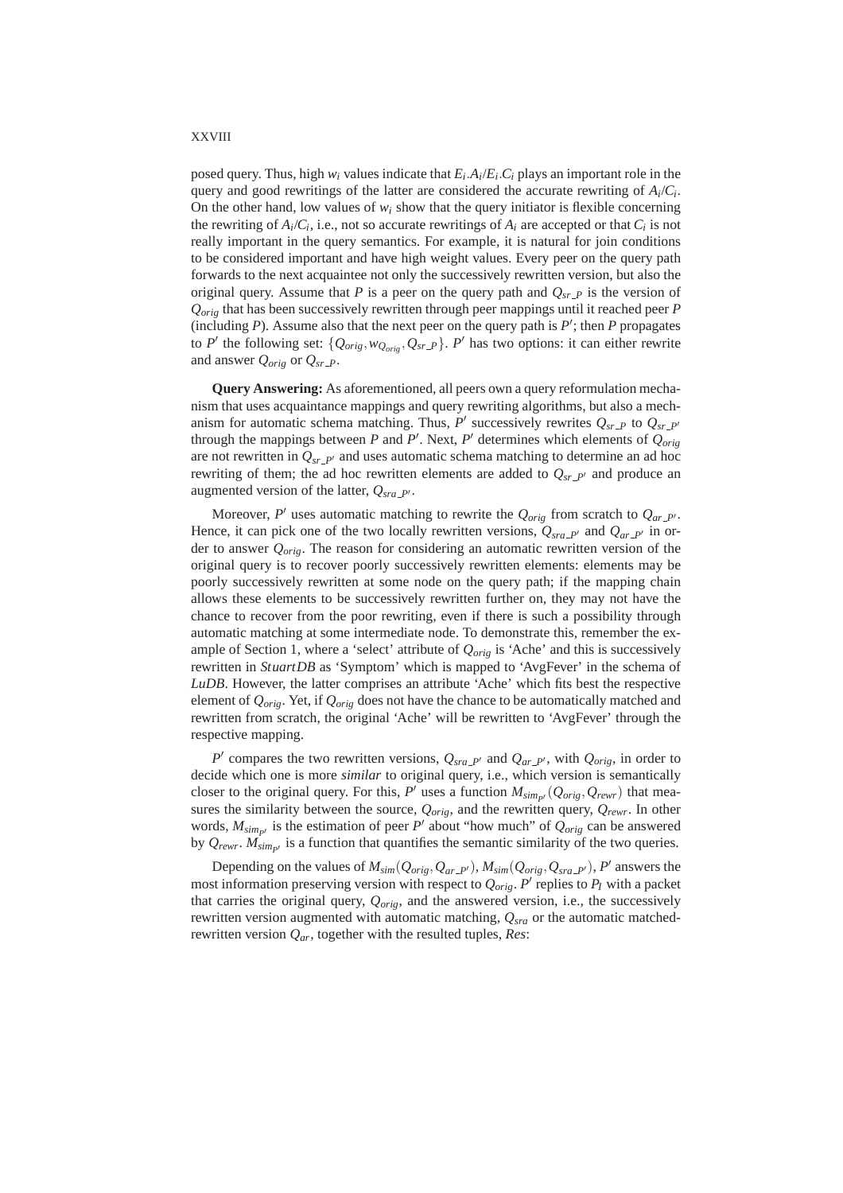posed query. Thus, high $w_i$ values indicate that $E_i.A_i/E_i.C_i$ plays an important role in the query and good rewritings of the latter are considered the accurate rewriting of $A_i/C_i$. On the other hand, low values of $w_i$ show that the query initiator is flexible concerning the rewriting of $A_i/C_i$, i.e., not so accurate rewritings of $A_i$ are accepted or that $C_i$ is not really important in the query semantics. For example, it is natural for join conditions to be considered important and have high weight values. Every peer on the query path forwards to the next acquaintee not only the successively rewritten version, but also the original query. Assume that $P$ is a peer on the query path and $Q_{sr\_P}$ is the version of $Q_{orig}$ that has been successively rewritten through peer mappings until it reached peer $P$ (including $P$). Assume also that the next peer on the query path is $P'$; then $P$ propagates to $P'$ the following set: $\{Q_{orig}, w_{Q_{orig}}, Q_{sr\_P}\}$. $P'$ has two options: it can either rewrite and answer $Q_{orig}$ or $Q_{sr\_P}$.

**Query Answering:** As aforementioned, all peers own a query reformulation mechanism that uses acquaintance mappings and query rewriting algorithms, but also a mechanism for automatic schema matching. Thus, $P'$ successively rewrites $Q_{sr\_P}$ to $Q_{sr\_P'}$ through the mappings between $P$ and $P'$. Next, $P'$ determines which elements of $Q_{orig}$ are not rewritten in $Q_{sr\_P'}$ and uses automatic schema matching to determine an ad hoc rewriting of them; the ad hoc rewritten elements are added to $Q_{sr\_P'}$ and produce an augmented version of the latter, $Q_{sra\_P'}$.

Moreover, $P'$ uses automatic matching to rewrite the $Q_{orig}$ from scratch to $Q_{ar\_P'}$. Hence, it can pick one of the two locally rewritten versions, $Q_{sra\_P'}$ and $Q_{ar\_P'}$ in order to answer $Q_{orig}$. The reason for considering an automatic rewritten version of the original query is to recover poorly successively rewritten elements: elements may be poorly successively rewritten at some node on the query path; if the mapping chain allows these elements to be successively rewritten further on, they may not have the chance to recover from the poor rewriting, even if there is such a possibility through automatic matching at some intermediate node. To demonstrate this, remember the example of Section 1, where a 'select' attribute of $Q_{orig}$ is 'Ache' and this is successively rewritten in *StuartDB* as 'Symptom' which is mapped to 'AvgFever' in the schema of *LuDB*. However, the latter comprises an attribute 'Ache' which fits best the respective element of $Q_{orig}$. Yet, if $Q_{orig}$ does not have the chance to be automatically matched and rewritten from scratch, the original 'Ache' will be rewritten to 'AvgFever' through the respective mapping.

$P'$ compares the two rewritten versions, $Q_{sra\_P'}$ and $Q_{ar\_P'}$, with $Q_{orig}$, in order to decide which one is more *similar* to original query, i.e., which version is semantically closer to the original query. For this, $P'$ uses a function $M_{sim_{P'}}(Q_{orig}, Q_{rewr})$ that measures the similarity between the source, $Q_{orig}$, and the rewritten query, $Q_{rewr}$. In other words, $M_{sim_{P'}}$ is the estimation of peer $P'$ about "how much" of $Q_{orig}$ can be answered by $Q_{rewr}$. $M_{sim_{P'}}$ is a function that quantifies the semantic similarity of the two queries.

Depending on the values of $M_{sim}(Q_{orig}, Q_{ar\_P'})$, $M_{sim}(Q_{orig}, Q_{sra\_P'})$, $P'$ answers the most information preserving version with respect to $Q_{orig}$. $P'$ replies to $P_I$ with a packet that carries the original query, $Q_{orig}$, and the answered version, i.e., the successively rewritten version augmented with automatic matching, $Q_{sra}$ or the automatic matched-rewritten version $Q_{ar}$, together with the resulted tuples, *Res*: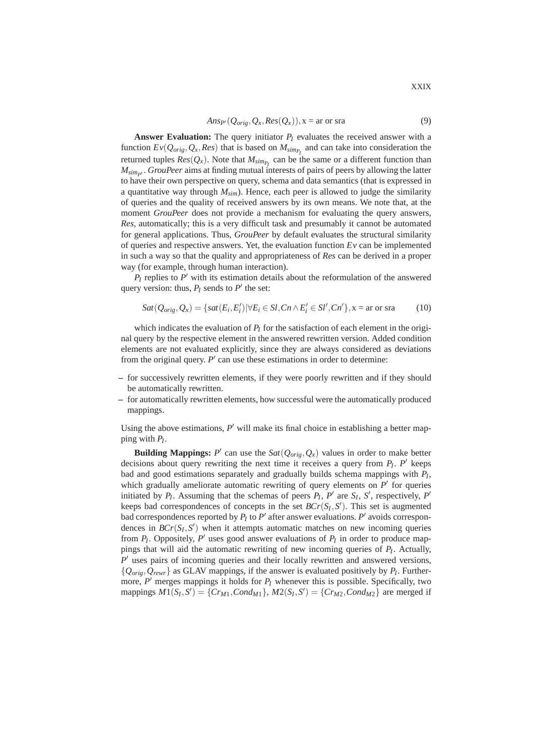$$Ans_{P'}(Q_{orig}, Q_x, Res(Q_x)), \text{x = ar or sra} \tag{9}$$

**Answer Evaluation:** The query initiator $P_I$ evaluates the received answer with a function $Ev(Q_{orig}, Q_x, Res)$ that is based on $M_{sim_{P_I}}$ and can take into consideration the returned tuples $Res(Q_x)$. Note that $M_{sim_{P_I}}$ can be the same or a different function than $M_{sim_{P'}}$. *GrouPeer* aims at finding mutual interests of pairs of peers by allowing the latter to have their own perspective on query, schema and data semantics (that is expressed in a quantitative way through $M_{sim}$). Hence, each peer is allowed to judge the similarity of queries and the quality of received answers by its own means. We note that, at the moment *GrouPeer* does not provide a mechanism for evaluating the query answers, *Res*, automatically; this is a very difficult task and presumably it cannot be automated for general applications. Thus, *GrouPeer* by default evaluates the structural similarity of queries and respective answers. Yet, the evaluation function $Ev$ can be implemented in such a way so that the quality and appropriateness of *Res* can be derived in a proper way (for example, through human interaction).

$P_I$ replies to $P'$ with its estimation details about the reformulation of the answered query version: thus, $P_I$ sends to $P'$ the set:

$$Sat(Q_{orig}, Q_x) = \{sat(E_i, E'_i) | \forall E_i \in Sl, Cn \wedge E'_i \in Sl', Cn'\}, \text{x = ar or sra} \tag{10}$$

which indicates the evaluation of $P_I$ for the satisfaction of each element in the original query by the respective element in the answered rewritten version. Added condition elements are not evaluated explicitly, since they are always considered as deviations from the original query. $P'$ can use these estimations in order to determine:

- for successively rewritten elements, if they were poorly rewritten and if they should be automatically rewritten.
- for automatically rewritten elements, how successful were the automatically produced mappings.

Using the above estimations, $P'$ will make its final choice in establishing a better mapping with $P_I$.

**Building Mappings:** $P'$ can use the $Sat(Q_{orig}, Q_x)$ values in order to make better decisions about query rewriting the next time it receives a query from $P_I$. $P'$ keeps bad and good estimations separately and gradually builds schema mappings with $P_I$, which gradually ameliorate automatic rewriting of query elements on $P'$ for queries initiated by $P_I$. Assuming that the schemas of peers $P_I$, $P'$ are $S_I$, $S'$, respectively, $P'$ keeps bad correspondences of concepts in the set $BCr(S_I, S')$. This set is augmented bad correspondences reported by $P_I$ to $P'$ after answer evaluations. $P'$ avoids correspondences in $BCr(S_I, S')$ when it attempts automatic matches on new incoming queries from $P_I$. Oppositely, $P'$ uses good answer evaluations of $P_I$ in order to produce mappings that will aid the automatic rewriting of new incoming queries of $P_I$. Actually, $P'$ uses pairs of incoming queries and their locally rewritten and answered versions, $\{Q_{orig}, Q_{rewr}\}$ as GLAV mappings, if the answer is evaluated positively by $P_I$. Furthermore, $P'$ merges mappings it holds for $P_I$ whenever this is possible. Specifically, two mappings $M1(S_I, S') = \{Cr_{M1}, Cond_{M1}\}$, $M2(S_I, S') = \{Cr_{M2}, Cond_{M2}\}$ are merged if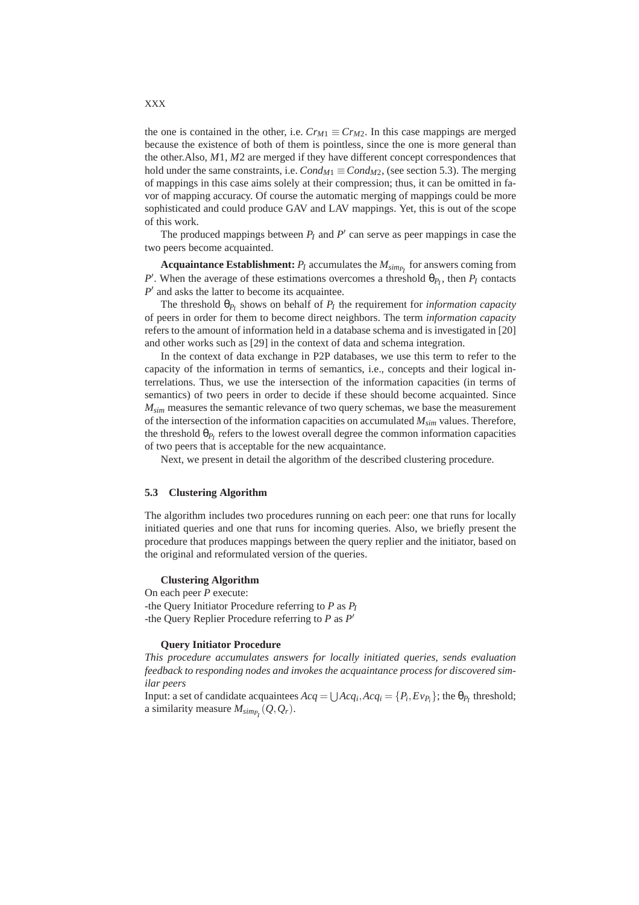the one is contained in the other, i.e. $Cr_{M1} \equiv Cr_{M2}$. In this case mappings are merged because the existence of both of them is pointless, since the one is more general than the other.Also, $M1$, $M2$ are merged if they have different concept correspondences that hold under the same constraints, i.e. $Cond_{M1} \equiv Cond_{M2}$, (see section 5.3). The merging of mappings in this case aims solely at their compression; thus, it can be omitted in favor of mapping accuracy. Of course the automatic merging of mappings could be more sophisticated and could produce GAV and LAV mappings. Yet, this is out of the scope of this work.

The produced mappings between $P_I$ and $P'$ can serve as peer mappings in case the two peers become acquainted.

**Acquaintance Establishment:** $P_I$ accumulates the $M_{sim_{P_I}}$ for answers coming from $P'$. When the average of these estimations overcomes a threshold $\theta_{P_I}$, then $P_I$ contacts $P'$ and asks the latter to become its acquaintee.

The threshold $\theta_{P_I}$ shows on behalf of $P_I$ the requirement for *information capacity* of peers in order for them to become direct neighbors. The term *information capacity* refers to the amount of information held in a database schema and is investigated in [20] and other works such as [29] in the context of data and schema integration.

In the context of data exchange in P2P databases, we use this term to refer to the capacity of the information in terms of semantics, i.e., concepts and their logical interrelations. Thus, we use the intersection of the information capacities (in terms of semantics) of two peers in order to decide if these should become acquainted. Since $M_{sim}$ measures the semantic relevance of two query schemas, we base the measurement of the intersection of the information capacities on accumulated $M_{sim}$ values. Therefore, the threshold $\theta_{P_I}$ refers to the lowest overall degree the common information capacities of two peers that is acceptable for the new acquaintance.

Next, we present in detail the algorithm of the described clustering procedure.

### 5.3 Clustering Algorithm

The algorithm includes two procedures running on each peer: one that runs for locally initiated queries and one that runs for incoming queries. Also, we briefly present the procedure that produces mappings between the query replier and the initiator, based on the original and reformulated version of the queries.

**Clustering Algorithm**

On each peer $P$ execute:
-the Query Initiator Procedure referring to $P$ as $P_I$
-the Query Replier Procedure referring to $P$ as $P'$

**Query Initiator Procedure**

*This procedure accumulates answers for locally initiated queries, sends evaluation feedback to responding nodes and invokes the acquaintance process for discovered similar peers*

Input: a set of candidate acquaintees $Acq = \bigcup Acq_i, Acq_i = \{P_i, Ev_{P_i}\}$; the $\theta_{P_I}$ threshold; a similarity measure $M_{sim_{P_I}}(Q, Q_r)$.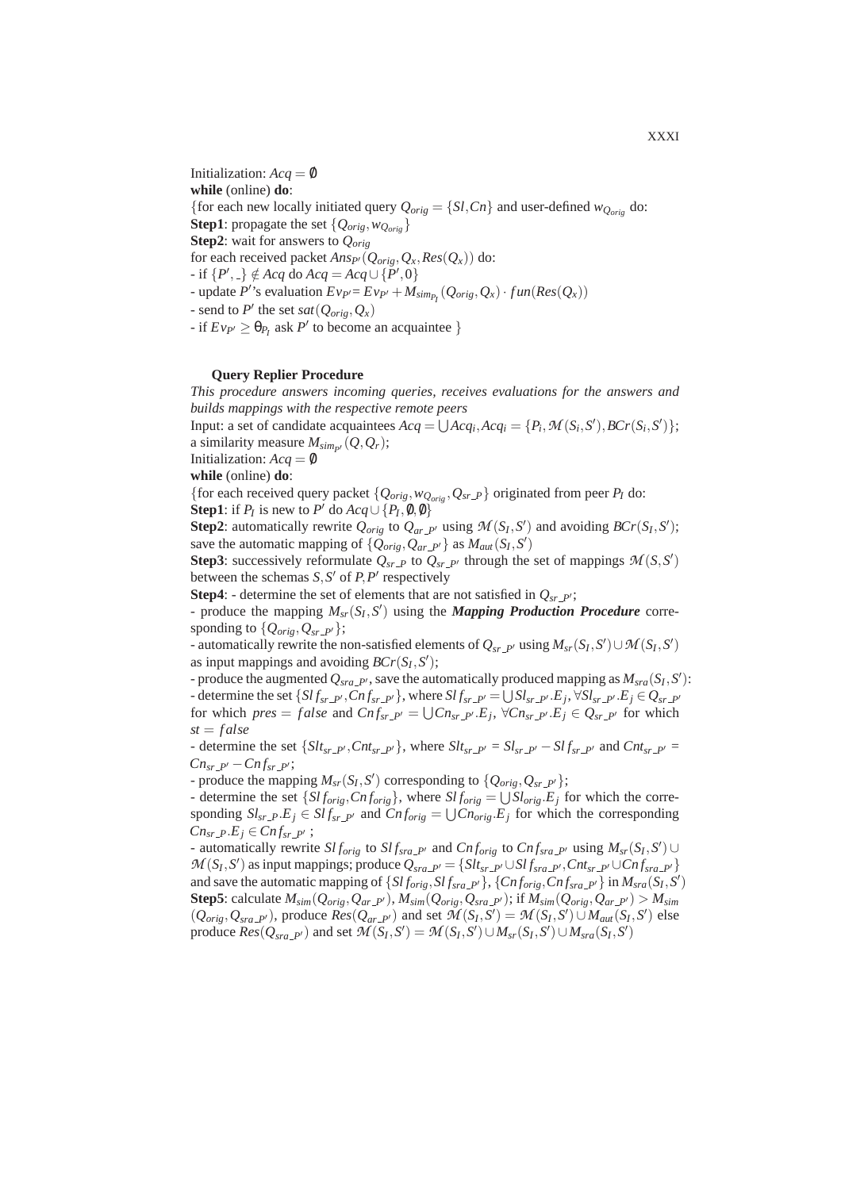Initialization: $Acq = \emptyset$

**while** (online) **do**:

{for each new locally initiated query $Q_{orig} = \{Sl, Cn\}$ and user-defined $w_{Q_{orig}}$ do:

**Step1**: propagate the set $\{Q_{orig}, w_{Q_{orig}}\}$

**Step2**: wait for answers to $Q_{orig}$

for each received packet $Ans_{P'}(Q_{orig}, Q_x, Res(Q_x))$ do:

- if $\{P', \_\} \notin Acq$ do $Acq = Acq \cup \{P', 0\}$
- update $P'$'s evaluation $Ev_{P'} = Ev_{P'} + M_{sim_{P_I}}(Q_{orig}, Q_x) \cdot fun(Res(Q_x))$
- send to $P'$ the set $sat(Q_{orig}, Q_x)$
- if $Ev_{P'} \geq \theta_{P_I}$ ask $P'$ to become an acquaintee }

**Query Replier Procedure**

*This procedure answers incoming queries, receives evaluations for the answers and builds mappings with the respective remote peers*

Input: a set of candidate acquaintees $Acq = \bigcup Acq_i, Acq_i = \{P_i, \mathcal{M}(S_i, S'), BCr(S_i, S')\}$; a similarity measure $M_{sim_{P'}}(Q, Q_r)$;

Initialization: $Acq = \emptyset$

**while** (online) **do**:

{for each received query packet $\{Q_{orig}, w_{Q_{orig}}, Q_{sr\_P}\}$ originated from peer $P_I$ do:

**Step1**: if $P_I$ is new to $P'$ do $Acq \cup \{P_I, \emptyset, \emptyset\}$

**Step2**: automatically rewrite $Q_{orig}$ to $Q_{ar\_P'}$ using $\mathcal{M}(S_I, S')$ and avoiding $BCr(S_I, S')$; save the automatic mapping of $\{Q_{orig}, Q_{ar\_P'}\}$ as $M_{aut}(S_I, S')$

**Step3**: successively reformulate $Q_{sr\_P}$ to $Q_{sr\_P'}$ through the set of mappings $\mathcal{M}(S, S')$ between the schemas $S, S'$ of $P, P'$ respectively

**Step4**: - determine the set of elements that are not satisfied in $Q_{sr\_P'}$;

- produce the mapping $M_{sr}(S_I, S')$ using the ***Mapping Production Procedure*** corresponding to $\{Q_{orig}, Q_{sr\_P'}\}$;
- automatically rewrite the non-satisfied elements of $Q_{sr\_P'}$ using $M_{sr}(S_I, S') \cup \mathcal{M}(S_I, S')$ as input mappings and avoiding $BCr(S_I, S')$;
- produce the augmented $Q_{sra\_P'}$, save the automatically produced mapping as $M_{sra}(S_I, S')$:
- determine the set $\{Slf_{sr\_P'}, Cnf_{sr\_P'}\}$, where $Slf_{sr\_P'} = \bigcup Sl_{sr\_P'}.E_j$, $\forall Sl_{sr\_P'}.E_j \in Q_{sr\_P'}$ for which $pres = false$ and $Cnf_{sr\_P'} = \bigcup Cn_{sr\_P'}.E_j$, $\forall Cn_{sr\_P'}.E_j \in Q_{sr\_P'}$ for which $st = false$
- determine the set $\{Slt_{sr\_P'}, Cnt_{sr\_P'}\}$, where $Slt_{sr\_P'} = Sl_{sr\_P'} - Slf_{sr\_P'}$ and $Cnt_{sr\_P'} = Cn_{sr\_P'} - Cnf_{sr\_P'}$;
- produce the mapping $M_{sr}(S_I, S')$ corresponding to $\{Q_{orig}, Q_{sr\_P'}\}$;
- determine the set $\{Slf_{orig}, Cnf_{orig}\}$, where $Slf_{orig} = \bigcup Sl_{orig}.E_j$ for which the corresponding $Sl_{sr\_P}.E_j \in Slf_{sr\_P'}$ and $Cnf_{orig} = \bigcup Cn_{orig}.E_j$ for which the corresponding $Cn_{sr\_P}.E_j \in Cnf_{sr\_P'}$ ;
- automatically rewrite $Slf_{orig}$ to $Slf_{sra\_P'}$ and $Cnf_{orig}$ to $Cnf_{sra\_P'}$ using $M_{sr}(S_I, S') \cup \mathcal{M}(S_I, S')$ as input mappings; produce $Q_{sra\_P'} = \{Slt_{sr\_P'} \cup Slf_{sra\_P'}, Cnt_{sr\_P'} \cup Cnf_{sra\_P'}\}$ and save the automatic mapping of $\{Slf_{orig}, Slf_{sra\_P'}\}$, $\{Cnf_{orig}, Cnf_{sra\_P'}\}$ in $M_{sra}(S_I, S')$

**Step5**: calculate $M_{sim}(Q_{orig}, Q_{ar\_P'})$, $M_{sim}(Q_{orig}, Q_{sra\_P'})$; if $M_{sim}(Q_{orig}, Q_{ar\_P'}) > M_{sim}(Q_{orig}, Q_{sra\_P'})$, produce $Res(Q_{ar\_P'})$ and set $\mathcal{M}(S_I, S') = \mathcal{M}(S_I, S') \cup M_{aut}(S_I, S')$ else produce $Res(Q_{sra\_P'})$ and set $\mathcal{M}(S_I, S') = \mathcal{M}(S_I, S') \cup M_{sr}(S_I, S') \cup M_{sra}(S_I, S')$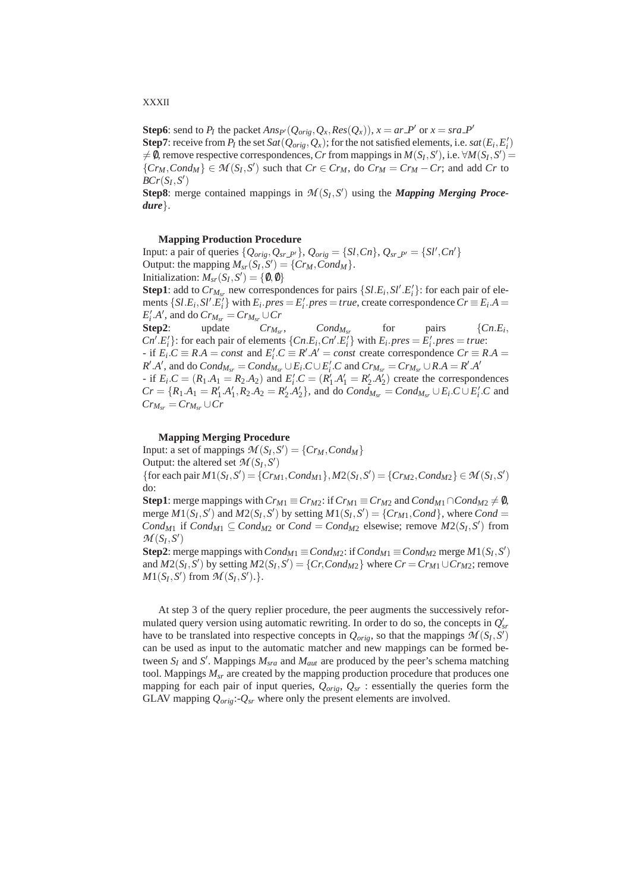**Step6**: send to $P_I$ the packet $Ans_{P'}(Q_{orig}, Q_x, Res(Q_x))$, $x = ar\_P'$ or $x = sra\_P'$

**Step7**: receive from $P_I$ the set $Sat(Q_{orig}, Q_x)$; for the not satisfied elements, i.e. $sat(E_i, E_i') \neq \emptyset$, remove respective correspondences, $Cr$ from mappings in $M(S_I, S')$, i.e. $\forall M(S_I, S') = \{Cr_M, Cond_M\} \in \mathcal{M}(S_I, S')$ such that $Cr \in Cr_M$, do $Cr_M = Cr_M - Cr$; and add $Cr$ to $BCr(S_I, S')$

**Step8**: merge contained mappings in $\mathcal{M}(S_I, S')$ using the ***Mapping Merging Procedure***}.

**Mapping Production Procedure**

Input: a pair of queries $\{Q_{orig}, Q_{sr\_P'}\}$, $Q_{orig} = \{Sl, Cn\}$, $Q_{sr\_P'} = \{Sl', Cn'\}$

Output: the mapping $M_{sr}(S_I, S') = \{Cr_M, Cond_M\}$.

Initialization: $M_{sr}(S_I, S') = \{\emptyset, \emptyset\}$

**Step1**: add to $Cr_{M_{sr}}$ new correspondences for pairs $\{Sl.E_i, Sl'.E_i'\}$: for each pair of elements $\{Sl.E_i, Sl'.E_i'\}$ with $E_i.pres = E_i'.pres = true$, create correspondence $Cr \equiv E_i.A = E_i'.A'$, and do $Cr_{M_{sr}} = Cr_{M_{sr}} \cup Cr$

**Step2**: update $Cr_{M_{sr}}$, $Cond_{M_{sr}}$ for pairs $\{Cn.E_i, Cn'.E_i'\}$: for each pair of elements $\{Cn.E_i, Cn'.E_i'\}$ with $E_i.pres = E_i'.pres = true$:

- if $E_i.C \equiv R.A = const$ and $E_i'.C \equiv R'.A' = const$ create correspondence $Cr \equiv R.A = R'.A'$, and do $Cond_{M_{sr}} = Cond_{M_{sr}} \cup E_i.C \cup E_i'.C$ and $Cr_{M_{sr}} = Cr_{M_{sr}} \cup R.A = R'.A'$
- if $E_i.C = (R_1.A_1 = R_2.A_2)$ and $E_i'.C = (R_1'.A_1' = R_2'.A_2')$ create the correspondences $Cr = \{R_1.A_1 = R_1'.A_1', R_2.A_2 = R_2'.A_2'\}$, and do $Cond_{M_{sr}} = Cond_{M_{sr}} \cup E_i.C \cup E_i'.C$ and $Cr_{M_{sr}} = Cr_{M_{sr}} \cup Cr$

**Mapping Merging Procedure**

Input: a set of mappings $\mathcal{M}(S_I, S') = \{Cr_M, Cond_M\}$

Output: the altered set $\mathcal{M}(S_I, S')$

{for each pair $M1(S_I, S') = \{Cr_{M1}, Cond_{M1}\}$, $M2(S_I, S') = \{Cr_{M2}, Cond_{M2}\} \in \mathcal{M}(S_I, S')$ do:

**Step1**: merge mappings with $Cr_{M1} \equiv Cr_{M2}$: if $Cr_{M1} \equiv Cr_{M2}$ and $Cond_{M1} \cap Cond_{M2} \neq \emptyset$, merge $M1(S_I, S')$ and $M2(S_I, S')$ by setting $M1(S_I, S') = \{Cr_{M1}, Cond\}$, where $Cond = Cond_{M1}$ if $Cond_{M1} \subseteq Cond_{M2}$ or $Cond = Cond_{M2}$ elsewise; remove $M2(S_I, S')$ from $\mathcal{M}(S_I, S')$

**Step2**: merge mappings with $Cond_{M1} \equiv Cond_{M2}$: if $Cond_{M1} \equiv Cond_{M2}$ merge $M1(S_I, S')$ and $M2(S_I, S')$ by setting $M2(S_I, S') = \{Cr, Cond_{M2}\}$ where $Cr = Cr_{M1} \cup Cr_{M2}$; remove $M1(S_I, S')$ from $\mathcal{M}(S_I, S')$.}.

At step 3 of the query replier procedure, the peer augments the successively reformulated query version using automatic rewriting. In order to do so, the concepts in $Q_{sr}'$ have to be translated into respective concepts in $Q_{orig}$, so that the mappings $\mathcal{M}(S_I, S')$ can be used as input to the automatic matcher and new mappings can be formed between $S_I$ and $S'$. Mappings $M_{sra}$ and $M_{aut}$ are produced by the peer's schema matching tool. Mappings $M_{sr}$ are created by the mapping production procedure that produces one mapping for each pair of input queries, $Q_{orig}$, $Q_{sr}$ : essentially the queries form the GLAV mapping $Q_{orig}$:-$Q_{sr}$ where only the present elements are involved.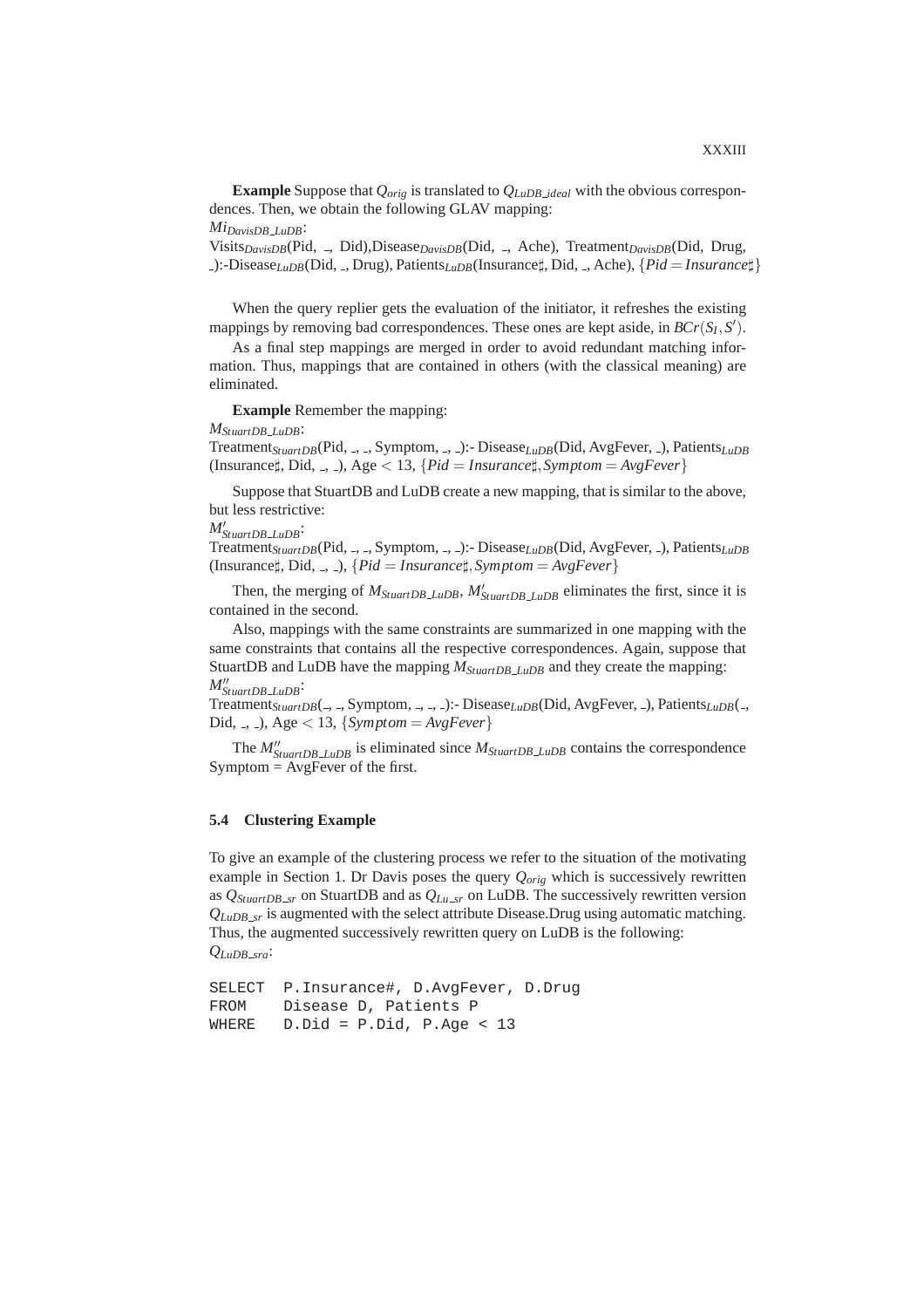**Example** Suppose that $Q_{orig}$ is translated to $Q_{LuDB\_ideal}$ with the obvious correspondences. Then, we obtain the following GLAV mapping:

$Mi_{DavisDB\_LuDB}$:

Visits$_{DavisDB}$(Pid, _, Did),Disease$_{DavisDB}$(Did, _, Ache), Treatment$_{DavisDB}$(Did, Drug, _):-Disease$_{LuDB}$(Did, _, Drug), Patients$_{LuDB}$(Insurance♯, Did, _, Ache), $\{Pid = Insurance\sharp\}$

When the query replier gets the evaluation of the initiator, it refreshes the existing mappings by removing bad correspondences. These ones are kept aside, in $BCr(S_I, S')$.

As a final step mappings are merged in order to avoid redundant matching information. Thus, mappings that are contained in others (with the classical meaning) are eliminated.

**Example** Remember the mapping:

$M_{StuartDB\_LuDB}$:

Treatment$_{StuartDB}$(Pid, _, _, Symptom, _, _):- Disease$_{LuDB}$(Did, AvgFever, _), Patients$_{LuDB}$ (Insurance♯, Did, _, _), Age $< 13$, $\{Pid = Insurance\sharp, Symptom = AvgFever\}$

Suppose that StuartDB and LuDB create a new mapping, that is similar to the above, but less restrictive:

$M'_{StuartDB\_LuDB}$:

Treatment$_{StuartDB}$(Pid, _, _, Symptom, _, _):- Disease$_{LuDB}$(Did, AvgFever, _), Patients$_{LuDB}$ (Insurance♯, Did, _, _), $\{Pid = Insurance\sharp, Symptom = AvgFever\}$

Then, the merging of $M_{StuartDB\_LuDB}$, $M'_{StuartDB\_LuDB}$ eliminates the first, since it is contained in the second.

Also, mappings with the same constraints are summarized in one mapping with the same constraints that contains all the respective correspondences. Again, suppose that StuartDB and LuDB have the mapping $M_{StuartDB\_LuDB}$ and they create the mapping:

$M''_{StuartDB\_LuDB}$:

Treatment$_{StuartDB}$(_, _, Symptom, _, _, _):- Disease$_{LuDB}$(Did, AvgFever, _), Patients$_{LuDB}$(_, Did, _, _), Age $< 13$, $\{Symptom = AvgFever\}$

The $M''_{StuartDB\_LuDB}$ is eliminated since $M_{StuartDB\_LuDB}$ contains the correspondence Symptom = AvgFever of the first.

### 5.4 Clustering Example

To give an example of the clustering process we refer to the situation of the motivating example in Section 1. Dr Davis poses the query $Q_{orig}$ which is successively rewritten as $Q_{StuartDB\_sr}$ on StuartDB and as $Q_{Lu\_sr}$ on LuDB. The successively rewritten version $Q_{LuDB\_sr}$ is augmented with the select attribute Disease.Drug using automatic matching. Thus, the augmented successively rewritten query on LuDB is the following:

$Q_{LuDB\_sra}$:

```
SELECT  P.Insurance#, D.AvgFever, D.Drug
FROM    Disease D, Patients P
WHERE   D.Did = P.Did, P.Age < 13
```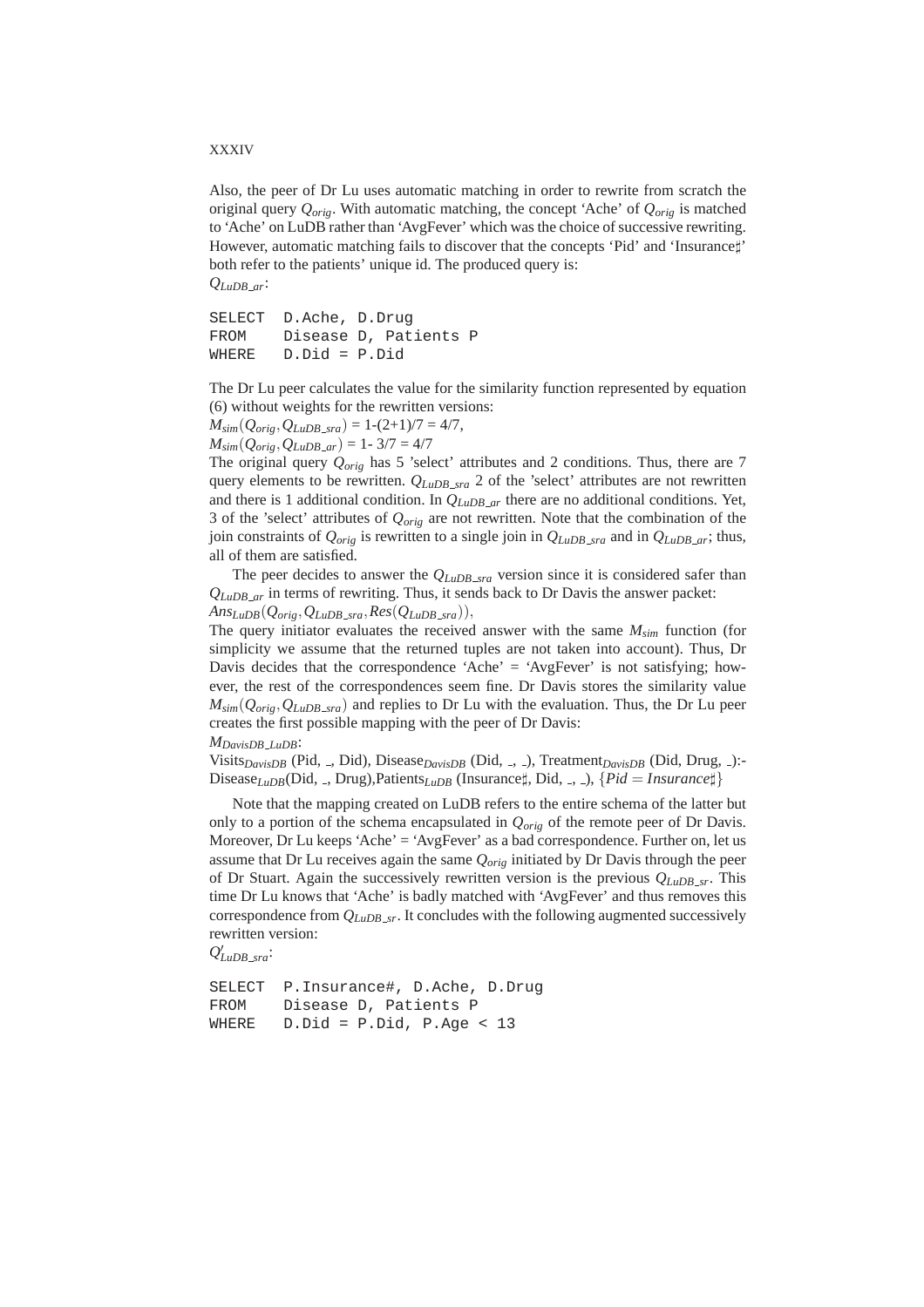Also, the peer of Dr Lu uses automatic matching in order to rewrite from scratch the original query $Q_{orig}$. With automatic matching, the concept 'Ache' of $Q_{orig}$ is matched to 'Ache' on LuDB rather than 'AvgFever' which was the choice of successive rewriting. However, automatic matching fails to discover that the concepts 'Pid' and 'Insurance♯' both refer to the patients' unique id. The produced query is:

$Q_{LuDB\_ar}$:

```
SELECT  D.Ache, D.Drug
FROM    Disease D, Patients P
WHERE   D.Did = P.Did
```

The Dr Lu peer calculates the value for the similarity function represented by equation (6) without weights for the rewritten versions:

$M_{sim}(Q_{orig}, Q_{LuDB\_sra})$ = 1-(2+1)/7 = 4/7,

$M_{sim}(Q_{orig}, Q_{LuDB\_ar})$ = 1- 3/7 = 4/7

The original query $Q_{orig}$ has 5 'select' attributes and 2 conditions. Thus, there are 7 query elements to be rewritten. $Q_{LuDB\_sra}$ 2 of the 'select' attributes are not rewritten and there is 1 additional condition. In $Q_{LuDB\_ar}$ there are no additional conditions. Yet, 3 of the 'select' attributes of $Q_{orig}$ are not rewritten. Note that the combination of the join constraints of $Q_{orig}$ is rewritten to a single join in $Q_{LuDB\_sra}$ and in $Q_{LuDB\_ar}$; thus, all of them are satisfied.

The peer decides to answer the $Q_{LuDB\_sra}$ version since it is considered safer than $Q_{LuDB\_ar}$ in terms of rewriting. Thus, it sends back to Dr Davis the answer packet: $Ans_{LuDB}(Q_{orig}, Q_{LuDB\_sra}, Res(Q_{LuDB\_sra}))$,

The query initiator evaluates the received answer with the same $M_{sim}$ function (for simplicity we assume that the returned tuples are not taken into account). Thus, Dr Davis decides that the correspondence 'Ache' = 'AvgFever' is not satisfying; however, the rest of the correspondences seem fine. Dr Davis stores the similarity value $M_{sim}(Q_{orig}, Q_{LuDB\_sra})$ and replies to Dr Lu with the evaluation. Thus, the Dr Lu peer creates the first possible mapping with the peer of Dr Davis:

$M_{DavisDB\_LuDB}$:

Visits$_{DavisDB}$ (Pid, _, Did), Disease$_{DavisDB}$ (Did, _, _), Treatment$_{DavisDB}$ (Did, Drug, _):- Disease$_{LuDB}$(Did, _, Drug),Patients$_{LuDB}$ (Insurance♯, Did, _, _), $\{Pid = Insurance\sharp\}$

Note that the mapping created on LuDB refers to the entire schema of the latter but only to a portion of the schema encapsulated in $Q_{orig}$ of the remote peer of Dr Davis. Moreover, Dr Lu keeps 'Ache' = 'AvgFever' as a bad correspondence. Further on, let us assume that Dr Lu receives again the same $Q_{orig}$ initiated by Dr Davis through the peer of Dr Stuart. Again the successively rewritten version is the previous $Q_{LuDB\_sr}$. This time Dr Lu knows that 'Ache' is badly matched with 'AvgFever' and thus removes this correspondence from $Q_{LuDB\_sr}$. It concludes with the following augmented successively rewritten version:

$Q'_{LuDB\_sra}$:

```
SELECT  P.Insurance#, D.Ache, D.Drug
FROM    Disease D, Patients P
WHERE   D.Did = P.Did, P.Age < 13
```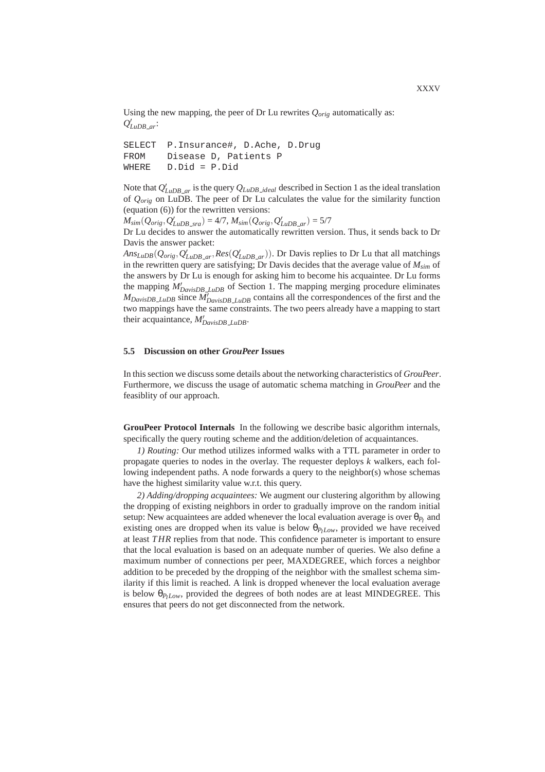Using the new mapping, the peer of Dr Lu rewrites $Q_{orig}$ automatically as: $Q'_{LuDB\_ar}$:

```
SELECT  P.Insurance#, D.Ache, D.Drug
FROM    Disease D, Patients P
WHERE   D.Did = P.Did
```

Note that $Q'_{LuDB\_ar}$ is the query $Q_{LuDB\_ideal}$ described in Section 1 as the ideal translation of $Q_{orig}$ on LuDB. The peer of Dr Lu calculates the value for the similarity function (equation (6)) for the rewritten versions:
$M_{sim}(Q_{orig}, Q'_{LuDB\_sra}) = 4/7$, $M_{sim}(Q_{orig}, Q'_{LuDB\_ar}) = 5/7$
Dr Lu decides to answer the automatically rewritten version. Thus, it sends back to Dr Davis the answer packet:
$Ans_{LuDB}(Q_{orig}, Q'_{LuDB\_ar}, Res(Q'_{LuDB\_ar}))$. Dr Davis replies to Dr Lu that all matchings in the rewritten query are satisfying; Dr Davis decides that the average value of $M_{sim}$ of the answers by Dr Lu is enough for asking him to become his acquaintee. Dr Lu forms the mapping $M'_{DavisDB\_LuDB}$ of Section 1. The mapping merging procedure eliminates $M_{DavisDB\_LuDB}$ since $M'_{DavisDB\_LuDB}$ contains all the correspondences of the first and the two mappings have the same constraints. The two peers already have a mapping to start their acquaintance, $M'_{DavisDB\_LuDB}$.

### 5.5 Discussion on other *GrouPeer* Issues

In this section we discuss some details about the networking characteristics of *GrouPeer*. Furthermore, we discuss the usage of automatic schema matching in *GrouPeer* and the feasiblity of our approach.

**GrouPeer Protocol Internals** In the following we describe basic algorithm internals, specifically the query routing scheme and the addition/deletion of acquaintances.

*1) Routing:* Our method utilizes informed walks with a TTL parameter in order to propagate queries to nodes in the overlay. The requester deploys $k$ walkers, each following independent paths. A node forwards a query to the neighbor(s) whose schemas have the highest similarity value w.r.t. this query.

*2) Adding/dropping acquaintees:* We augment our clustering algorithm by allowing the dropping of existing neighbors in order to gradually improve on the random initial setup: New acquaintees are added whenever the local evaluation average is over $\theta_{P_I}$ and existing ones are dropped when its value is below $\theta_{P_I Low}$, provided we have received at least $THR$ replies from that node. This confidence parameter is important to ensure that the local evaluation is based on an adequate number of queries. We also define a maximum number of connections per peer, MAXDEGREE, which forces a neighbor addition to be preceded by the dropping of the neighbor with the smallest schema similarity if this limit is reached. A link is dropped whenever the local evaluation average is below $\theta_{P_I Low}$, provided the degrees of both nodes are at least MINDEGREE. This ensures that peers do not get disconnected from the network.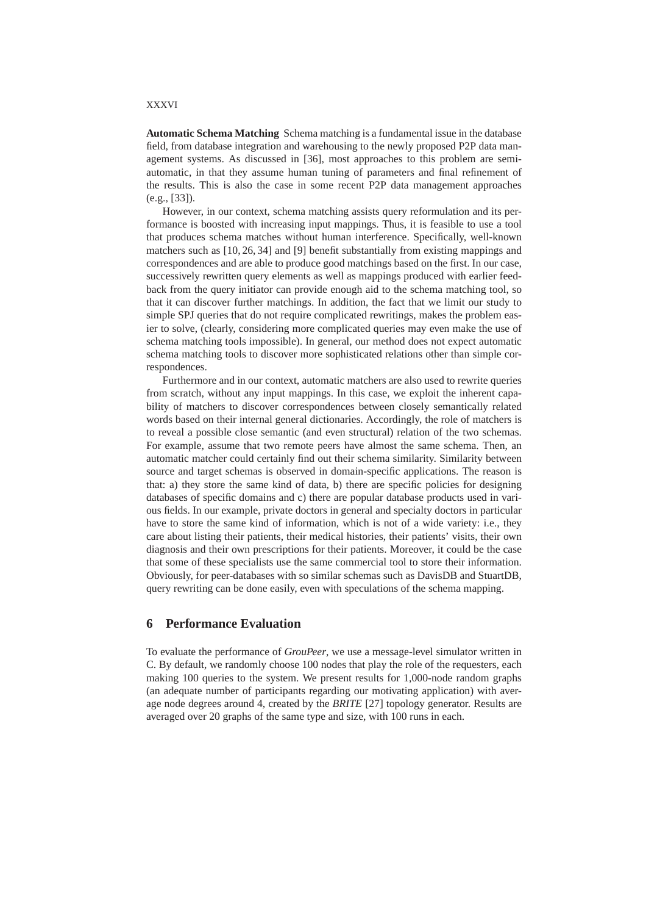**Automatic Schema Matching** Schema matching is a fundamental issue in the database field, from database integration and warehousing to the newly proposed P2P data management systems. As discussed in [36], most approaches to this problem are semi-automatic, in that they assume human tuning of parameters and final refinement of the results. This is also the case in some recent P2P data management approaches (e.g., [33]).

However, in our context, schema matching assists query reformulation and its performance is boosted with increasing input mappings. Thus, it is feasible to use a tool that produces schema matches without human interference. Specifically, well-known matchers such as [10, 26, 34] and [9] benefit substantially from existing mappings and correspondences and are able to produce good matchings based on the first. In our case, successively rewritten query elements as well as mappings produced with earlier feedback from the query initiator can provide enough aid to the schema matching tool, so that it can discover further matchings. In addition, the fact that we limit our study to simple SPJ queries that do not require complicated rewritings, makes the problem easier to solve, (clearly, considering more complicated queries may even make the use of schema matching tools impossible). In general, our method does not expect automatic schema matching tools to discover more sophisticated relations other than simple correspondences.

Furthermore and in our context, automatic matchers are also used to rewrite queries from scratch, without any input mappings. In this case, we exploit the inherent capability of matchers to discover correspondences between closely semantically related words based on their internal general dictionaries. Accordingly, the role of matchers is to reveal a possible close semantic (and even structural) relation of the two schemas. For example, assume that two remote peers have almost the same schema. Then, an automatic matcher could certainly find out their schema similarity. Similarity between source and target schemas is observed in domain-specific applications. The reason is that: a) they store the same kind of data, b) there are specific policies for designing databases of specific domains and c) there are popular database products used in various fields. In our example, private doctors in general and specialty doctors in particular have to store the same kind of information, which is not of a wide variety: i.e., they care about listing their patients, their medical histories, their patients' visits, their own diagnosis and their own prescriptions for their patients. Moreover, it could be the case that some of these specialists use the same commercial tool to store their information. Obviously, for peer-databases with so similar schemas such as DavisDB and StuartDB, query rewriting can be done easily, even with speculations of the schema mapping.

## 6 Performance Evaluation

To evaluate the performance of *GrouPeer*, we use a message-level simulator written in C. By default, we randomly choose 100 nodes that play the role of the requesters, each making 100 queries to the system. We present results for 1,000-node random graphs (an adequate number of participants regarding our motivating application) with average node degrees around 4, created by the *BRITE* [27] topology generator. Results are averaged over 20 graphs of the same type and size, with 100 runs in each.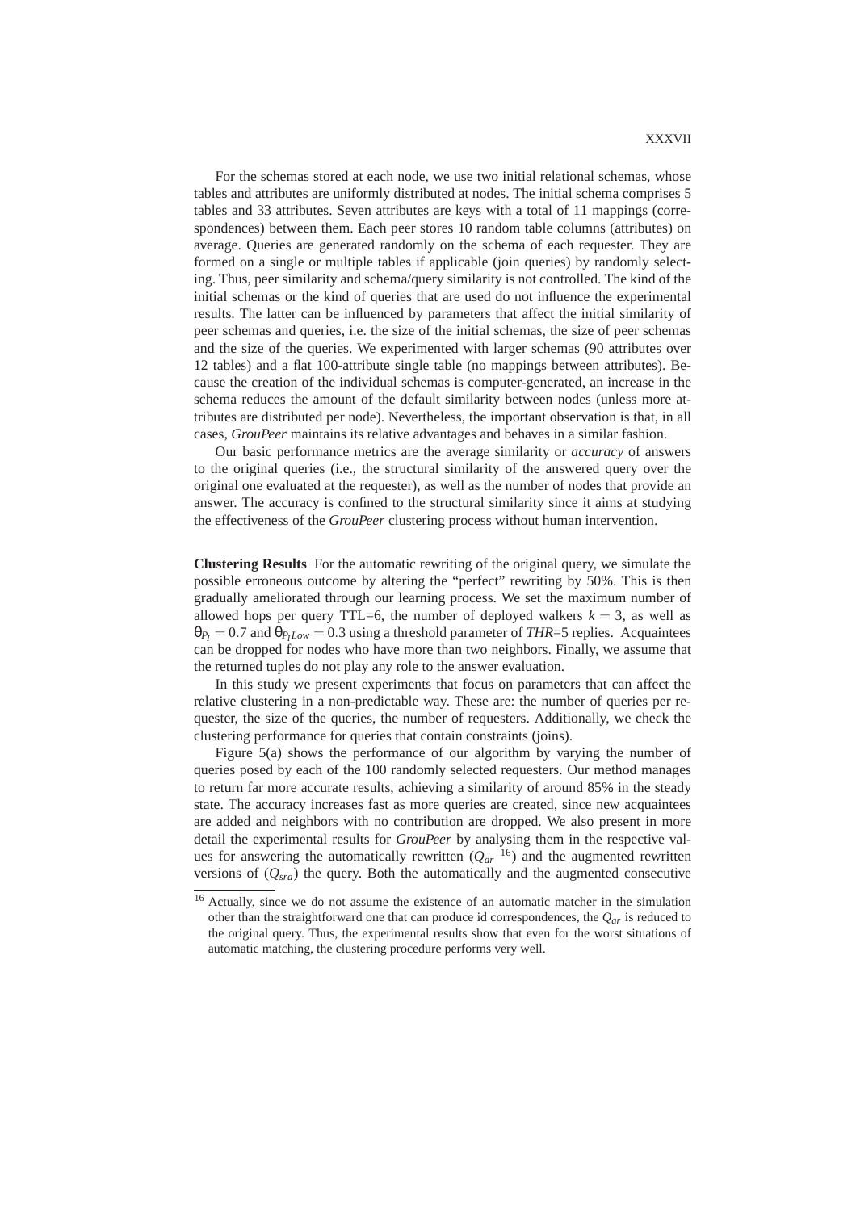For the schemas stored at each node, we use two initial relational schemas, whose tables and attributes are uniformly distributed at nodes. The initial schema comprises 5 tables and 33 attributes. Seven attributes are keys with a total of 11 mappings (correspondences) between them. Each peer stores 10 random table columns (attributes) on average. Queries are generated randomly on the schema of each requester. They are formed on a single or multiple tables if applicable (join queries) by randomly selecting. Thus, peer similarity and schema/query similarity is not controlled. The kind of the initial schemas or the kind of queries that are used do not influence the experimental results. The latter can be influenced by parameters that affect the initial similarity of peer schemas and queries, i.e. the size of the initial schemas, the size of peer schemas and the size of the queries. We experimented with larger schemas (90 attributes over 12 tables) and a flat 100-attribute single table (no mappings between attributes). Because the creation of the individual schemas is computer-generated, an increase in the schema reduces the amount of the default similarity between nodes (unless more attributes are distributed per node). Nevertheless, the important observation is that, in all cases, *GrouPeer* maintains its relative advantages and behaves in a similar fashion.

Our basic performance metrics are the average similarity or *accuracy* of answers to the original queries (i.e., the structural similarity of the answered query over the original one evaluated at the requester), as well as the number of nodes that provide an answer. The accuracy is confined to the structural similarity since it aims at studying the effectiveness of the *GrouPeer* clustering process without human intervention.

**Clustering Results** For the automatic rewriting of the original query, we simulate the possible erroneous outcome by altering the "perfect" rewriting by 50%. This is then gradually ameliorated through our learning process. We set the maximum number of allowed hops per query TTL=6, the number of deployed walkers $k = 3$, as well as $\theta_{P_I} = 0.7$ and $\theta_{P_I Low} = 0.3$ using a threshold parameter of *THR*=5 replies. Acquaintees can be dropped for nodes who have more than two neighbors. Finally, we assume that the returned tuples do not play any role to the answer evaluation.

In this study we present experiments that focus on parameters that can affect the relative clustering in a non-predictable way. These are: the number of queries per requester, the size of the queries, the number of requesters. Additionally, we check the clustering performance for queries that contain constraints (joins).

Figure 5(a) shows the performance of our algorithm by varying the number of queries posed by each of the 100 randomly selected requesters. Our method manages to return far more accurate results, achieving a similarity of around 85% in the steady state. The accuracy increases fast as more queries are created, since new acquaintees are added and neighbors with no contribution are dropped. We also present in more detail the experimental results for *GrouPeer* by analysing them in the respective values for answering the automatically rewritten ($Q_{ar}$ [16]) and the augmented rewritten versions of ($Q_{sra}$) the query. Both the automatically and the augmented consecutive

[16] Actually, since we do not assume the existence of an automatic matcher in the simulation other than the straightforward one that can produce id correspondences, the $Q_{ar}$ is reduced to the original query. Thus, the experimental results show that even for the worst situations of automatic matching, the clustering procedure performs very well.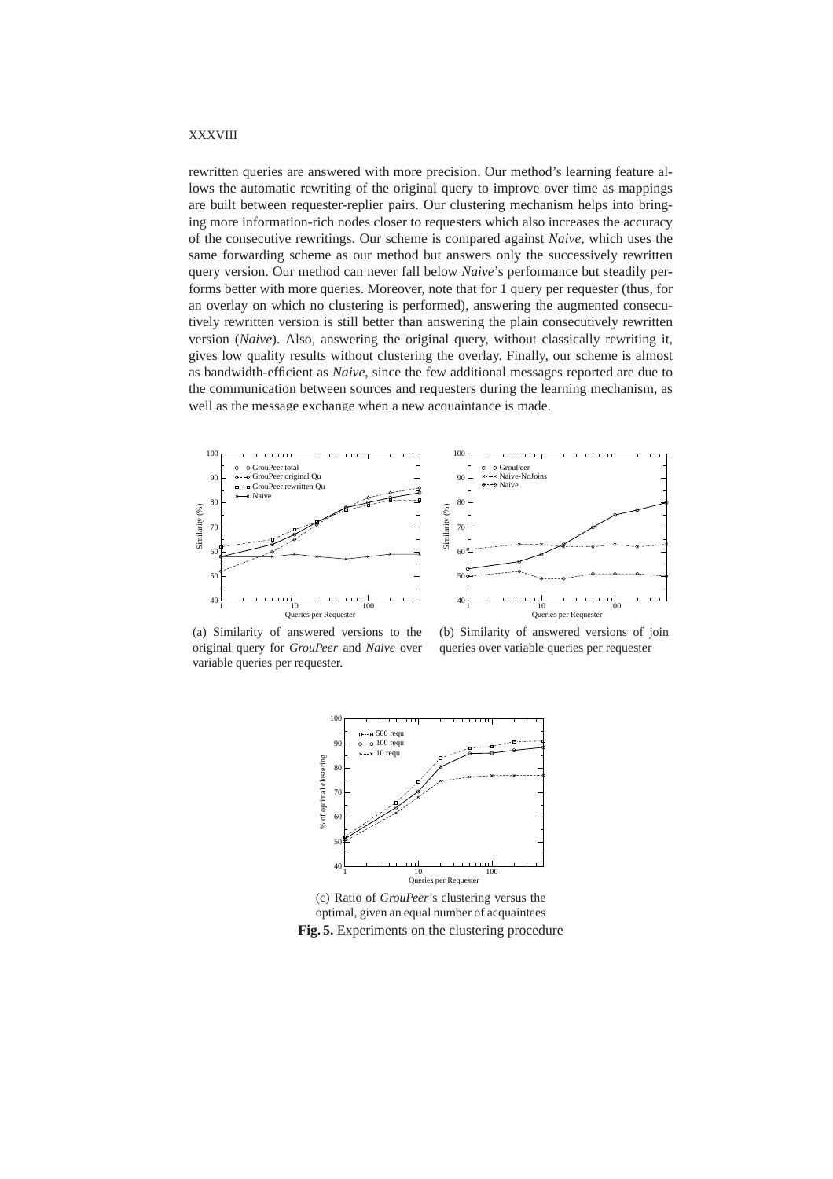rewritten queries are answered with more precision. Our method's learning feature allows the automatic rewriting of the original query to improve over time as mappings are built between requester-replier pairs. Our clustering mechanism helps into bringing more information-rich nodes closer to requesters which also increases the accuracy of the consecutive rewritings. Our scheme is compared against *Naive*, which uses the same forwarding scheme as our method but answers only the successively rewritten query version. Our method can never fall below *Naive*'s performance but steadily performs better with more queries. Moreover, note that for 1 query per requester (thus, for an overlay on which no clustering is performed), answering the augmented consecutively rewritten version is still better than answering the plain consecutively rewritten version (*Naive*). Also, answering the original query, without classically rewriting it, gives low quality results without clustering the overlay. Finally, our scheme is almost as bandwidth-efficient as *Naive*, since the few additional messages reported are due to the communication between sources and requesters during the learning mechanism, as well as the message exchange when a new acquaintance is made.

(a) Similarity of answered versions to the original query for *GrouPeer* and *Naive* over variable queries per requester.

(b) Similarity of answered versions of join queries over variable queries per requester

(c) Ratio of *GrouPeer*'s clustering versus the optimal, given an equal number of acquaintees

**Fig. 5.** Experiments on the clustering procedure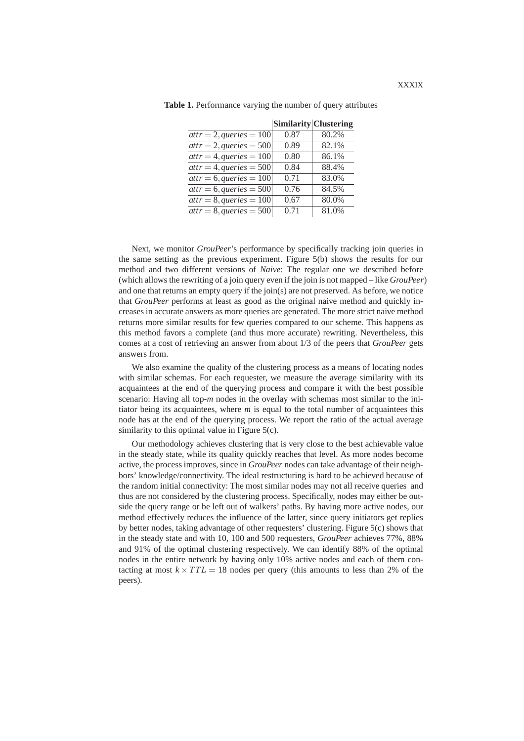**Table 1.** Performance varying the number of query attributes

| | Similarity | Clustering |
|---|---|---|
| $attr = 2, queries = 100$ | 0.87 | 80.2% |
| $attr = 2, queries = 500$ | 0.89 | 82.1% |
| $attr = 4, queries = 100$ | 0.80 | 86.1% |
| $attr = 4, queries = 500$ | 0.84 | 88.4% |
| $attr = 6, queries = 100$ | 0.71 | 83.0% |
| $attr = 6, queries = 500$ | 0.76 | 84.5% |
| $attr = 8, queries = 100$ | 0.67 | 80.0% |
| $attr = 8, queries = 500$ | 0.71 | 81.0% |

Next, we monitor *GrouPeer*'s performance by specifically tracking join queries in the same setting as the previous experiment. Figure 5(b) shows the results for our method and two different versions of *Naive*: The regular one we described before (which allows the rewriting of a join query even if the join is not mapped – like *GrouPeer*) and one that returns an empty query if the join(s) are not preserved. As before, we notice that *GrouPeer* performs at least as good as the original naive method and quickly increases in accurate answers as more queries are generated. The more strict naive method returns more similar results for few queries compared to our scheme. This happens as this method favors a complete (and thus more accurate) rewriting. Nevertheless, this comes at a cost of retrieving an answer from about 1/3 of the peers that *GrouPeer* gets answers from.

We also examine the quality of the clustering process as a means of locating nodes with similar schemas. For each requester, we measure the average similarity with its acquaintees at the end of the querying process and compare it with the best possible scenario: Having all top-*m* nodes in the overlay with schemas most similar to the initiator being its acquaintees, where *m* is equal to the total number of acquaintees this node has at the end of the querying process. We report the ratio of the actual average similarity to this optimal value in Figure 5(c).

Our methodology achieves clustering that is very close to the best achievable value in the steady state, while its quality quickly reaches that level. As more nodes become active, the process improves, since in *GrouPeer* nodes can take advantage of their neighbors' knowledge/connectivity. The ideal restructuring is hard to be achieved because of the random initial connectivity: The most similar nodes may not all receive queries and thus are not considered by the clustering process. Specifically, nodes may either be outside the query range or be left out of walkers' paths. By having more active nodes, our method effectively reduces the influence of the latter, since query initiators get replies by better nodes, taking advantage of other requesters' clustering. Figure 5(c) shows that in the steady state and with 10, 100 and 500 requesters, *GrouPeer* achieves 77%, 88% and 91% of the optimal clustering respectively. We can identify 88% of the optimal nodes in the entire network by having only 10% active nodes and each of them contacting at most $k \times TTL = 18$ nodes per query (this amounts to less than 2% of the peers).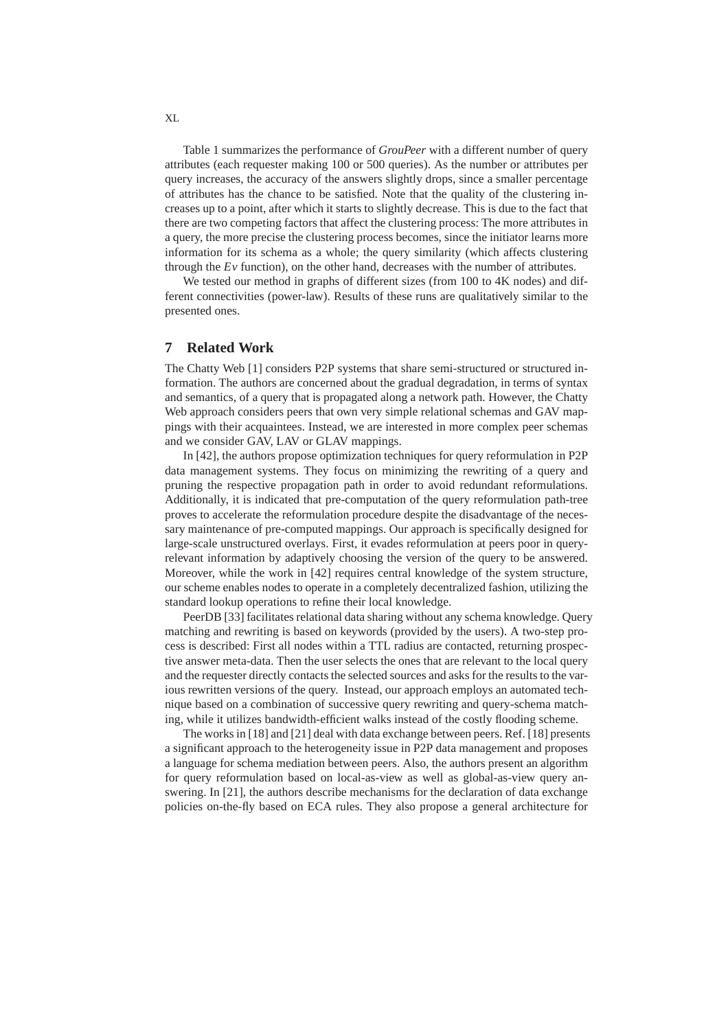Table 1 summarizes the performance of *GrouPeer* with a different number of query attributes (each requester making 100 or 500 queries). As the number or attributes per query increases, the accuracy of the answers slightly drops, since a smaller percentage of attributes has the chance to be satisfied. Note that the quality of the clustering increases up to a point, after which it starts to slightly decrease. This is due to the fact that there are two competing factors that affect the clustering process: The more attributes in a query, the more precise the clustering process becomes, since the initiator learns more information for its schema as a whole; the query similarity (which affects clustering through the *Ev* function), on the other hand, decreases with the number of attributes.

We tested our method in graphs of different sizes (from 100 to 4K nodes) and different connectivities (power-law). Results of these runs are qualitatively similar to the presented ones.

## 7 Related Work

The Chatty Web [1] considers P2P systems that share semi-structured or structured information. The authors are concerned about the gradual degradation, in terms of syntax and semantics, of a query that is propagated along a network path. However, the Chatty Web approach considers peers that own very simple relational schemas and GAV mappings with their acquaintees. Instead, we are interested in more complex peer schemas and we consider GAV, LAV or GLAV mappings.

In [42], the authors propose optimization techniques for query reformulation in P2P data management systems. They focus on minimizing the rewriting of a query and pruning the respective propagation path in order to avoid redundant reformulations. Additionally, it is indicated that pre-computation of the query reformulation path-tree proves to accelerate the reformulation procedure despite the disadvantage of the necessary maintenance of pre-computed mappings. Our approach is specifically designed for large-scale unstructured overlays. First, it evades reformulation at peers poor in query-relevant information by adaptively choosing the version of the query to be answered. Moreover, while the work in [42] requires central knowledge of the system structure, our scheme enables nodes to operate in a completely decentralized fashion, utilizing the standard lookup operations to refine their local knowledge.

PeerDB [33] facilitates relational data sharing without any schema knowledge. Query matching and rewriting is based on keywords (provided by the users). A two-step process is described: First all nodes within a TTL radius are contacted, returning prospective answer meta-data. Then the user selects the ones that are relevant to the local query and the requester directly contacts the selected sources and asks for the results to the various rewritten versions of the query. Instead, our approach employs an automated technique based on a combination of successive query rewriting and query-schema matching, while it utilizes bandwidth-efficient walks instead of the costly flooding scheme.

The works in [18] and [21] deal with data exchange between peers. Ref. [18] presents a significant approach to the heterogeneity issue in P2P data management and proposes a language for schema mediation between peers. Also, the authors present an algorithm for query reformulation based on local-as-view as well as global-as-view query answering. In [21], the authors describe mechanisms for the declaration of data exchange policies on-the-fly based on ECA rules. They also propose a general architecture for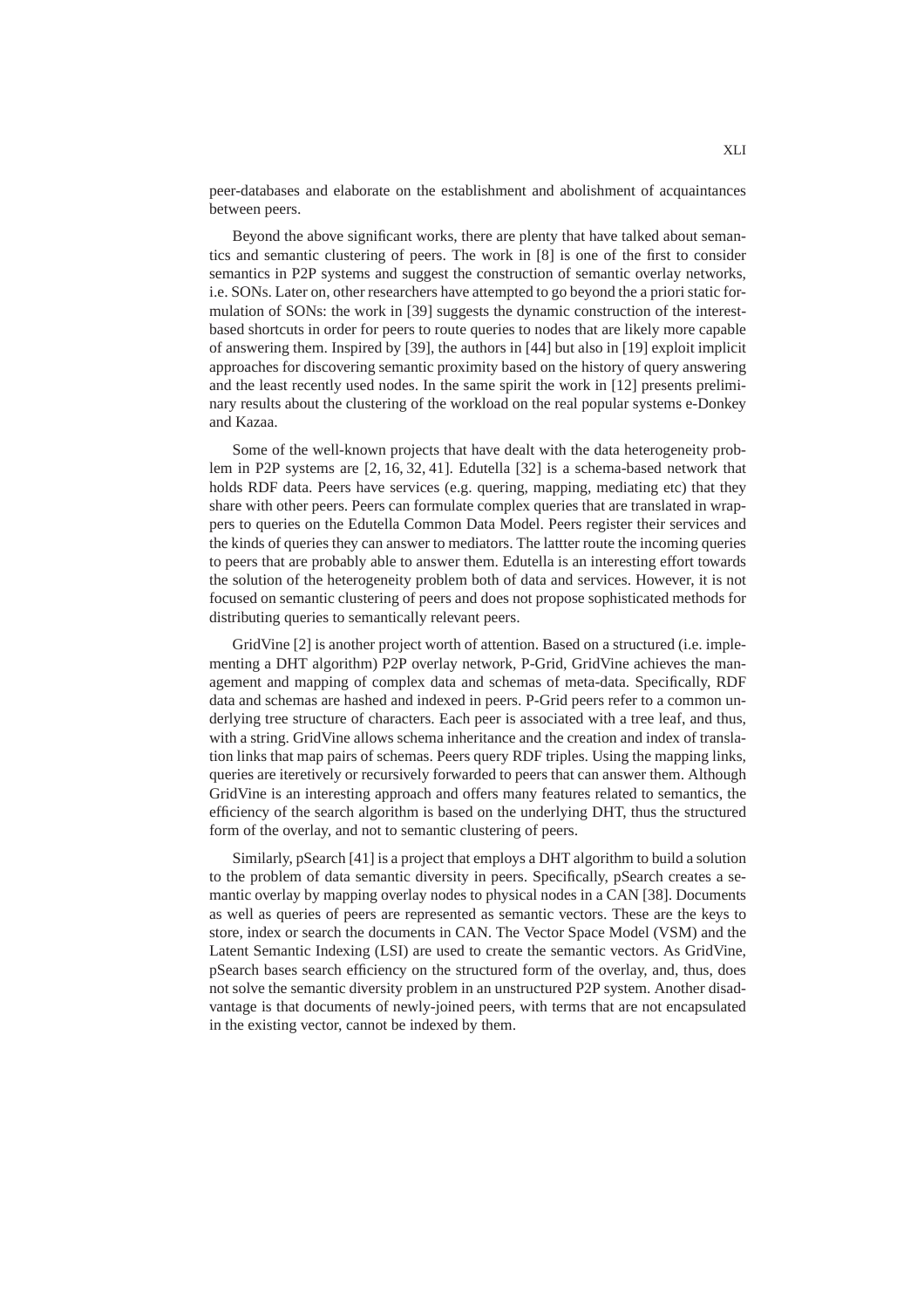peer-databases and elaborate on the establishment and abolishment of acquaintances between peers.

Beyond the above significant works, there are plenty that have talked about semantics and semantic clustering of peers. The work in [8] is one of the first to consider semantics in P2P systems and suggest the construction of semantic overlay networks, i.e. SONs. Later on, other researchers have attempted to go beyond the a priori static formulation of SONs: the work in [39] suggests the dynamic construction of the interest-based shortcuts in order for peers to route queries to nodes that are likely more capable of answering them. Inspired by [39], the authors in [44] but also in [19] exploit implicit approaches for discovering semantic proximity based on the history of query answering and the least recently used nodes. In the same spirit the work in [12] presents preliminary results about the clustering of the workload on the real popular systems e-Donkey and Kazaa.

Some of the well-known projects that have dealt with the data heterogeneity problem in P2P systems are [2, 16, 32, 41]. Edutella [32] is a schema-based network that holds RDF data. Peers have services (e.g. quering, mapping, mediating etc) that they share with other peers. Peers can formulate complex queries that are translated in wrappers to queries on the Edutella Common Data Model. Peers register their services and the kinds of queries they can answer to mediators. The lattter route the incoming queries to peers that are probably able to answer them. Edutella is an interesting effort towards the solution of the heterogeneity problem both of data and services. However, it is not focused on semantic clustering of peers and does not propose sophisticated methods for distributing queries to semantically relevant peers.

GridVine [2] is another project worth of attention. Based on a structured (i.e. implementing a DHT algorithm) P2P overlay network, P-Grid, GridVine achieves the management and mapping of complex data and schemas of meta-data. Specifically, RDF data and schemas are hashed and indexed in peers. P-Grid peers refer to a common underlying tree structure of characters. Each peer is associated with a tree leaf, and thus, with a string. GridVine allows schema inheritance and the creation and index of translation links that map pairs of schemas. Peers query RDF triples. Using the mapping links, queries are iteretively or recursively forwarded to peers that can answer them. Although GridVine is an interesting approach and offers many features related to semantics, the efficiency of the search algorithm is based on the underlying DHT, thus the structured form of the overlay, and not to semantic clustering of peers.

Similarly, pSearch [41] is a project that employs a DHT algorithm to build a solution to the problem of data semantic diversity in peers. Specifically, pSearch creates a semantic overlay by mapping overlay nodes to physical nodes in a CAN [38]. Documents as well as queries of peers are represented as semantic vectors. These are the keys to store, index or search the documents in CAN. The Vector Space Model (VSM) and the Latent Semantic Indexing (LSI) are used to create the semantic vectors. As GridVine, pSearch bases search efficiency on the structured form of the overlay, and, thus, does not solve the semantic diversity problem in an unstructured P2P system. Another disadvantage is that documents of newly-joined peers, with terms that are not encapsulated in the existing vector, cannot be indexed by them.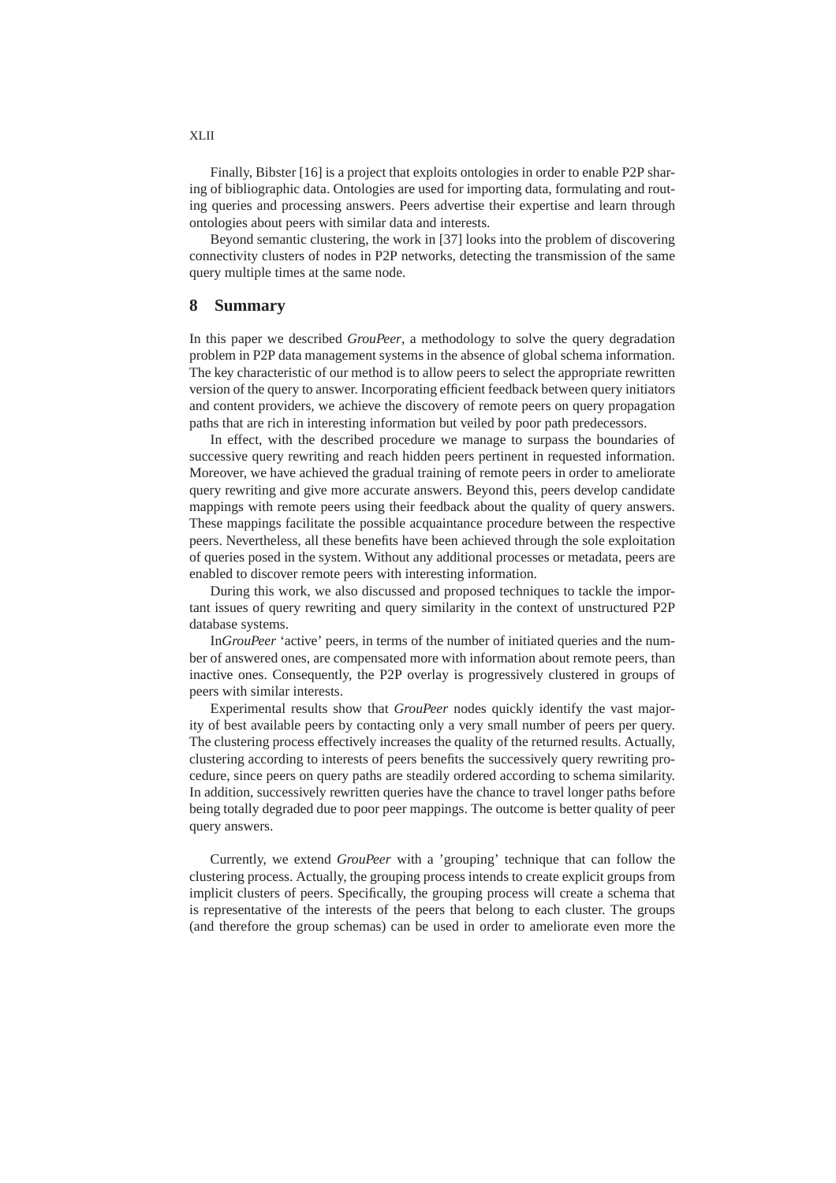Finally, Bibster [16] is a project that exploits ontologies in order to enable P2P sharing of bibliographic data. Ontologies are used for importing data, formulating and routing queries and processing answers. Peers advertise their expertise and learn through ontologies about peers with similar data and interests.

Beyond semantic clustering, the work in [37] looks into the problem of discovering connectivity clusters of nodes in P2P networks, detecting the transmission of the same query multiple times at the same node.

## 8 Summary

In this paper we described *GrouPeer*, a methodology to solve the query degradation problem in P2P data management systems in the absence of global schema information. The key characteristic of our method is to allow peers to select the appropriate rewritten version of the query to answer. Incorporating efficient feedback between query initiators and content providers, we achieve the discovery of remote peers on query propagation paths that are rich in interesting information but veiled by poor path predecessors.

In effect, with the described procedure we manage to surpass the boundaries of successive query rewriting and reach hidden peers pertinent in requested information. Moreover, we have achieved the gradual training of remote peers in order to ameliorate query rewriting and give more accurate answers. Beyond this, peers develop candidate mappings with remote peers using their feedback about the quality of query answers. These mappings facilitate the possible acquaintance procedure between the respective peers. Nevertheless, all these benefits have been achieved through the sole exploitation of queries posed in the system. Without any additional processes or metadata, peers are enabled to discover remote peers with interesting information.

During this work, we also discussed and proposed techniques to tackle the important issues of query rewriting and query similarity in the context of unstructured P2P database systems.

In*GrouPeer* 'active' peers, in terms of the number of initiated queries and the number of answered ones, are compensated more with information about remote peers, than inactive ones. Consequently, the P2P overlay is progressively clustered in groups of peers with similar interests.

Experimental results show that *GrouPeer* nodes quickly identify the vast majority of best available peers by contacting only a very small number of peers per query. The clustering process effectively increases the quality of the returned results. Actually, clustering according to interests of peers benefits the successively query rewriting procedure, since peers on query paths are steadily ordered according to schema similarity. In addition, successively rewritten queries have the chance to travel longer paths before being totally degraded due to poor peer mappings. The outcome is better quality of peer query answers.

Currently, we extend *GrouPeer* with a 'grouping' technique that can follow the clustering process. Actually, the grouping process intends to create explicit groups from implicit clusters of peers. Specifically, the grouping process will create a schema that is representative of the interests of the peers that belong to each cluster. The groups (and therefore the group schemas) can be used in order to ameliorate even more the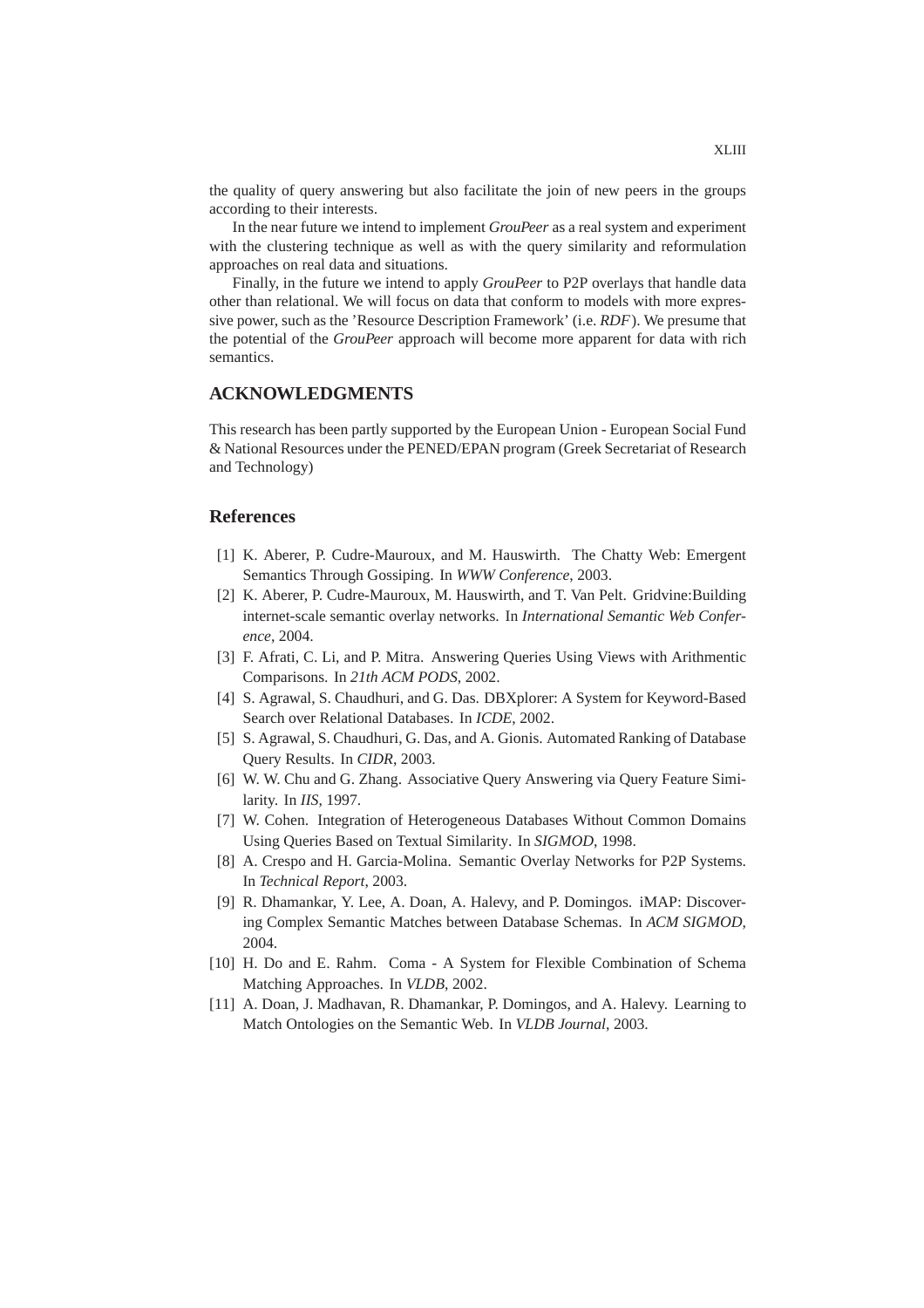the quality of query answering but also facilitate the join of new peers in the groups according to their interests.

In the near future we intend to implement *GrouPeer* as a real system and experiment with the clustering technique as well as with the query similarity and reformulation approaches on real data and situations.

Finally, in the future we intend to apply *GrouPeer* to P2P overlays that handle data other than relational. We will focus on data that conform to models with more expressive power, such as the 'Resource Description Framework' (i.e. *RDF*). We presume that the potential of the *GrouPeer* approach will become more apparent for data with rich semantics.

## ACKNOWLEDGMENTS

This research has been partly supported by the European Union - European Social Fund & National Resources under the PENED/EPAN program (Greek Secretariat of Research and Technology)

## References

[1] K. Aberer, P. Cudre-Mauroux, and M. Hauswirth. The Chatty Web: Emergent Semantics Through Gossiping. In *WWW Conference*, 2003.

[2] K. Aberer, P. Cudre-Mauroux, M. Hauswirth, and T. Van Pelt. Gridvine:Building internet-scale semantic overlay networks. In *International Semantic Web Conference*, 2004.

[3] F. Afrati, C. Li, and P. Mitra. Answering Queries Using Views with Arithmentic Comparisons. In *21th ACM PODS*, 2002.

[4] S. Agrawal, S. Chaudhuri, and G. Das. DBXplorer: A System for Keyword-Based Search over Relational Databases. In *ICDE*, 2002.

[5] S. Agrawal, S. Chaudhuri, G. Das, and A. Gionis. Automated Ranking of Database Query Results. In *CIDR*, 2003.

[6] W. W. Chu and G. Zhang. Associative Query Answering via Query Feature Similarity. In *IIS*, 1997.

[7] W. Cohen. Integration of Heterogeneous Databases Without Common Domains Using Queries Based on Textual Similarity. In *SIGMOD*, 1998.

[8] A. Crespo and H. Garcia-Molina. Semantic Overlay Networks for P2P Systems. In *Technical Report*, 2003.

[9] R. Dhamankar, Y. Lee, A. Doan, A. Halevy, and P. Domingos. iMAP: Discovering Complex Semantic Matches between Database Schemas. In *ACM SIGMOD*, 2004.

[10] H. Do and E. Rahm. Coma - A System for Flexible Combination of Schema Matching Approaches. In *VLDB*, 2002.

[11] A. Doan, J. Madhavan, R. Dhamankar, P. Domingos, and A. Halevy. Learning to Match Ontologies on the Semantic Web. In *VLDB Journal*, 2003.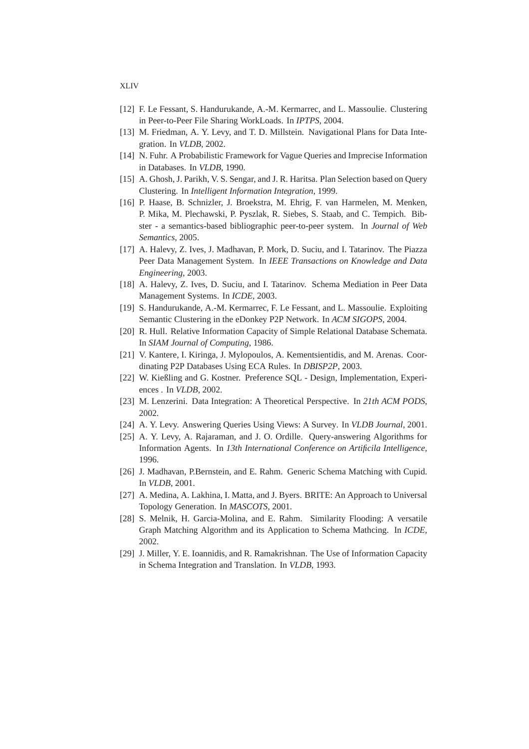[12] F. Le Fessant, S. Handurukande, A.-M. Kermarrec, and L. Massoulie. Clustering in Peer-to-Peer File Sharing WorkLoads. In *IPTPS*, 2004.

[13] M. Friedman, A. Y. Levy, and T. D. Millstein. Navigational Plans for Data Integration. In *VLDB*, 2002.

[14] N. Fuhr. A Probabilistic Framework for Vague Queries and Imprecise Information in Databases. In *VLDB*, 1990.

[15] A. Ghosh, J. Parikh, V. S. Sengar, and J. R. Haritsa. Plan Selection based on Query Clustering. In *Intelligent Information Integration*, 1999.

[16] P. Haase, B. Schnizler, J. Broekstra, M. Ehrig, F. van Harmelen, M. Menken, P. Mika, M. Plechawski, P. Pyszlak, R. Siebes, S. Staab, and C. Tempich. Bibster - a semantics-based bibliographic peer-to-peer system. In *Journal of Web Semantics*, 2005.

[17] A. Halevy, Z. Ives, J. Madhavan, P. Mork, D. Suciu, and I. Tatarinov. The Piazza Peer Data Management System. In *IEEE Transactions on Knowledge and Data Engineering*, 2003.

[18] A. Halevy, Z. Ives, D. Suciu, and I. Tatarinov. Schema Mediation in Peer Data Management Systems. In *ICDE*, 2003.

[19] S. Handurukande, A.-M. Kermarrec, F. Le Fessant, and L. Massoulie. Exploiting Semantic Clustering in the eDonkey P2P Network. In *ACM SIGOPS*, 2004.

[20] R. Hull. Relative Information Capacity of Simple Relational Database Schemata. In *SIAM Journal of Computing*, 1986.

[21] V. Kantere, I. Kiringa, J. Mylopoulos, A. Kementsientidis, and M. Arenas. Coordinating P2P Databases Using ECA Rules. In *DBISP2P*, 2003.

[22] W. Kießling and G. Kostner. Preference SQL - Design, Implementation, Experiences . In *VLDB*, 2002.

[23] M. Lenzerini. Data Integration: A Theoretical Perspective. In *21th ACM PODS*, 2002.

[24] A. Y. Levy. Answering Queries Using Views: A Survey. In *VLDB Journal*, 2001.

[25] A. Y. Levy, A. Rajaraman, and J. O. Ordille. Query-answering Algorithms for Information Agents. In *13th International Conference on Artificila Intelligence*, 1996.

[26] J. Madhavan, P.Bernstein, and E. Rahm. Generic Schema Matching with Cupid. In *VLDB*, 2001.

[27] A. Medina, A. Lakhina, I. Matta, and J. Byers. BRITE: An Approach to Universal Topology Generation. In *MASCOTS*, 2001.

[28] S. Melnik, H. Garcia-Molina, and E. Rahm. Similarity Flooding: A versatile Graph Matching Algorithm and its Application to Schema Mathcing. In *ICDE*, 2002.

[29] J. Miller, Y. E. Ioannidis, and R. Ramakrishnan. The Use of Information Capacity in Schema Integration and Translation. In *VLDB*, 1993.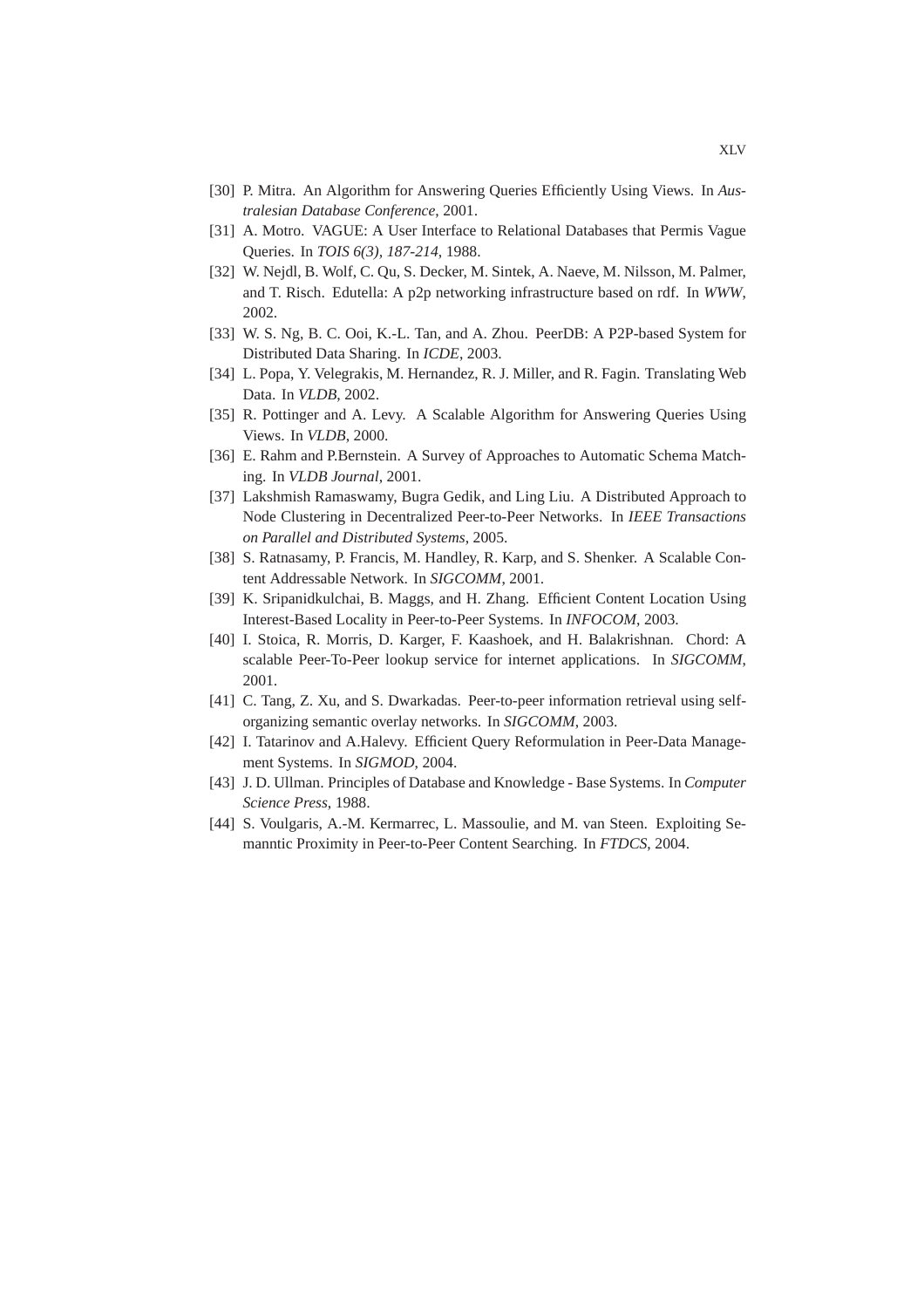[30] P. Mitra. An Algorithm for Answering Queries Efficiently Using Views. In *Australesian Database Conference*, 2001.

[31] A. Motro. VAGUE: A User Interface to Relational Databases that Permis Vague Queries. In *TOIS 6(3), 187-214*, 1988.

[32] W. Nejdl, B. Wolf, C. Qu, S. Decker, M. Sintek, A. Naeve, M. Nilsson, M. Palmer, and T. Risch. Edutella: A p2p networking infrastructure based on rdf. In *WWW*, 2002.

[33] W. S. Ng, B. C. Ooi, K.-L. Tan, and A. Zhou. PeerDB: A P2P-based System for Distributed Data Sharing. In *ICDE*, 2003.

[34] L. Popa, Y. Velegrakis, M. Hernandez, R. J. Miller, and R. Fagin. Translating Web Data. In *VLDB*, 2002.

[35] R. Pottinger and A. Levy. A Scalable Algorithm for Answering Queries Using Views. In *VLDB*, 2000.

[36] E. Rahm and P.Bernstein. A Survey of Approaches to Automatic Schema Matching. In *VLDB Journal*, 2001.

[37] Lakshmish Ramaswamy, Bugra Gedik, and Ling Liu. A Distributed Approach to Node Clustering in Decentralized Peer-to-Peer Networks. In *IEEE Transactions on Parallel and Distributed Systems*, 2005.

[38] S. Ratnasamy, P. Francis, M. Handley, R. Karp, and S. Shenker. A Scalable Content Addressable Network. In *SIGCOMM*, 2001.

[39] K. Sripanidkulchai, B. Maggs, and H. Zhang. Efficient Content Location Using Interest-Based Locality in Peer-to-Peer Systems. In *INFOCOM*, 2003.

[40] I. Stoica, R. Morris, D. Karger, F. Kaashoek, and H. Balakrishnan. Chord: A scalable Peer-To-Peer lookup service for internet applications. In *SIGCOMM*, 2001.

[41] C. Tang, Z. Xu, and S. Dwarkadas. Peer-to-peer information retrieval using self-organizing semantic overlay networks. In *SIGCOMM*, 2003.

[42] I. Tatarinov and A.Halevy. Efficient Query Reformulation in Peer-Data Management Systems. In *SIGMOD*, 2004.

[43] J. D. Ullman. Principles of Database and Knowledge - Base Systems. In *Computer Science Press*, 1988.

[44] S. Voulgaris, A.-M. Kermarrec, L. Massoulie, and M. van Steen. Exploiting Semanntic Proximity in Peer-to-Peer Content Searching. In *FTDCS*, 2004.